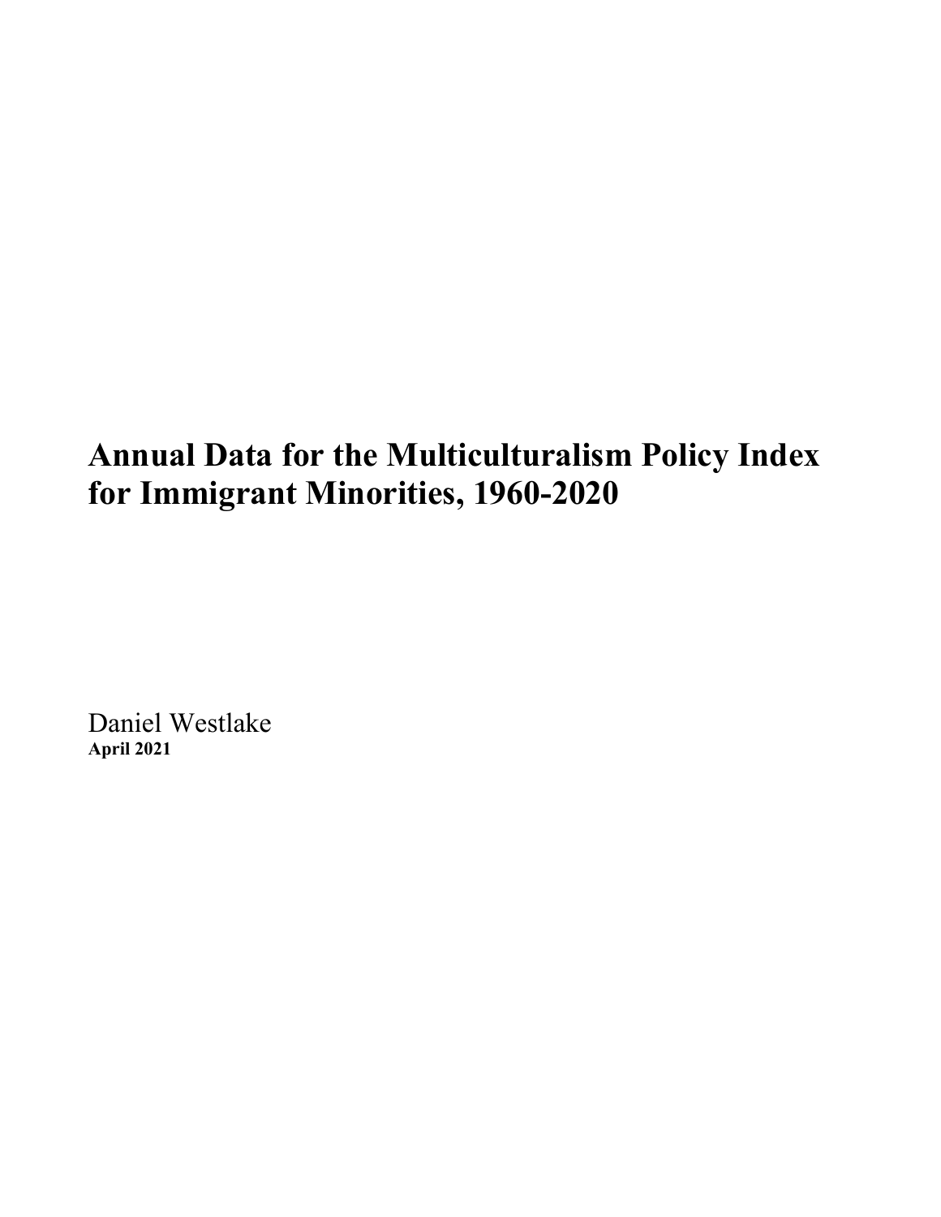# Annual Data for the Multiculturalism Policy Index for Immigrant Minorities, 1960-2020

Daniel Westlake
**April 2021**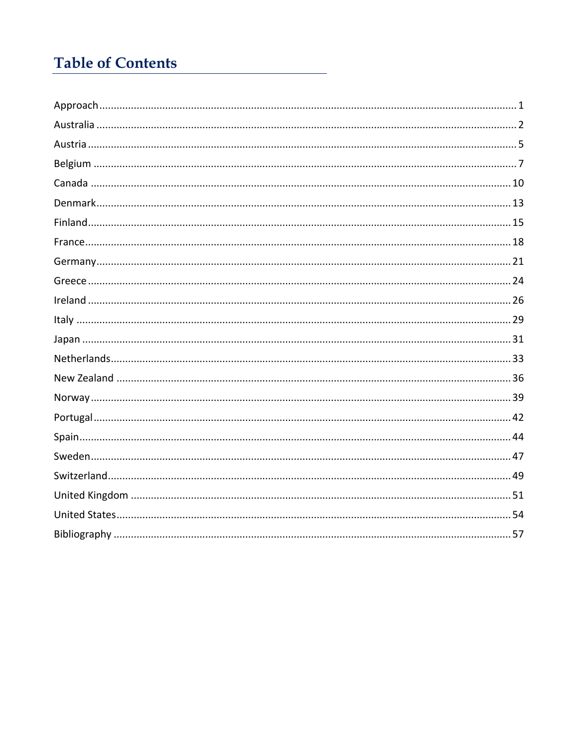# Table of Contents

Approach ........................................................................................................................................ 1
Australia ........................................................................................................................................ 2
Austria ........................................................................................................................................... 5
Belgium .......................................................................................................................................... 7
Canada ......................................................................................................................................... 10
Denmark ....................................................................................................................................... 13
Finland .......................................................................................................................................... 15
France ........................................................................................................................................... 18
Germany ....................................................................................................................................... 21
Greece .......................................................................................................................................... 24
Ireland .......................................................................................................................................... 26
Italy ............................................................................................................................................... 29
Japan ............................................................................................................................................ 31
Netherlands .................................................................................................................................. 33
New Zealand ................................................................................................................................. 36
Norway ......................................................................................................................................... 39
Portugal ........................................................................................................................................ 42
Spain ............................................................................................................................................. 44
Sweden ......................................................................................................................................... 47
Switzerland ................................................................................................................................... 49
United Kingdom ........................................................................................................................... 51
United States ................................................................................................................................ 54
Bibliography ................................................................................................................................. 57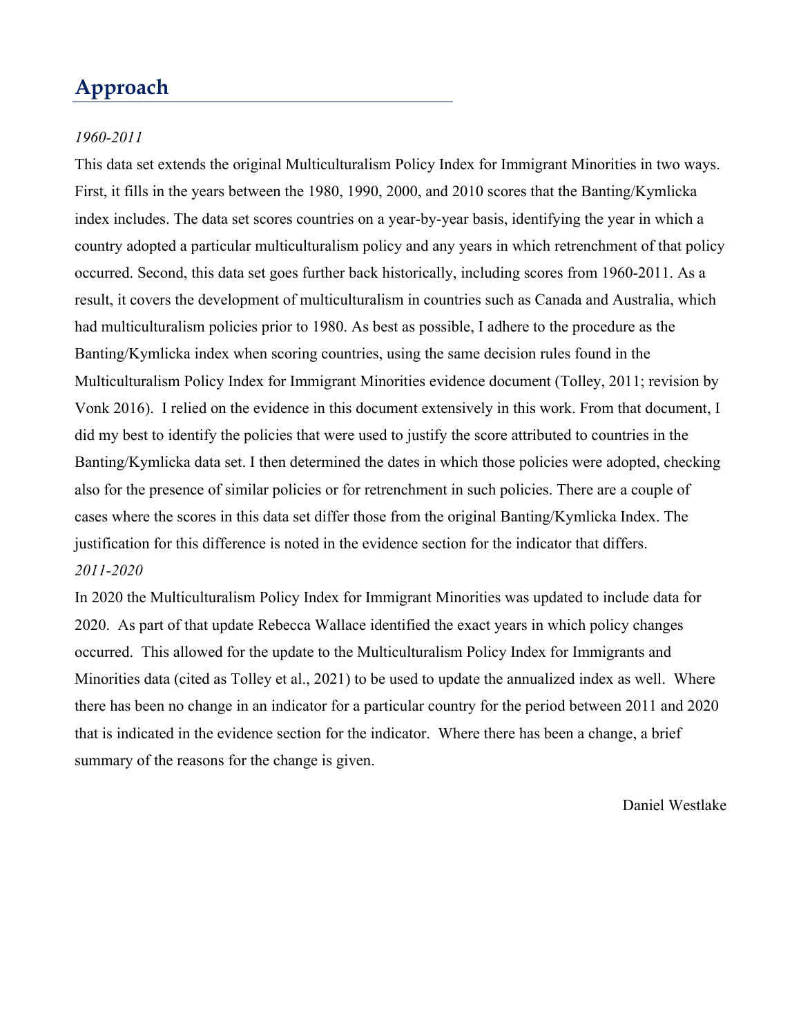## Approach

*1960-2011*

This data set extends the original Multiculturalism Policy Index for Immigrant Minorities in two ways. First, it fills in the years between the 1980, 1990, 2000, and 2010 scores that the Banting/Kymlicka index includes. The data set scores countries on a year-by-year basis, identifying the year in which a country adopted a particular multiculturalism policy and any years in which retrenchment of that policy occurred. Second, this data set goes further back historically, including scores from 1960-2011. As a result, it covers the development of multiculturalism in countries such as Canada and Australia, which had multiculturalism policies prior to 1980. As best as possible, I adhere to the procedure as the Banting/Kymlicka index when scoring countries, using the same decision rules found in the Multiculturalism Policy Index for Immigrant Minorities evidence document (Tolley, 2011; revision by Vonk 2016). I relied on the evidence in this document extensively in this work. From that document, I did my best to identify the policies that were used to justify the score attributed to countries in the Banting/Kymlicka data set. I then determined the dates in which those policies were adopted, checking also for the presence of similar policies or for retrenchment in such policies. There are a couple of cases where the scores in this data set differ those from the original Banting/Kymlicka Index. The justification for this difference is noted in the evidence section for the indicator that differs.

*2011-2020*

In 2020 the Multiculturalism Policy Index for Immigrant Minorities was updated to include data for 2020. As part of that update Rebecca Wallace identified the exact years in which policy changes occurred. This allowed for the update to the Multiculturalism Policy Index for Immigrants and Minorities data (cited as Tolley et al., 2021) to be used to update the annualized index as well. Where there has been no change in an indicator for a particular country for the period between 2011 and 2020 that is indicated in the evidence section for the indicator. Where there has been a change, a brief summary of the reasons for the change is given.

Daniel Westlake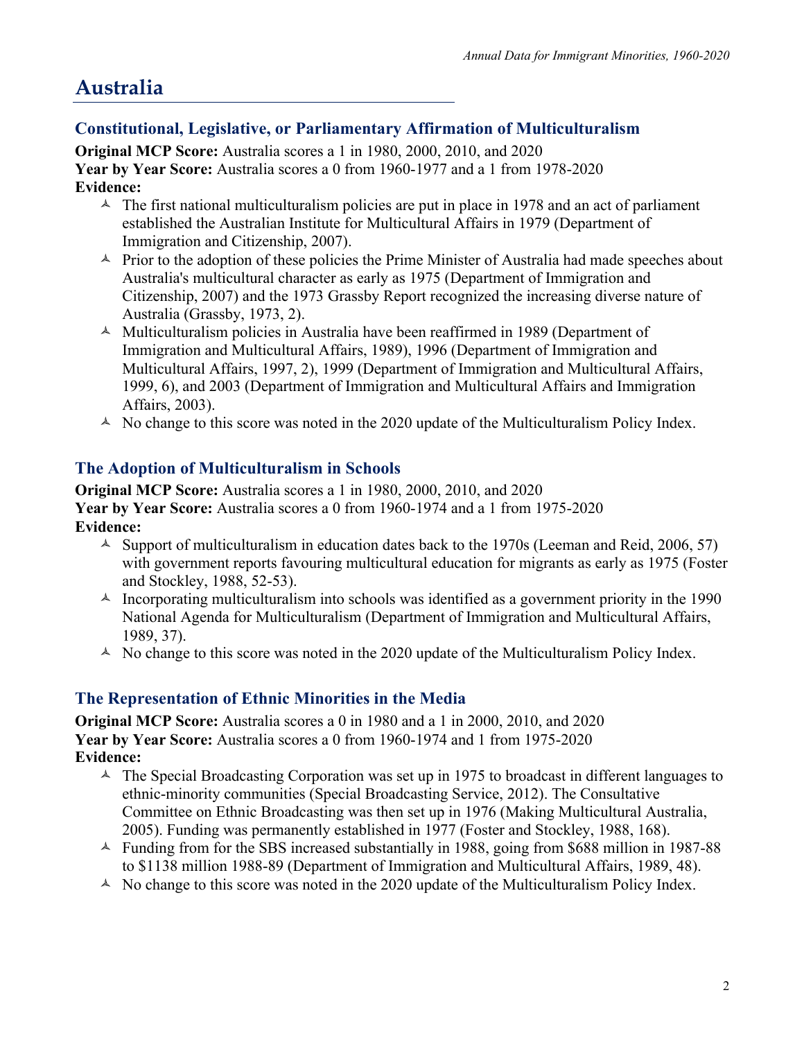# Australia

## Constitutional, Legislative, or Parliamentary Affirmation of Multiculturalism

**Original MCP Score:** Australia scores a 1 in 1980, 2000, 2010, and 2020
**Year by Year Score:** Australia scores a 0 from 1960-1977 and a 1 from 1978-2020
**Evidence:**

- The first national multiculturalism policies are put in place in 1978 and an act of parliament established the Australian Institute for Multicultural Affairs in 1979 (Department of Immigration and Citizenship, 2007).
- Prior to the adoption of these policies the Prime Minister of Australia had made speeches about Australia's multicultural character as early as 1975 (Department of Immigration and Citizenship, 2007) and the 1973 Grassby Report recognized the increasing diverse nature of Australia (Grassby, 1973, 2).
- Multiculturalism policies in Australia have been reaffirmed in 1989 (Department of Immigration and Multicultural Affairs, 1989), 1996 (Department of Immigration and Multicultural Affairs, 1997, 2), 1999 (Department of Immigration and Multicultural Affairs, 1999, 6), and 2003 (Department of Immigration and Multicultural Affairs and Immigration Affairs, 2003).
- No change to this score was noted in the 2020 update of the Multiculturalism Policy Index.

## The Adoption of Multiculturalism in Schools

**Original MCP Score:** Australia scores a 1 in 1980, 2000, 2010, and 2020
**Year by Year Score:** Australia scores a 0 from 1960-1974 and a 1 from 1975-2020
**Evidence:**

- Support of multiculturalism in education dates back to the 1970s (Leeman and Reid, 2006, 57) with government reports favouring multicultural education for migrants as early as 1975 (Foster and Stockley, 1988, 52-53).
- Incorporating multiculturalism into schools was identified as a government priority in the 1990 National Agenda for Multiculturalism (Department of Immigration and Multicultural Affairs, 1989, 37).
- No change to this score was noted in the 2020 update of the Multiculturalism Policy Index.

## The Representation of Ethnic Minorities in the Media

**Original MCP Score:** Australia scores a 0 in 1980 and a 1 in 2000, 2010, and 2020
**Year by Year Score:** Australia scores a 0 from 1960-1974 and 1 from 1975-2020
**Evidence:**

- The Special Broadcasting Corporation was set up in 1975 to broadcast in different languages to ethnic-minority communities (Special Broadcasting Service, 2012). The Consultative Committee on Ethnic Broadcasting was then set up in 1976 (Making Multicultural Australia, 2005). Funding was permanently established in 1977 (Foster and Stockley, 1988, 168).
- Funding from for the SBS increased substantially in 1988, going from $688 million in 1987-88 to $1138 million 1988-89 (Department of Immigration and Multicultural Affairs, 1989, 48).
- No change to this score was noted in the 2020 update of the Multiculturalism Policy Index.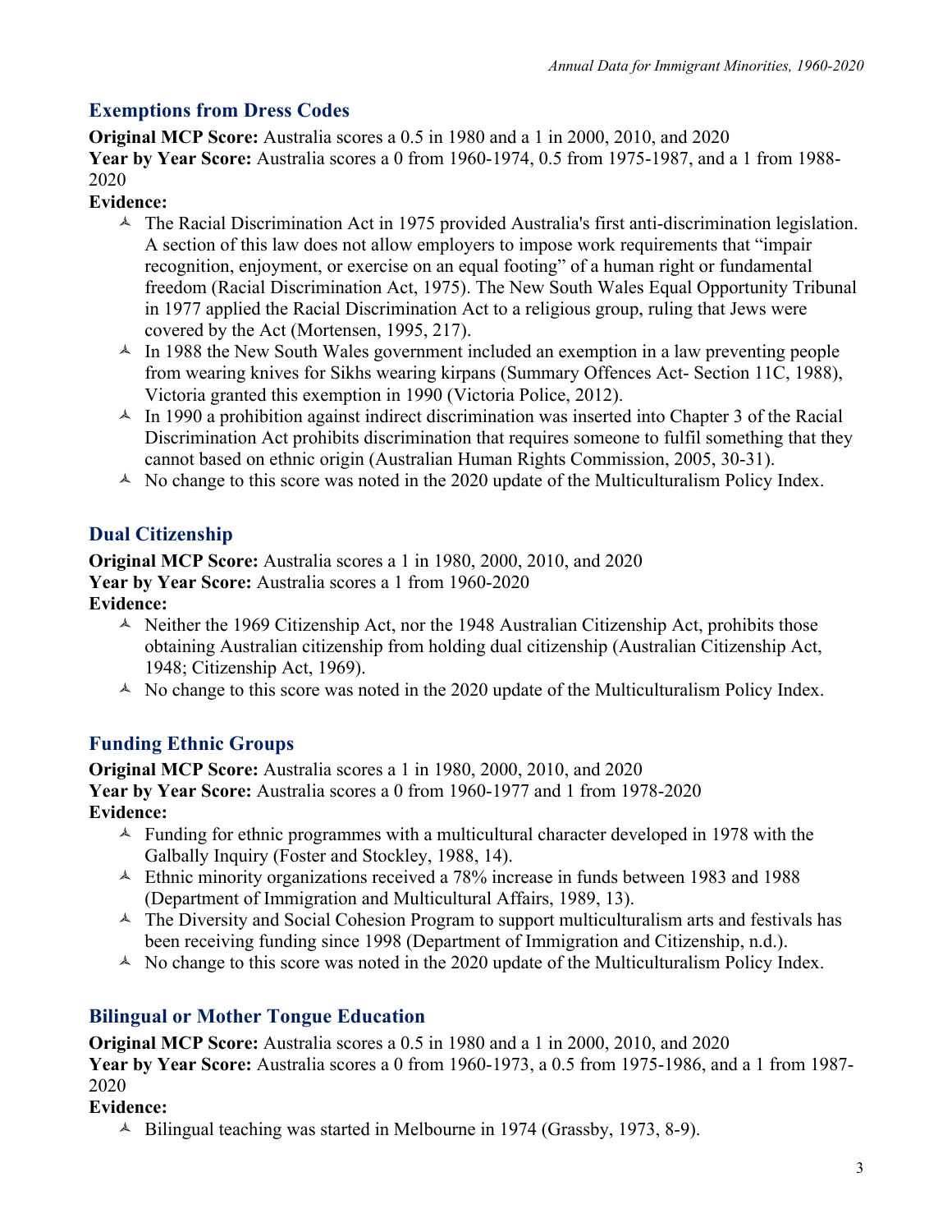## Exemptions from Dress Codes

**Original MCP Score:** Australia scores a 0.5 in 1980 and a 1 in 2000, 2010, and 2020
**Year by Year Score:** Australia scores a 0 from 1960-1974, 0.5 from 1975-1987, and a 1 from 1988-2020
**Evidence:**

- The Racial Discrimination Act in 1975 provided Australia's first anti-discrimination legislation. A section of this law does not allow employers to impose work requirements that "impair recognition, enjoyment, or exercise on an equal footing" of a human right or fundamental freedom (Racial Discrimination Act, 1975). The New South Wales Equal Opportunity Tribunal in 1977 applied the Racial Discrimination Act to a religious group, ruling that Jews were covered by the Act (Mortensen, 1995, 217).
- In 1988 the New South Wales government included an exemption in a law preventing people from wearing knives for Sikhs wearing kirpans (Summary Offences Act- Section 11C, 1988), Victoria granted this exemption in 1990 (Victoria Police, 2012).
- In 1990 a prohibition against indirect discrimination was inserted into Chapter 3 of the Racial Discrimination Act prohibits discrimination that requires someone to fulfil something that they cannot based on ethnic origin (Australian Human Rights Commission, 2005, 30-31).
- No change to this score was noted in the 2020 update of the Multiculturalism Policy Index.

## Dual Citizenship

**Original MCP Score:** Australia scores a 1 in 1980, 2000, 2010, and 2020
**Year by Year Score:** Australia scores a 1 from 1960-2020
**Evidence:**

- Neither the 1969 Citizenship Act, nor the 1948 Australian Citizenship Act, prohibits those obtaining Australian citizenship from holding dual citizenship (Australian Citizenship Act, 1948; Citizenship Act, 1969).
- No change to this score was noted in the 2020 update of the Multiculturalism Policy Index.

## Funding Ethnic Groups

**Original MCP Score:** Australia scores a 1 in 1980, 2000, 2010, and 2020
**Year by Year Score:** Australia scores a 0 from 1960-1977 and 1 from 1978-2020
**Evidence:**

- Funding for ethnic programmes with a multicultural character developed in 1978 with the Galbally Inquiry (Foster and Stockley, 1988, 14).
- Ethnic minority organizations received a 78% increase in funds between 1983 and 1988 (Department of Immigration and Multicultural Affairs, 1989, 13).
- The Diversity and Social Cohesion Program to support multiculturalism arts and festivals has been receiving funding since 1998 (Department of Immigration and Citizenship, n.d.).
- No change to this score was noted in the 2020 update of the Multiculturalism Policy Index.

## Bilingual or Mother Tongue Education

**Original MCP Score:** Australia scores a 0.5 in 1980 and a 1 in 2000, 2010, and 2020
**Year by Year Score:** Australia scores a 0 from 1960-1973, a 0.5 from 1975-1986, and a 1 from 1987-2020
**Evidence:**

- Bilingual teaching was started in Melbourne in 1974 (Grassby, 1973, 8-9).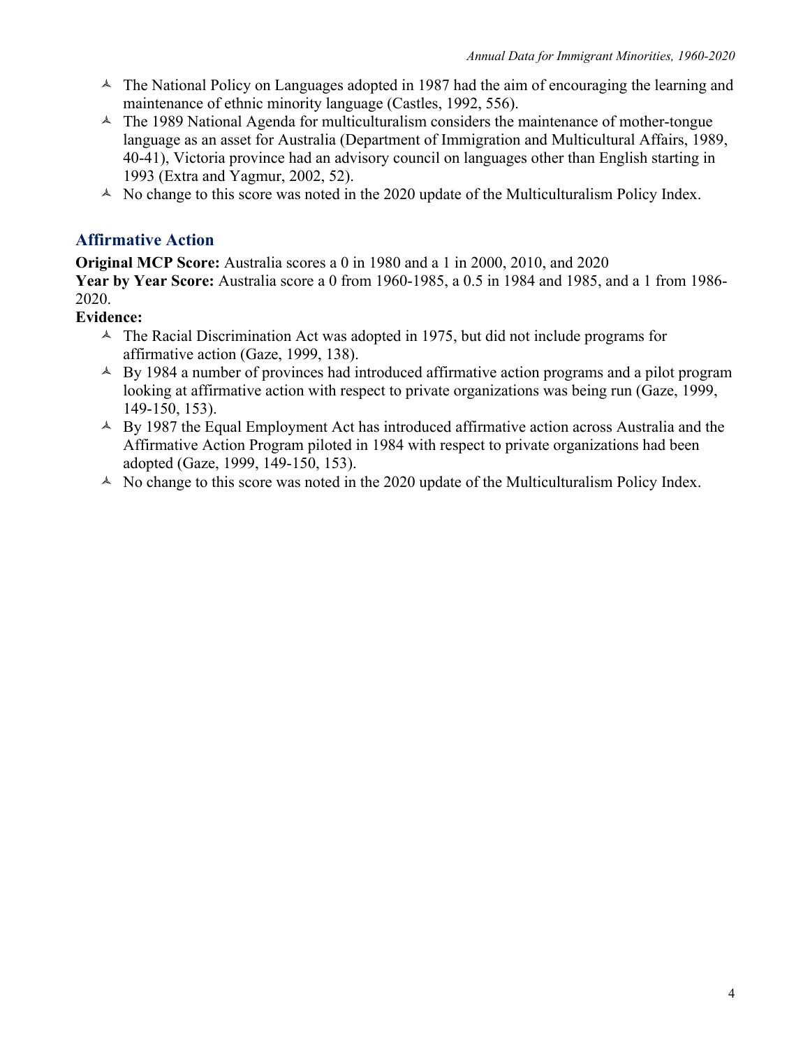- The National Policy on Languages adopted in 1987 had the aim of encouraging the learning and maintenance of ethnic minority language (Castles, 1992, 556).
- The 1989 National Agenda for multiculturalism considers the maintenance of mother-tongue language as an asset for Australia (Department of Immigration and Multicultural Affairs, 1989, 40-41), Victoria province had an advisory council on languages other than English starting in 1993 (Extra and Yagmur, 2002, 52).
- No change to this score was noted in the 2020 update of the Multiculturalism Policy Index.

## Affirmative Action

**Original MCP Score:** Australia scores a 0 in 1980 and a 1 in 2000, 2010, and 2020
**Year by Year Score:** Australia score a 0 from 1960-1985, a 0.5 in 1984 and 1985, and a 1 from 1986-2020.
**Evidence:**

- The Racial Discrimination Act was adopted in 1975, but did not include programs for affirmative action (Gaze, 1999, 138).
- By 1984 a number of provinces had introduced affirmative action programs and a pilot program looking at affirmative action with respect to private organizations was being run (Gaze, 1999, 149-150, 153).
- By 1987 the Equal Employment Act has introduced affirmative action across Australia and the Affirmative Action Program piloted in 1984 with respect to private organizations had been adopted (Gaze, 1999, 149-150, 153).
- No change to this score was noted in the 2020 update of the Multiculturalism Policy Index.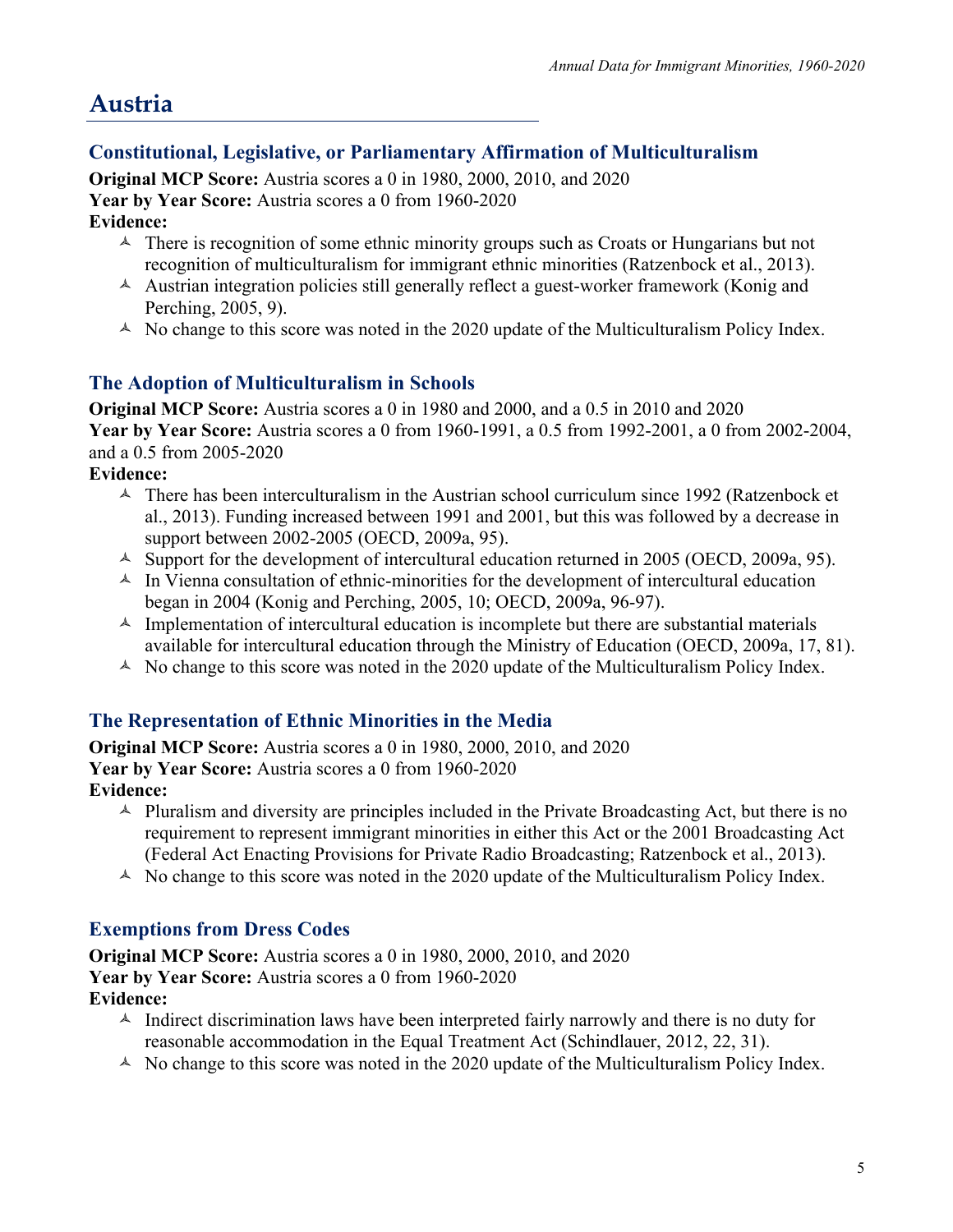# Austria

## Constitutional, Legislative, or Parliamentary Affirmation of Multiculturalism

**Original MCP Score:** Austria scores a 0 in 1980, 2000, 2010, and 2020
**Year by Year Score:** Austria scores a 0 from 1960-2020
**Evidence:**

- There is recognition of some ethnic minority groups such as Croats or Hungarians but not recognition of multiculturalism for immigrant ethnic minorities (Ratzenbock et al., 2013).
- Austrian integration policies still generally reflect a guest-worker framework (Konig and Perching, 2005, 9).
- No change to this score was noted in the 2020 update of the Multiculturalism Policy Index.

## The Adoption of Multiculturalism in Schools

**Original MCP Score:** Austria scores a 0 in 1980 and 2000, and a 0.5 in 2010 and 2020
**Year by Year Score:** Austria scores a 0 from 1960-1991, a 0.5 from 1992-2001, a 0 from 2002-2004, and a 0.5 from 2005-2020
**Evidence:**

- There has been interculturalism in the Austrian school curriculum since 1992 (Ratzenbock et al., 2013). Funding increased between 1991 and 2001, but this was followed by a decrease in support between 2002-2005 (OECD, 2009a, 95).
- Support for the development of intercultural education returned in 2005 (OECD, 2009a, 95).
- In Vienna consultation of ethnic-minorities for the development of intercultural education began in 2004 (Konig and Perching, 2005, 10; OECD, 2009a, 96-97).
- Implementation of intercultural education is incomplete but there are substantial materials available for intercultural education through the Ministry of Education (OECD, 2009a, 17, 81).
- No change to this score was noted in the 2020 update of the Multiculturalism Policy Index.

## The Representation of Ethnic Minorities in the Media

**Original MCP Score:** Austria scores a 0 in 1980, 2000, 2010, and 2020
**Year by Year Score:** Austria scores a 0 from 1960-2020
**Evidence:**

- Pluralism and diversity are principles included in the Private Broadcasting Act, but there is no requirement to represent immigrant minorities in either this Act or the 2001 Broadcasting Act (Federal Act Enacting Provisions for Private Radio Broadcasting; Ratzenbock et al., 2013).
- No change to this score was noted in the 2020 update of the Multiculturalism Policy Index.

## Exemptions from Dress Codes

**Original MCP Score:** Austria scores a 0 in 1980, 2000, 2010, and 2020
**Year by Year Score:** Austria scores a 0 from 1960-2020
**Evidence:**

- Indirect discrimination laws have been interpreted fairly narrowly and there is no duty for reasonable accommodation in the Equal Treatment Act (Schindlauer, 2012, 22, 31).
- No change to this score was noted in the 2020 update of the Multiculturalism Policy Index.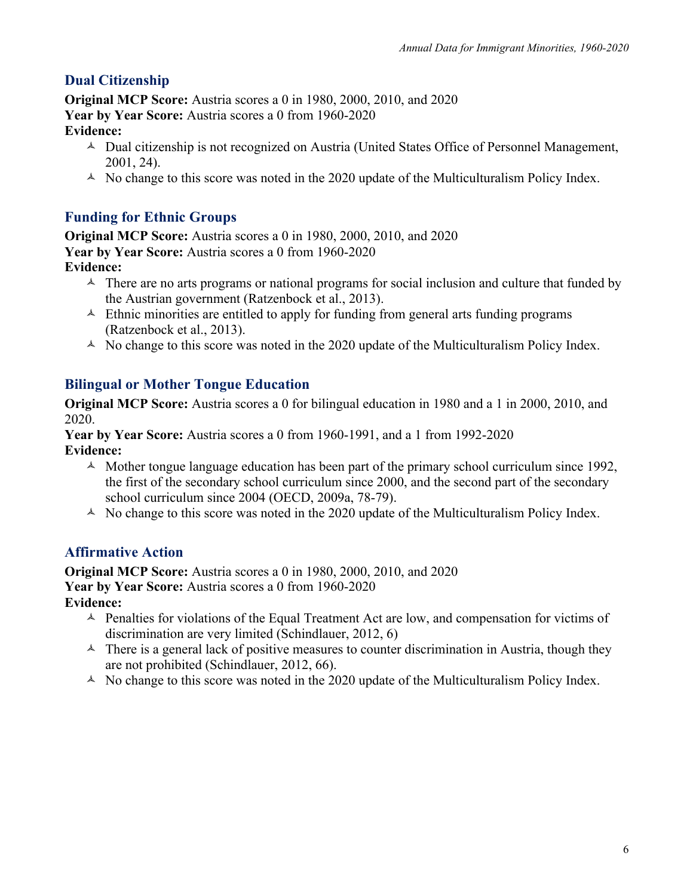## Dual Citizenship

**Original MCP Score:** Austria scores a 0 in 1980, 2000, 2010, and 2020
**Year by Year Score:** Austria scores a 0 from 1960-2020
**Evidence:**

- Dual citizenship is not recognized on Austria (United States Office of Personnel Management, 2001, 24).
- No change to this score was noted in the 2020 update of the Multiculturalism Policy Index.

## Funding for Ethnic Groups

**Original MCP Score:** Austria scores a 0 in 1980, 2000, 2010, and 2020
**Year by Year Score:** Austria scores a 0 from 1960-2020
**Evidence:**

- There are no arts programs or national programs for social inclusion and culture that funded by the Austrian government (Ratzenbock et al., 2013).
- Ethnic minorities are entitled to apply for funding from general arts funding programs (Ratzenbock et al., 2013).
- No change to this score was noted in the 2020 update of the Multiculturalism Policy Index.

## Bilingual or Mother Tongue Education

**Original MCP Score:** Austria scores a 0 for bilingual education in 1980 and a 1 in 2000, 2010, and 2020.
**Year by Year Score:** Austria scores a 0 from 1960-1991, and a 1 from 1992-2020
**Evidence:**

- Mother tongue language education has been part of the primary school curriculum since 1992, the first of the secondary school curriculum since 2000, and the second part of the secondary school curriculum since 2004 (OECD, 2009a, 78-79).
- No change to this score was noted in the 2020 update of the Multiculturalism Policy Index.

## Affirmative Action

**Original MCP Score:** Austria scores a 0 in 1980, 2000, 2010, and 2020
**Year by Year Score:** Austria scores a 0 from 1960-2020
**Evidence:**

- Penalties for violations of the Equal Treatment Act are low, and compensation for victims of discrimination are very limited (Schindlauer, 2012, 6)
- There is a general lack of positive measures to counter discrimination in Austria, though they are not prohibited (Schindlauer, 2012, 66).
- No change to this score was noted in the 2020 update of the Multiculturalism Policy Index.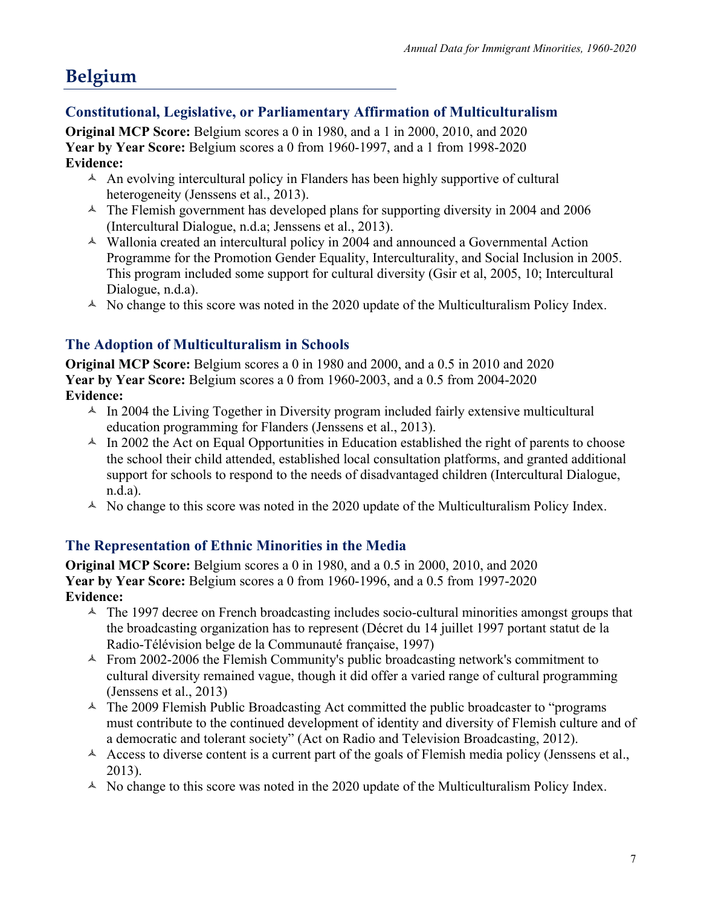# Belgium

### Constitutional, Legislative, or Parliamentary Affirmation of Multiculturalism

**Original MCP Score:** Belgium scores a 0 in 1980, and a 1 in 2000, 2010, and 2020
**Year by Year Score:** Belgium scores a 0 from 1960-1997, and a 1 from 1998-2020
**Evidence:**

- An evolving intercultural policy in Flanders has been highly supportive of cultural heterogeneity (Jenssens et al., 2013).
- The Flemish government has developed plans for supporting diversity in 2004 and 2006 (Intercultural Dialogue, n.d.a; Jenssens et al., 2013).
- Wallonia created an intercultural policy in 2004 and announced a Governmental Action Programme for the Promotion Gender Equality, Interculturality, and Social Inclusion in 2005. This program included some support for cultural diversity (Gsir et al, 2005, 10; Intercultural Dialogue, n.d.a).
- No change to this score was noted in the 2020 update of the Multiculturalism Policy Index.

### The Adoption of Multiculturalism in Schools

**Original MCP Score:** Belgium scores a 0 in 1980 and 2000, and a 0.5 in 2010 and 2020
**Year by Year Score:** Belgium scores a 0 from 1960-2003, and a 0.5 from 2004-2020
**Evidence:**

- In 2004 the Living Together in Diversity program included fairly extensive multicultural education programming for Flanders (Jenssens et al., 2013).
- In 2002 the Act on Equal Opportunities in Education established the right of parents to choose the school their child attended, established local consultation platforms, and granted additional support for schools to respond to the needs of disadvantaged children (Intercultural Dialogue, n.d.a).
- No change to this score was noted in the 2020 update of the Multiculturalism Policy Index.

### The Representation of Ethnic Minorities in the Media

**Original MCP Score:** Belgium scores a 0 in 1980, and a 0.5 in 2000, 2010, and 2020
**Year by Year Score:** Belgium scores a 0 from 1960-1996, and a 0.5 from 1997-2020
**Evidence:**

- The 1997 decree on French broadcasting includes socio-cultural minorities amongst groups that the broadcasting organization has to represent (Décret du 14 juillet 1997 portant statut de la Radio-Télévision belge de la Communauté française, 1997)
- From 2002-2006 the Flemish Community's public broadcasting network's commitment to cultural diversity remained vague, though it did offer a varied range of cultural programming (Jenssens et al., 2013)
- The 2009 Flemish Public Broadcasting Act committed the public broadcaster to "programs must contribute to the continued development of identity and diversity of Flemish culture and of a democratic and tolerant society" (Act on Radio and Television Broadcasting, 2012).
- Access to diverse content is a current part of the goals of Flemish media policy (Jenssens et al., 2013).
- No change to this score was noted in the 2020 update of the Multiculturalism Policy Index.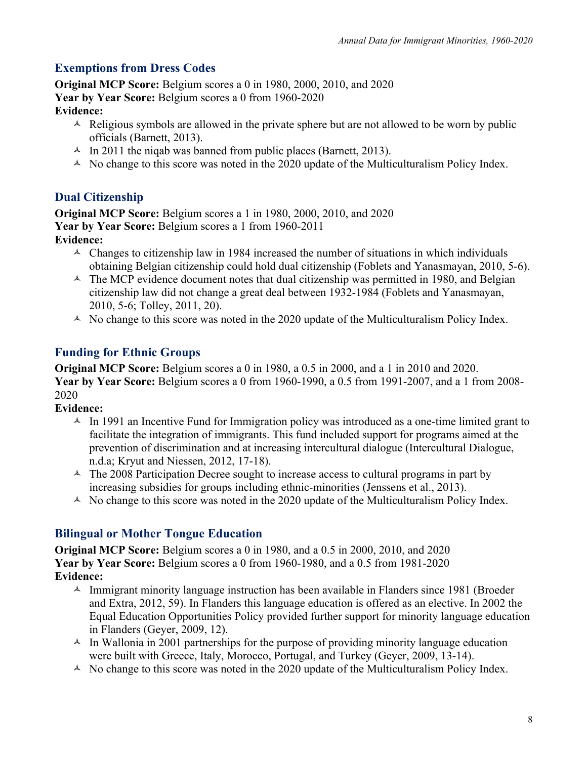## Exemptions from Dress Codes

**Original MCP Score:** Belgium scores a 0 in 1980, 2000, 2010, and 2020
**Year by Year Score:** Belgium scores a 0 from 1960-2020
**Evidence:**

- Religious symbols are allowed in the private sphere but are not allowed to be worn by public officials (Barnett, 2013).
- In 2011 the niqab was banned from public places (Barnett, 2013).
- No change to this score was noted in the 2020 update of the Multiculturalism Policy Index.

## Dual Citizenship

**Original MCP Score:** Belgium scores a 1 in 1980, 2000, 2010, and 2020
**Year by Year Score:** Belgium scores a 1 from 1960-2011
**Evidence:**

- Changes to citizenship law in 1984 increased the number of situations in which individuals obtaining Belgian citizenship could hold dual citizenship (Foblets and Yanasmayan, 2010, 5-6).
- The MCP evidence document notes that dual citizenship was permitted in 1980, and Belgian citizenship law did not change a great deal between 1932-1984 (Foblets and Yanasmayan, 2010, 5-6; Tolley, 2011, 20).
- No change to this score was noted in the 2020 update of the Multiculturalism Policy Index.

## Funding for Ethnic Groups

**Original MCP Score:** Belgium scores a 0 in 1980, a 0.5 in 2000, and a 1 in 2010 and 2020.
**Year by Year Score:** Belgium scores a 0 from 1960-1990, a 0.5 from 1991-2007, and a 1 from 2008-2020
**Evidence:**

- In 1991 an Incentive Fund for Immigration policy was introduced as a one-time limited grant to facilitate the integration of immigrants. This fund included support for programs aimed at the prevention of discrimination and at increasing intercultural dialogue (Intercultural Dialogue, n.d.a; Kryut and Niessen, 2012, 17-18).
- The 2008 Participation Decree sought to increase access to cultural programs in part by increasing subsidies for groups including ethnic-minorities (Jenssens et al., 2013).
- No change to this score was noted in the 2020 update of the Multiculturalism Policy Index.

## Bilingual or Mother Tongue Education

**Original MCP Score:** Belgium scores a 0 in 1980, and a 0.5 in 2000, 2010, and 2020
**Year by Year Score:** Belgium scores a 0 from 1960-1980, and a 0.5 from 1981-2020
**Evidence:**

- Immigrant minority language instruction has been available in Flanders since 1981 (Broeder and Extra, 2012, 59). In Flanders this language education is offered as an elective. In 2002 the Equal Education Opportunities Policy provided further support for minority language education in Flanders (Geyer, 2009, 12).
- In Wallonia in 2001 partnerships for the purpose of providing minority language education were built with Greece, Italy, Morocco, Portugal, and Turkey (Geyer, 2009, 13-14).
- No change to this score was noted in the 2020 update of the Multiculturalism Policy Index.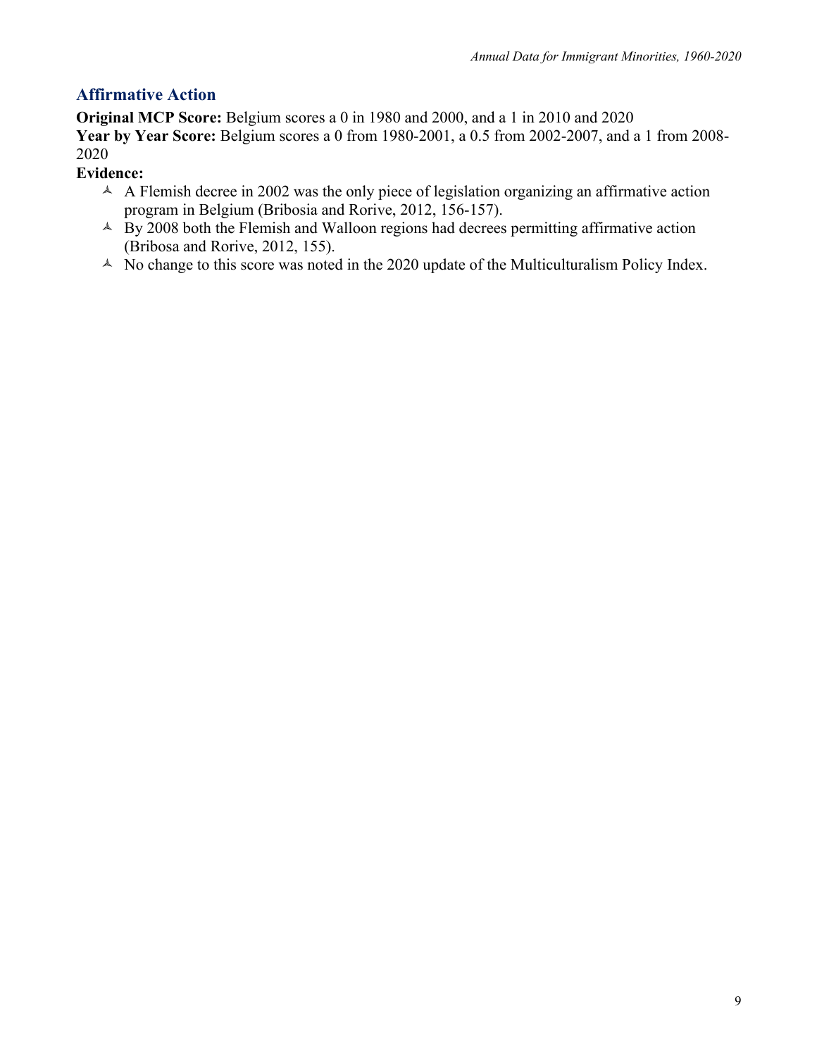## Affirmative Action

**Original MCP Score:** Belgium scores a 0 in 1980 and 2000, and a 1 in 2010 and 2020

**Year by Year Score:** Belgium scores a 0 from 1980-2001, a 0.5 from 2002-2007, and a 1 from 2008-2020

**Evidence:**

- A Flemish decree in 2002 was the only piece of legislation organizing an affirmative action program in Belgium (Bribosia and Rorive, 2012, 156-157).
- By 2008 both the Flemish and Walloon regions had decrees permitting affirmative action (Bribosa and Rorive, 2012, 155).
- No change to this score was noted in the 2020 update of the Multiculturalism Policy Index.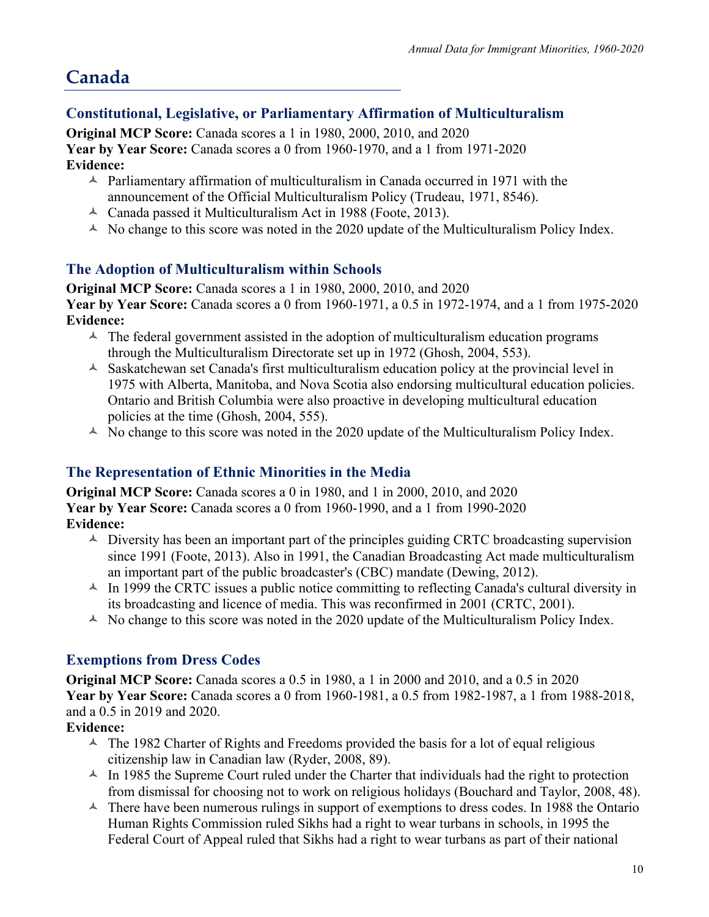# Canada

## Constitutional, Legislative, or Parliamentary Affirmation of Multiculturalism

**Original MCP Score:** Canada scores a 1 in 1980, 2000, 2010, and 2020
**Year by Year Score:** Canada scores a 0 from 1960-1970, and a 1 from 1971-2020
**Evidence:**

- Parliamentary affirmation of multiculturalism in Canada occurred in 1971 with the announcement of the Official Multiculturalism Policy (Trudeau, 1971, 8546).
- Canada passed it Multiculturalism Act in 1988 (Foote, 2013).
- No change to this score was noted in the 2020 update of the Multiculturalism Policy Index.

## The Adoption of Multiculturalism within Schools

**Original MCP Score:** Canada scores a 1 in 1980, 2000, 2010, and 2020
**Year by Year Score:** Canada scores a 0 from 1960-1971, a 0.5 in 1972-1974, and a 1 from 1975-2020
**Evidence:**

- The federal government assisted in the adoption of multiculturalism education programs through the Multiculturalism Directorate set up in 1972 (Ghosh, 2004, 553).
- Saskatchewan set Canada's first multiculturalism education policy at the provincial level in 1975 with Alberta, Manitoba, and Nova Scotia also endorsing multicultural education policies. Ontario and British Columbia were also proactive in developing multicultural education policies at the time (Ghosh, 2004, 555).
- No change to this score was noted in the 2020 update of the Multiculturalism Policy Index.

## The Representation of Ethnic Minorities in the Media

**Original MCP Score:** Canada scores a 0 in 1980, and 1 in 2000, 2010, and 2020
**Year by Year Score:** Canada scores a 0 from 1960-1990, and a 1 from 1990-2020
**Evidence:**

- Diversity has been an important part of the principles guiding CRTC broadcasting supervision since 1991 (Foote, 2013). Also in 1991, the Canadian Broadcasting Act made multiculturalism an important part of the public broadcaster's (CBC) mandate (Dewing, 2012).
- In 1999 the CRTC issues a public notice committing to reflecting Canada's cultural diversity in its broadcasting and licence of media. This was reconfirmed in 2001 (CRTC, 2001).
- No change to this score was noted in the 2020 update of the Multiculturalism Policy Index.

## Exemptions from Dress Codes

**Original MCP Score:** Canada scores a 0.5 in 1980, a 1 in 2000 and 2010, and a 0.5 in 2020
**Year by Year Score:** Canada scores a 0 from 1960-1981, a 0.5 from 1982-1987, a 1 from 1988-2018, and a 0.5 in 2019 and 2020.
**Evidence:**

- The 1982 Charter of Rights and Freedoms provided the basis for a lot of equal religious citizenship law in Canadian law (Ryder, 2008, 89).
- In 1985 the Supreme Court ruled under the Charter that individuals had the right to protection from dismissal for choosing not to work on religious holidays (Bouchard and Taylor, 2008, 48).
- There have been numerous rulings in support of exemptions to dress codes. In 1988 the Ontario Human Rights Commission ruled Sikhs had a right to wear turbans in schools, in 1995 the Federal Court of Appeal ruled that Sikhs had a right to wear turbans as part of their national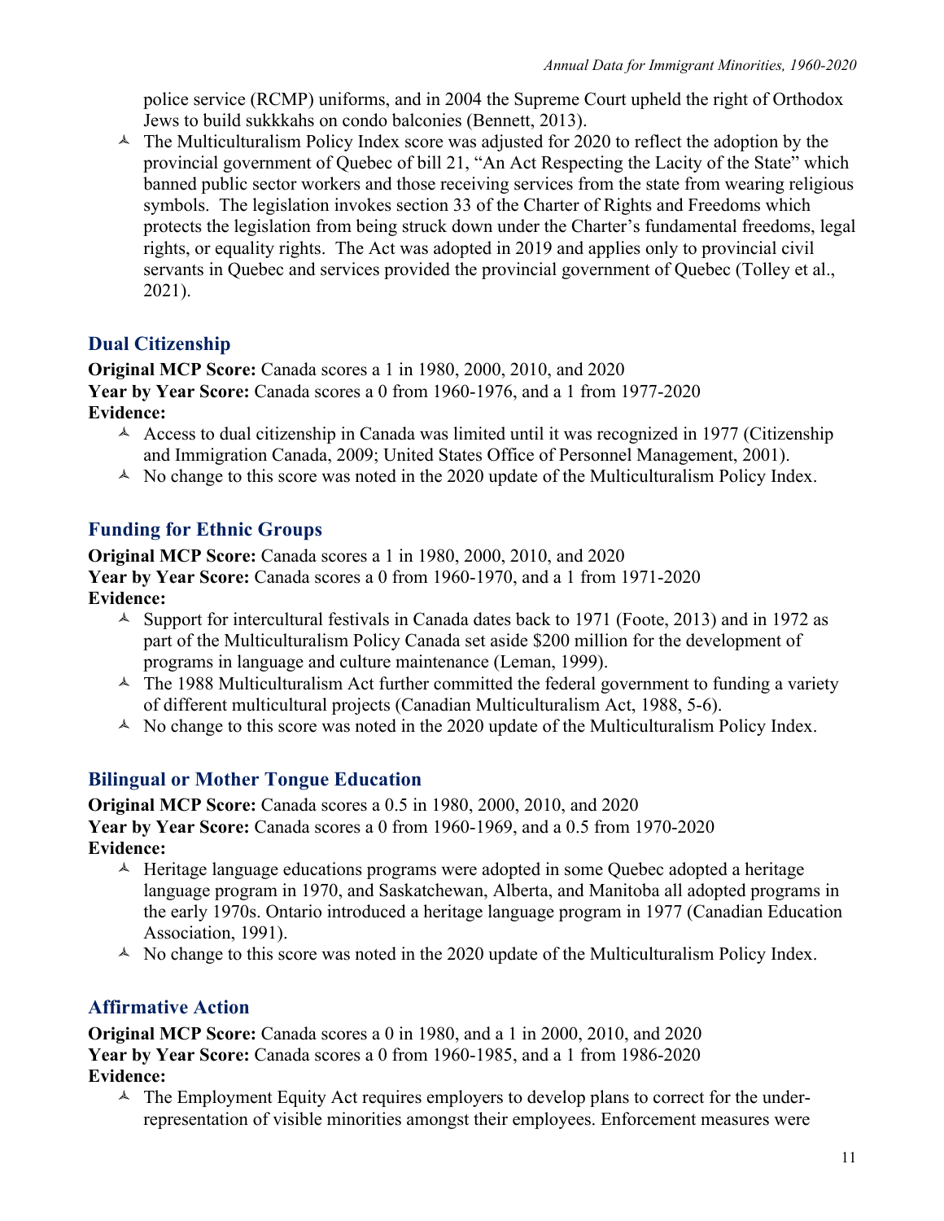police service (RCMP) uniforms, and in 2004 the Supreme Court upheld the right of Orthodox Jews to build sukkkahs on condo balconies (Bennett, 2013).
- The Multiculturalism Policy Index score was adjusted for 2020 to reflect the adoption by the provincial government of Quebec of bill 21, "An Act Respecting the Lacity of the State" which banned public sector workers and those receiving services from the state from wearing religious symbols. The legislation invokes section 33 of the Charter of Rights and Freedoms which protects the legislation from being struck down under the Charter's fundamental freedoms, legal rights, or equality rights. The Act was adopted in 2019 and applies only to provincial civil servants in Quebec and services provided the provincial government of Quebec (Tolley et al., 2021).

## Dual Citizenship

**Original MCP Score:** Canada scores a 1 in 1980, 2000, 2010, and 2020
**Year by Year Score:** Canada scores a 0 from 1960-1976, and a 1 from 1977-2020
**Evidence:**

- Access to dual citizenship in Canada was limited until it was recognized in 1977 (Citizenship and Immigration Canada, 2009; United States Office of Personnel Management, 2001).
- No change to this score was noted in the 2020 update of the Multiculturalism Policy Index.

## Funding for Ethnic Groups

**Original MCP Score:** Canada scores a 1 in 1980, 2000, 2010, and 2020
**Year by Year Score:** Canada scores a 0 from 1960-1970, and a 1 from 1971-2020
**Evidence:**

- Support for intercultural festivals in Canada dates back to 1971 (Foote, 2013) and in 1972 as part of the Multiculturalism Policy Canada set aside $200 million for the development of programs in language and culture maintenance (Leman, 1999).
- The 1988 Multiculturalism Act further committed the federal government to funding a variety of different multicultural projects (Canadian Multiculturalism Act, 1988, 5-6).
- No change to this score was noted in the 2020 update of the Multiculturalism Policy Index.

## Bilingual or Mother Tongue Education

**Original MCP Score:** Canada scores a 0.5 in 1980, 2000, 2010, and 2020
**Year by Year Score:** Canada scores a 0 from 1960-1969, and a 0.5 from 1970-2020
**Evidence:**

- Heritage language educations programs were adopted in some Quebec adopted a heritage language program in 1970, and Saskatchewan, Alberta, and Manitoba all adopted programs in the early 1970s. Ontario introduced a heritage language program in 1977 (Canadian Education Association, 1991).
- No change to this score was noted in the 2020 update of the Multiculturalism Policy Index.

## Affirmative Action

**Original MCP Score:** Canada scores a 0 in 1980, and a 1 in 2000, 2010, and 2020
**Year by Year Score:** Canada scores a 0 from 1960-1985, and a 1 from 1986-2020
**Evidence:**

- The Employment Equity Act requires employers to develop plans to correct for the under-representation of visible minorities amongst their employees. Enforcement measures were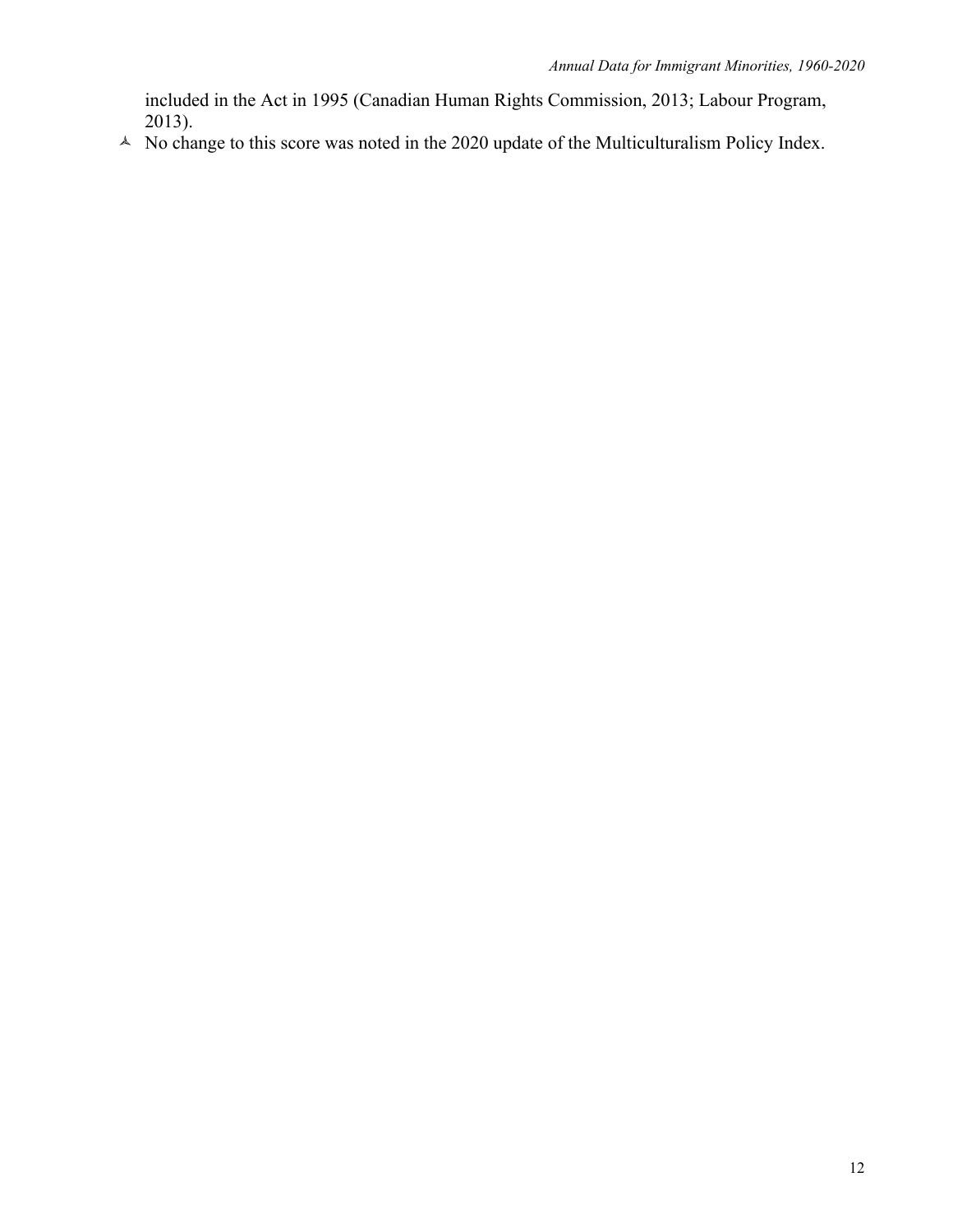included in the Act in 1995 (Canadian Human Rights Commission, 2013; Labour Program, 2013).

- No change to this score was noted in the 2020 update of the Multiculturalism Policy Index.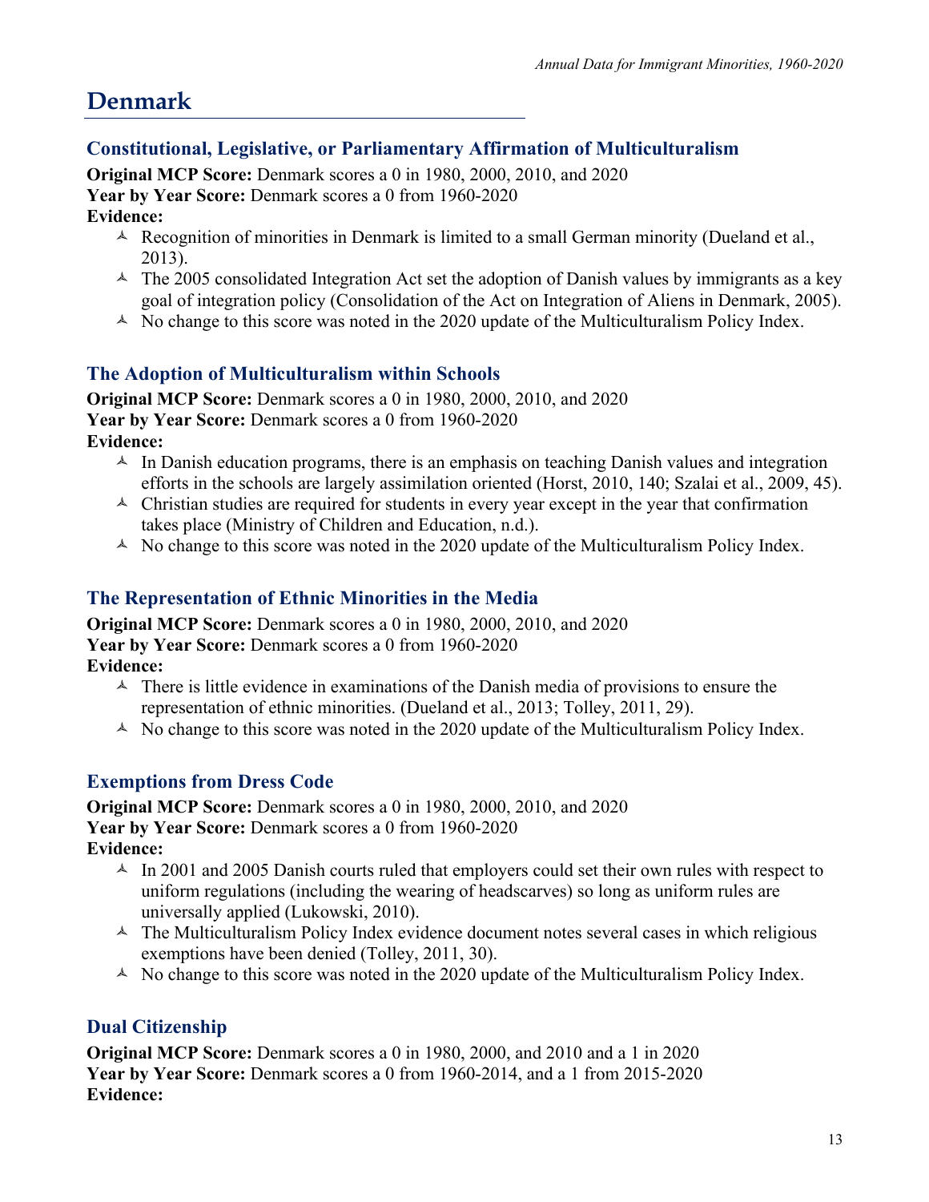# Denmark

## Constitutional, Legislative, or Parliamentary Affirmation of Multiculturalism

**Original MCP Score:** Denmark scores a 0 in 1980, 2000, 2010, and 2020
**Year by Year Score:** Denmark scores a 0 from 1960-2020
**Evidence:**

- Recognition of minorities in Denmark is limited to a small German minority (Dueland et al., 2013).
- The 2005 consolidated Integration Act set the adoption of Danish values by immigrants as a key goal of integration policy (Consolidation of the Act on Integration of Aliens in Denmark, 2005).
- No change to this score was noted in the 2020 update of the Multiculturalism Policy Index.

## The Adoption of Multiculturalism within Schools

**Original MCP Score:** Denmark scores a 0 in 1980, 2000, 2010, and 2020
**Year by Year Score:** Denmark scores a 0 from 1960-2020
**Evidence:**

- In Danish education programs, there is an emphasis on teaching Danish values and integration efforts in the schools are largely assimilation oriented (Horst, 2010, 140; Szalai et al., 2009, 45).
- Christian studies are required for students in every year except in the year that confirmation takes place (Ministry of Children and Education, n.d.).
- No change to this score was noted in the 2020 update of the Multiculturalism Policy Index.

## The Representation of Ethnic Minorities in the Media

**Original MCP Score:** Denmark scores a 0 in 1980, 2000, 2010, and 2020
**Year by Year Score:** Denmark scores a 0 from 1960-2020
**Evidence:**

- There is little evidence in examinations of the Danish media of provisions to ensure the representation of ethnic minorities. (Dueland et al., 2013; Tolley, 2011, 29).
- No change to this score was noted in the 2020 update of the Multiculturalism Policy Index.

## Exemptions from Dress Code

**Original MCP Score:** Denmark scores a 0 in 1980, 2000, 2010, and 2020
**Year by Year Score:** Denmark scores a 0 from 1960-2020
**Evidence:**

- In 2001 and 2005 Danish courts ruled that employers could set their own rules with respect to uniform regulations (including the wearing of headscarves) so long as uniform rules are universally applied (Lukowski, 2010).
- The Multiculturalism Policy Index evidence document notes several cases in which religious exemptions have been denied (Tolley, 2011, 30).
- No change to this score was noted in the 2020 update of the Multiculturalism Policy Index.

## Dual Citizenship

**Original MCP Score:** Denmark scores a 0 in 1980, 2000, and 2010 and a 1 in 2020
**Year by Year Score:** Denmark scores a 0 from 1960-2014, and a 1 from 2015-2020
**Evidence:**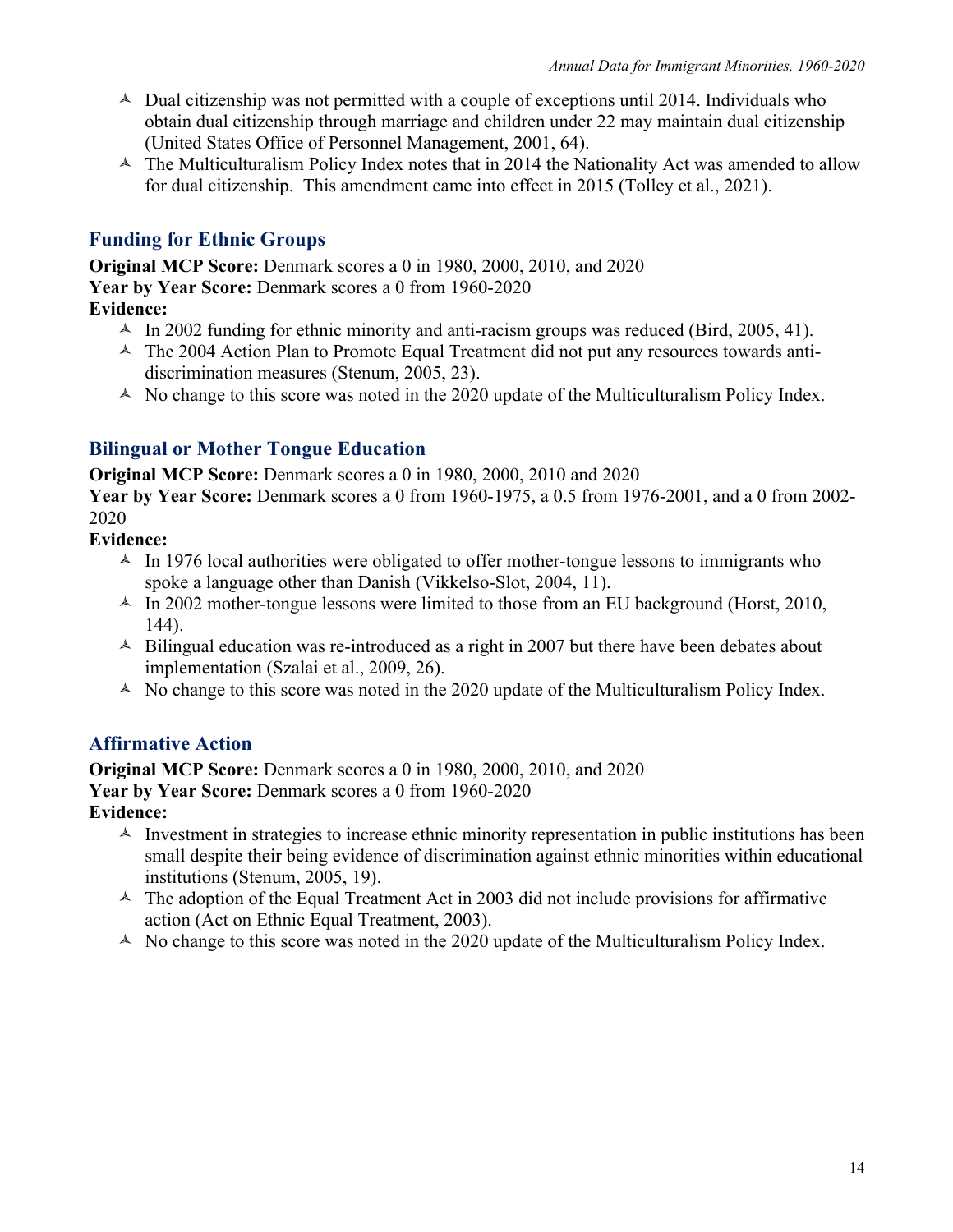- Dual citizenship was not permitted with a couple of exceptions until 2014. Individuals who obtain dual citizenship through marriage and children under 22 may maintain dual citizenship (United States Office of Personnel Management, 2001, 64).
- The Multiculturalism Policy Index notes that in 2014 the Nationality Act was amended to allow for dual citizenship. This amendment came into effect in 2015 (Tolley et al., 2021).

### Funding for Ethnic Groups

**Original MCP Score:** Denmark scores a 0 in 1980, 2000, 2010, and 2020
**Year by Year Score:** Denmark scores a 0 from 1960-2020
**Evidence:**

- In 2002 funding for ethnic minority and anti-racism groups was reduced (Bird, 2005, 41).
- The 2004 Action Plan to Promote Equal Treatment did not put any resources towards anti-discrimination measures (Stenum, 2005, 23).
- No change to this score was noted in the 2020 update of the Multiculturalism Policy Index.

### Bilingual or Mother Tongue Education

**Original MCP Score:** Denmark scores a 0 in 1980, 2000, 2010 and 2020
**Year by Year Score:** Denmark scores a 0 from 1960-1975, a 0.5 from 1976-2001, and a 0 from 2002-2020
**Evidence:**

- In 1976 local authorities were obligated to offer mother-tongue lessons to immigrants who spoke a language other than Danish (Vikkelso-Slot, 2004, 11).
- In 2002 mother-tongue lessons were limited to those from an EU background (Horst, 2010, 144).
- Bilingual education was re-introduced as a right in 2007 but there have been debates about implementation (Szalai et al., 2009, 26).
- No change to this score was noted in the 2020 update of the Multiculturalism Policy Index.

### Affirmative Action

**Original MCP Score:** Denmark scores a 0 in 1980, 2000, 2010, and 2020
**Year by Year Score:** Denmark scores a 0 from 1960-2020
**Evidence:**

- Investment in strategies to increase ethnic minority representation in public institutions has been small despite their being evidence of discrimination against ethnic minorities within educational institutions (Stenum, 2005, 19).
- The adoption of the Equal Treatment Act in 2003 did not include provisions for affirmative action (Act on Ethnic Equal Treatment, 2003).
- No change to this score was noted in the 2020 update of the Multiculturalism Policy Index.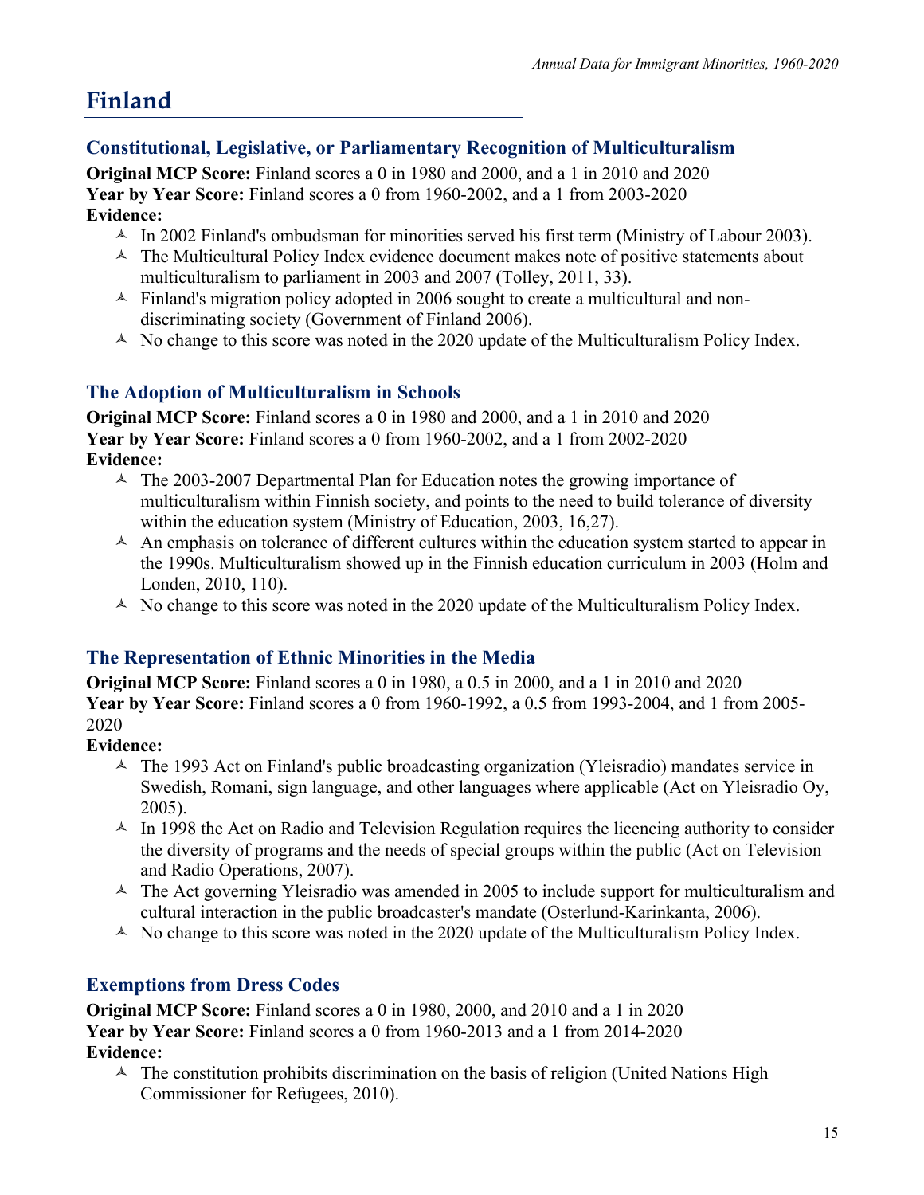# Finland

## Constitutional, Legislative, or Parliamentary Recognition of Multiculturalism

**Original MCP Score:** Finland scores a 0 in 1980 and 2000, and a 1 in 2010 and 2020
**Year by Year Score:** Finland scores a 0 from 1960-2002, and a 1 from 2003-2020
**Evidence:**

- In 2002 Finland's ombudsman for minorities served his first term (Ministry of Labour 2003).
- The Multicultural Policy Index evidence document makes note of positive statements about multiculturalism to parliament in 2003 and 2007 (Tolley, 2011, 33).
- Finland's migration policy adopted in 2006 sought to create a multicultural and non-discriminating society (Government of Finland 2006).
- No change to this score was noted in the 2020 update of the Multiculturalism Policy Index.

## The Adoption of Multiculturalism in Schools

**Original MCP Score:** Finland scores a 0 in 1980 and 2000, and a 1 in 2010 and 2020
**Year by Year Score:** Finland scores a 0 from 1960-2002, and a 1 from 2002-2020
**Evidence:**

- The 2003-2007 Departmental Plan for Education notes the growing importance of multiculturalism within Finnish society, and points to the need to build tolerance of diversity within the education system (Ministry of Education, 2003, 16,27).
- An emphasis on tolerance of different cultures within the education system started to appear in the 1990s. Multiculturalism showed up in the Finnish education curriculum in 2003 (Holm and Londen, 2010, 110).
- No change to this score was noted in the 2020 update of the Multiculturalism Policy Index.

## The Representation of Ethnic Minorities in the Media

**Original MCP Score:** Finland scores a 0 in 1980, a 0.5 in 2000, and a 1 in 2010 and 2020
**Year by Year Score:** Finland scores a 0 from 1960-1992, a 0.5 from 1993-2004, and 1 from 2005-2020
**Evidence:**

- The 1993 Act on Finland's public broadcasting organization (Yleisradio) mandates service in Swedish, Romani, sign language, and other languages where applicable (Act on Yleisradio Oy, 2005).
- In 1998 the Act on Radio and Television Regulation requires the licencing authority to consider the diversity of programs and the needs of special groups within the public (Act on Television and Radio Operations, 2007).
- The Act governing Yleisradio was amended in 2005 to include support for multiculturalism and cultural interaction in the public broadcaster's mandate (Osterlund-Karinkanta, 2006).
- No change to this score was noted in the 2020 update of the Multiculturalism Policy Index.

## Exemptions from Dress Codes

**Original MCP Score:** Finland scores a 0 in 1980, 2000, and 2010 and a 1 in 2020
**Year by Year Score:** Finland scores a 0 from 1960-2013 and a 1 from 2014-2020
**Evidence:**

- The constitution prohibits discrimination on the basis of religion (United Nations High Commissioner for Refugees, 2010).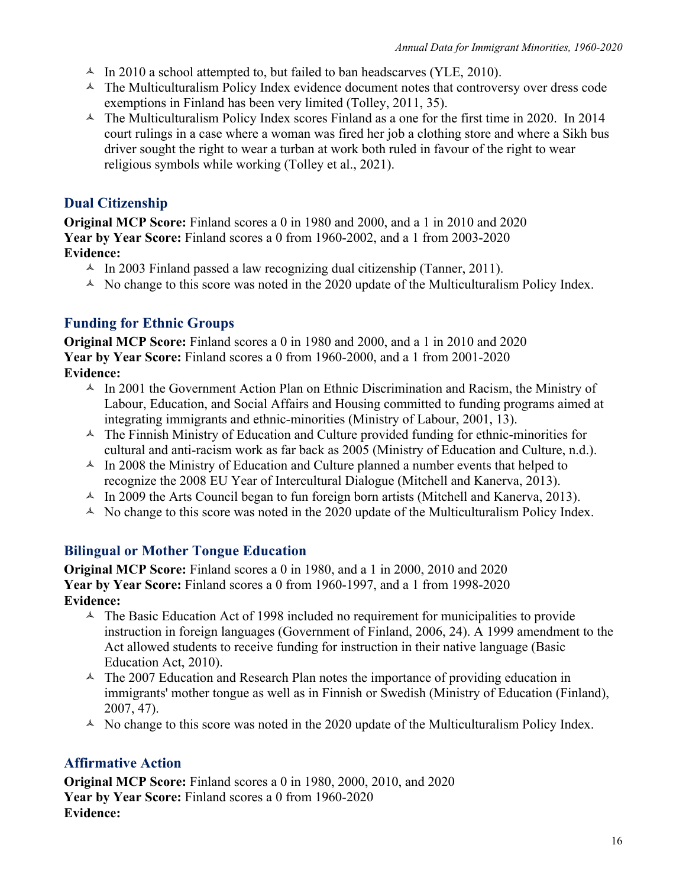- In 2010 a school attempted to, but failed to ban headscarves (YLE, 2010).
- The Multiculturalism Policy Index evidence document notes that controversy over dress code exemptions in Finland has been very limited (Tolley, 2011, 35).
- The Multiculturalism Policy Index scores Finland as a one for the first time in 2020. In 2014 court rulings in a case where a woman was fired her job a clothing store and where a Sikh bus driver sought the right to wear a turban at work both ruled in favour of the right to wear religious symbols while working (Tolley et al., 2021).

## Dual Citizenship

**Original MCP Score:** Finland scores a 0 in 1980 and 2000, and a 1 in 2010 and 2020
**Year by Year Score:** Finland scores a 0 from 1960-2002, and a 1 from 2003-2020
**Evidence:**

- In 2003 Finland passed a law recognizing dual citizenship (Tanner, 2011).
- No change to this score was noted in the 2020 update of the Multiculturalism Policy Index.

## Funding for Ethnic Groups

**Original MCP Score:** Finland scores a 0 in 1980 and 2000, and a 1 in 2010 and 2020
**Year by Year Score:** Finland scores a 0 from 1960-2000, and a 1 from 2001-2020
**Evidence:**

- In 2001 the Government Action Plan on Ethnic Discrimination and Racism, the Ministry of Labour, Education, and Social Affairs and Housing committed to funding programs aimed at integrating immigrants and ethnic-minorities (Ministry of Labour, 2001, 13).
- The Finnish Ministry of Education and Culture provided funding for ethnic-minorities for cultural and anti-racism work as far back as 2005 (Ministry of Education and Culture, n.d.).
- In 2008 the Ministry of Education and Culture planned a number events that helped to recognize the 2008 EU Year of Intercultural Dialogue (Mitchell and Kanerva, 2013).
- In 2009 the Arts Council began to fun foreign born artists (Mitchell and Kanerva, 2013).
- No change to this score was noted in the 2020 update of the Multiculturalism Policy Index.

## Bilingual or Mother Tongue Education

**Original MCP Score:** Finland scores a 0 in 1980, and a 1 in 2000, 2010 and 2020
**Year by Year Score:** Finland scores a 0 from 1960-1997, and a 1 from 1998-2020
**Evidence:**

- The Basic Education Act of 1998 included no requirement for municipalities to provide instruction in foreign languages (Government of Finland, 2006, 24). A 1999 amendment to the Act allowed students to receive funding for instruction in their native language (Basic Education Act, 2010).
- The 2007 Education and Research Plan notes the importance of providing education in immigrants' mother tongue as well as in Finnish or Swedish (Ministry of Education (Finland), 2007, 47).
- No change to this score was noted in the 2020 update of the Multiculturalism Policy Index.

## Affirmative Action

**Original MCP Score:** Finland scores a 0 in 1980, 2000, 2010, and 2020
**Year by Year Score:** Finland scores a 0 from 1960-2020
**Evidence:**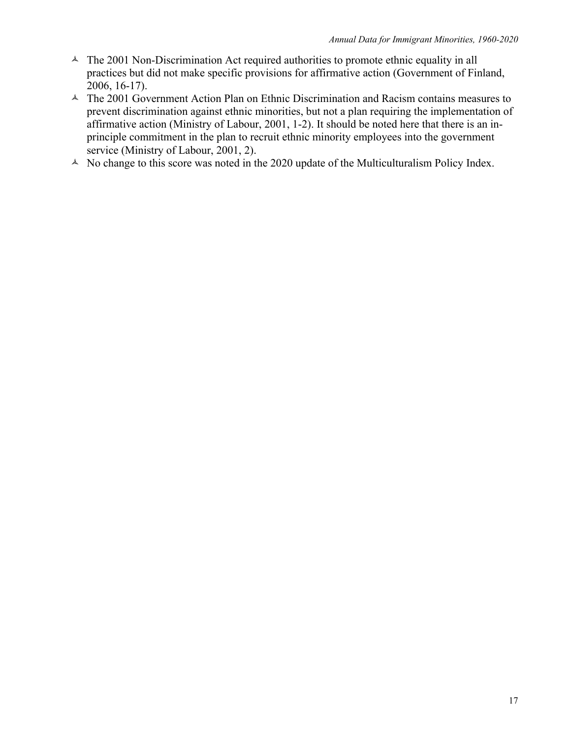- The 2001 Non-Discrimination Act required authorities to promote ethnic equality in all practices but did not make specific provisions for affirmative action (Government of Finland, 2006, 16-17).
- The 2001 Government Action Plan on Ethnic Discrimination and Racism contains measures to prevent discrimination against ethnic minorities, but not a plan requiring the implementation of affirmative action (Ministry of Labour, 2001, 1-2). It should be noted here that there is an in-principle commitment in the plan to recruit ethnic minority employees into the government service (Ministry of Labour, 2001, 2).
- No change to this score was noted in the 2020 update of the Multiculturalism Policy Index.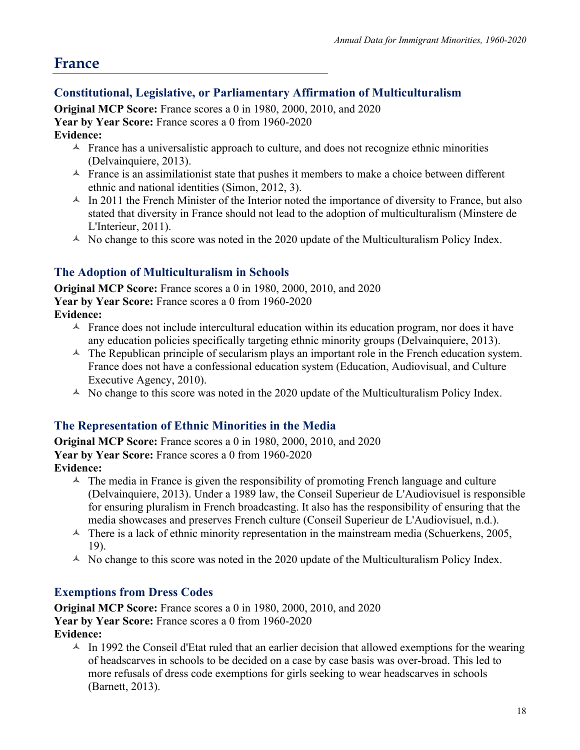# France

## Constitutional, Legislative, or Parliamentary Affirmation of Multiculturalism

**Original MCP Score:** France scores a 0 in 1980, 2000, 2010, and 2020
**Year by Year Score:** France scores a 0 from 1960-2020
**Evidence:**

- France has a universalistic approach to culture, and does not recognize ethnic minorities (Delvainquiere, 2013).
- France is an assimilationist state that pushes it members to make a choice between different ethnic and national identities (Simon, 2012, 3).
- In 2011 the French Minister of the Interior noted the importance of diversity to France, but also stated that diversity in France should not lead to the adoption of multiculturalism (Minstere de L'Interieur, 2011).
- No change to this score was noted in the 2020 update of the Multiculturalism Policy Index.

## The Adoption of Multiculturalism in Schools

**Original MCP Score:** France scores a 0 in 1980, 2000, 2010, and 2020
**Year by Year Score:** France scores a 0 from 1960-2020
**Evidence:**

- France does not include intercultural education within its education program, nor does it have any education policies specifically targeting ethnic minority groups (Delvainquiere, 2013).
- The Republican principle of secularism plays an important role in the French education system. France does not have a confessional education system (Education, Audiovisual, and Culture Executive Agency, 2010).
- No change to this score was noted in the 2020 update of the Multiculturalism Policy Index.

## The Representation of Ethnic Minorities in the Media

**Original MCP Score:** France scores a 0 in 1980, 2000, 2010, and 2020
**Year by Year Score:** France scores a 0 from 1960-2020
**Evidence:**

- The media in France is given the responsibility of promoting French language and culture (Delvainquiere, 2013). Under a 1989 law, the Conseil Superieur de L'Audiovisuel is responsible for ensuring pluralism in French broadcasting. It also has the responsibility of ensuring that the media showcases and preserves French culture (Conseil Superieur de L'Audiovisuel, n.d.).
- There is a lack of ethnic minority representation in the mainstream media (Schuerkens, 2005, 19).
- No change to this score was noted in the 2020 update of the Multiculturalism Policy Index.

## Exemptions from Dress Codes

**Original MCP Score:** France scores a 0 in 1980, 2000, 2010, and 2020
**Year by Year Score:** France scores a 0 from 1960-2020
**Evidence:**

- In 1992 the Conseil d'Etat ruled that an earlier decision that allowed exemptions for the wearing of headscarves in schools to be decided on a case by case basis was over-broad. This led to more refusals of dress code exemptions for girls seeking to wear headscarves in schools (Barnett, 2013).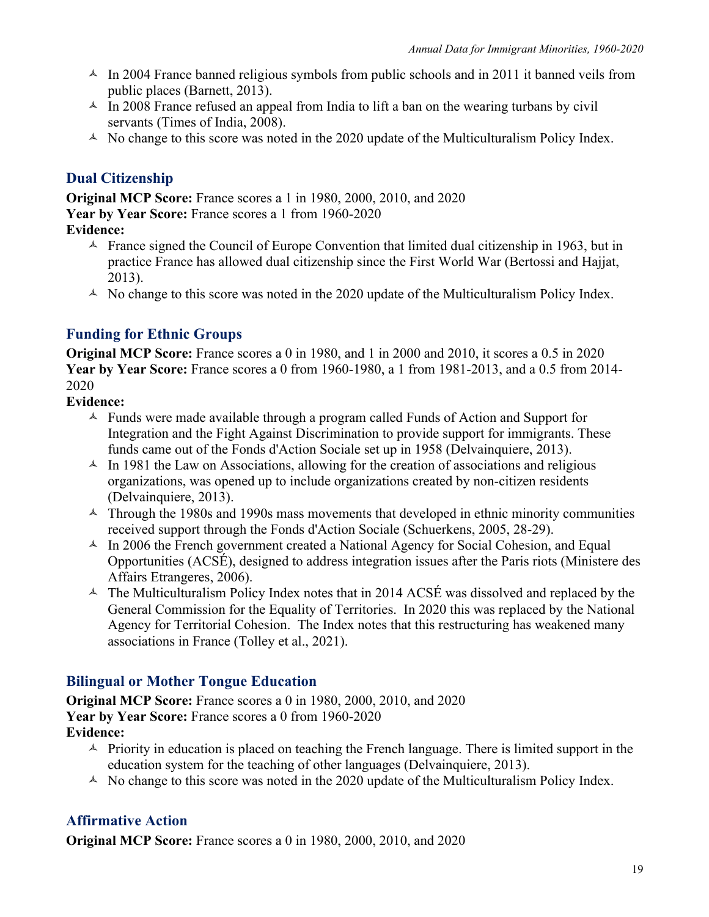- In 2004 France banned religious symbols from public schools and in 2011 it banned veils from public places (Barnett, 2013).
- In 2008 France refused an appeal from India to lift a ban on the wearing turbans by civil servants (Times of India, 2008).
- No change to this score was noted in the 2020 update of the Multiculturalism Policy Index.

### Dual Citizenship

**Original MCP Score:** France scores a 1 in 1980, 2000, 2010, and 2020
**Year by Year Score:** France scores a 1 from 1960-2020
**Evidence:**

- France signed the Council of Europe Convention that limited dual citizenship in 1963, but in practice France has allowed dual citizenship since the First World War (Bertossi and Hajjat, 2013).
- No change to this score was noted in the 2020 update of the Multiculturalism Policy Index.

### Funding for Ethnic Groups

**Original MCP Score:** France scores a 0 in 1980, and 1 in 2000 and 2010, it scores a 0.5 in 2020
**Year by Year Score:** France scores a 0 from 1960-1980, a 1 from 1981-2013, and a 0.5 from 2014-2020
**Evidence:**

- Funds were made available through a program called Funds of Action and Support for Integration and the Fight Against Discrimination to provide support for immigrants. These funds came out of the Fonds d'Action Sociale set up in 1958 (Delvainquiere, 2013).
- In 1981 the Law on Associations, allowing for the creation of associations and religious organizations, was opened up to include organizations created by non-citizen residents (Delvainquiere, 2013).
- Through the 1980s and 1990s mass movements that developed in ethnic minority communities received support through the Fonds d'Action Sociale (Schuerkens, 2005, 28-29).
- In 2006 the French government created a National Agency for Social Cohesion, and Equal Opportunities (ACSÉ), designed to address integration issues after the Paris riots (Ministere des Affairs Etrangeres, 2006).
- The Multiculturalism Policy Index notes that in 2014 ACSÉ was dissolved and replaced by the General Commission for the Equality of Territories. In 2020 this was replaced by the National Agency for Territorial Cohesion. The Index notes that this restructuring has weakened many associations in France (Tolley et al., 2021).

### Bilingual or Mother Tongue Education

**Original MCP Score:** France scores a 0 in 1980, 2000, 2010, and 2020
**Year by Year Score:** France scores a 0 from 1960-2020
**Evidence:**

- Priority in education is placed on teaching the French language. There is limited support in the education system for the teaching of other languages (Delvainquiere, 2013).
- No change to this score was noted in the 2020 update of the Multiculturalism Policy Index.

### Affirmative Action

**Original MCP Score:** France scores a 0 in 1980, 2000, 2010, and 2020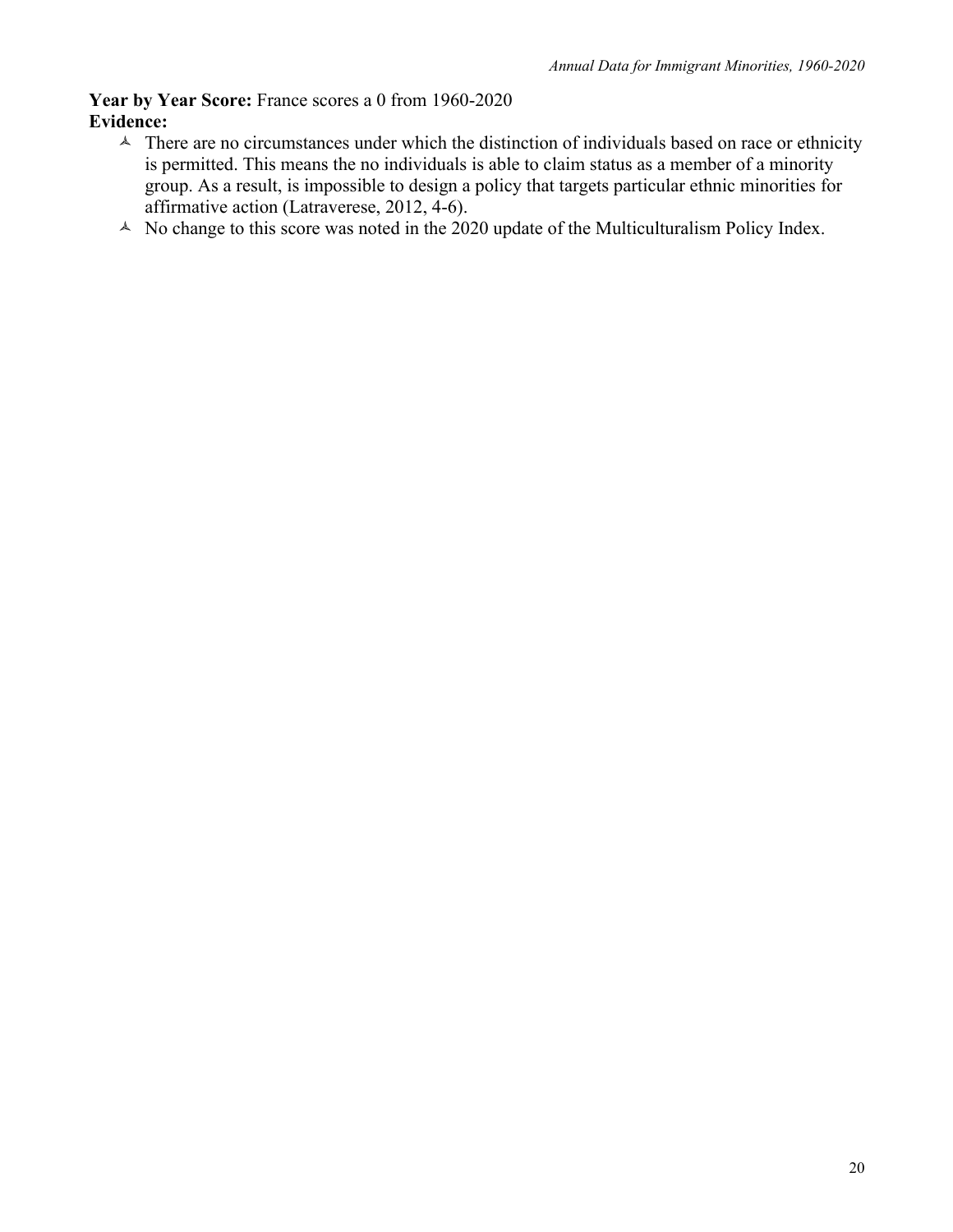**Year by Year Score:** France scores a 0 from 1960-2020

**Evidence:**

- There are no circumstances under which the distinction of individuals based on race or ethnicity is permitted. This means the no individuals is able to claim status as a member of a minority group. As a result, is impossible to design a policy that targets particular ethnic minorities for affirmative action (Latraverese, 2012, 4-6).
- No change to this score was noted in the 2020 update of the Multiculturalism Policy Index.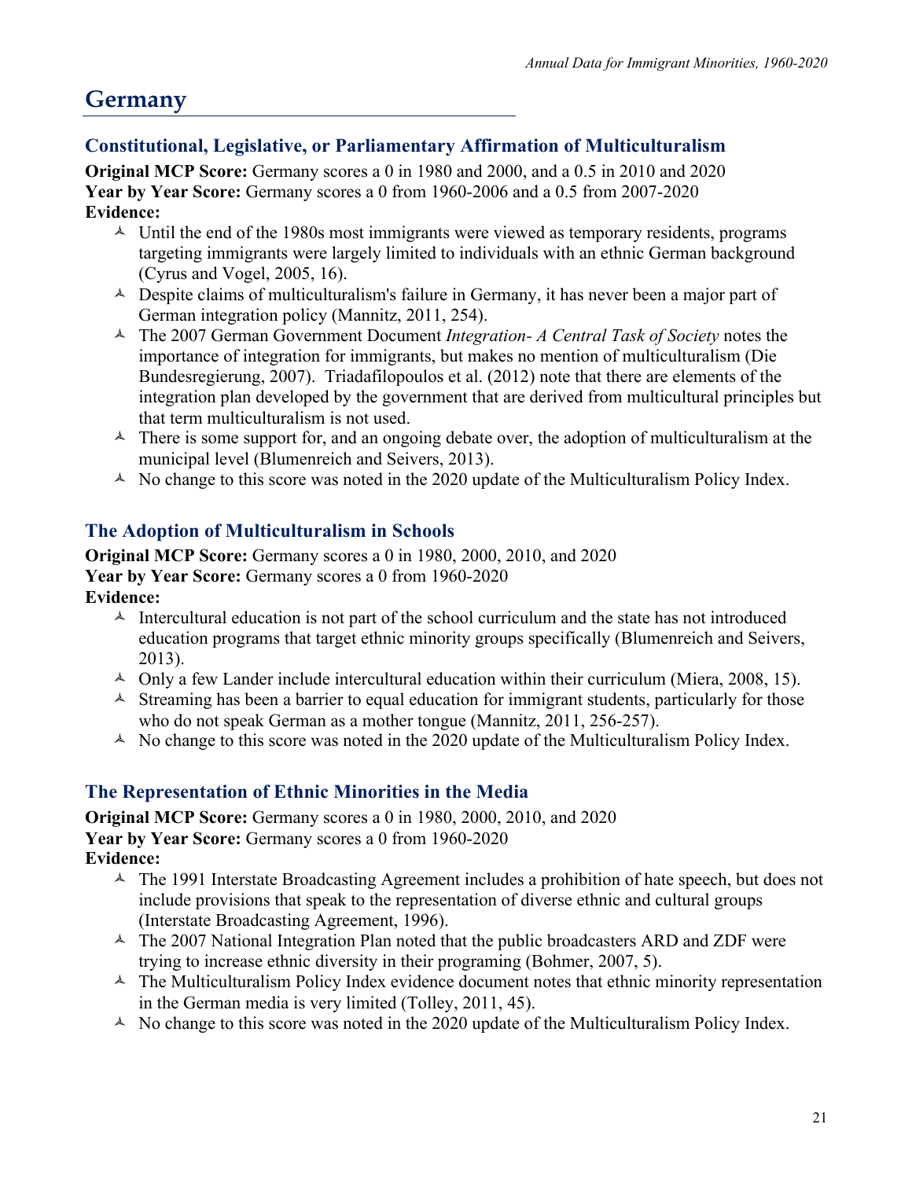# Germany

## Constitutional, Legislative, or Parliamentary Affirmation of Multiculturalism

**Original MCP Score:** Germany scores a 0 in 1980 and 2000, and a 0.5 in 2010 and 2020
**Year by Year Score:** Germany scores a 0 from 1960-2006 and a 0.5 from 2007-2020
**Evidence:**

- Until the end of the 1980s most immigrants were viewed as temporary residents, programs targeting immigrants were largely limited to individuals with an ethnic German background (Cyrus and Vogel, 2005, 16).
- Despite claims of multiculturalism's failure in Germany, it has never been a major part of German integration policy (Mannitz, 2011, 254).
- The 2007 German Government Document *Integration- A Central Task of Society* notes the importance of integration for immigrants, but makes no mention of multiculturalism (Die Bundesregierung, 2007). Triadafilopoulos et al. (2012) note that there are elements of the integration plan developed by the government that are derived from multicultural principles but that term multiculturalism is not used.
- There is some support for, and an ongoing debate over, the adoption of multiculturalism at the municipal level (Blumenreich and Seivers, 2013).
- No change to this score was noted in the 2020 update of the Multiculturalism Policy Index.

## The Adoption of Multiculturalism in Schools

**Original MCP Score:** Germany scores a 0 in 1980, 2000, 2010, and 2020
**Year by Year Score:** Germany scores a 0 from 1960-2020
**Evidence:**

- Intercultural education is not part of the school curriculum and the state has not introduced education programs that target ethnic minority groups specifically (Blumenreich and Seivers, 2013).
- Only a few Lander include intercultural education within their curriculum (Miera, 2008, 15).
- Streaming has been a barrier to equal education for immigrant students, particularly for those who do not speak German as a mother tongue (Mannitz, 2011, 256-257).
- No change to this score was noted in the 2020 update of the Multiculturalism Policy Index.

## The Representation of Ethnic Minorities in the Media

**Original MCP Score:** Germany scores a 0 in 1980, 2000, 2010, and 2020
**Year by Year Score:** Germany scores a 0 from 1960-2020
**Evidence:**

- The 1991 Interstate Broadcasting Agreement includes a prohibition of hate speech, but does not include provisions that speak to the representation of diverse ethnic and cultural groups (Interstate Broadcasting Agreement, 1996).
- The 2007 National Integration Plan noted that the public broadcasters ARD and ZDF were trying to increase ethnic diversity in their programing (Bohmer, 2007, 5).
- The Multiculturalism Policy Index evidence document notes that ethnic minority representation in the German media is very limited (Tolley, 2011, 45).
- No change to this score was noted in the 2020 update of the Multiculturalism Policy Index.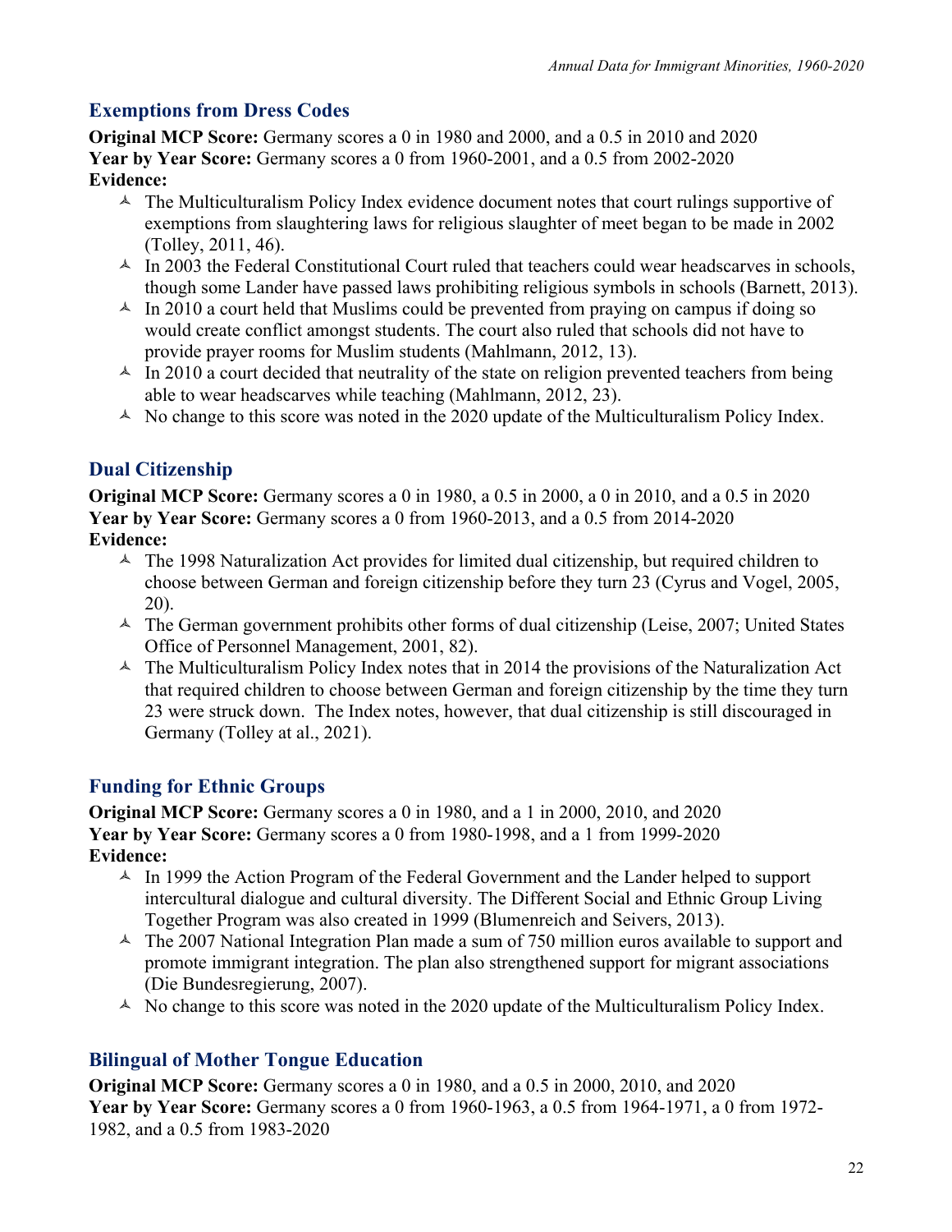## Exemptions from Dress Codes

**Original MCP Score:** Germany scores a 0 in 1980 and 2000, and a 0.5 in 2010 and 2020
**Year by Year Score:** Germany scores a 0 from 1960-2001, and a 0.5 from 2002-2020
**Evidence:**

- The Multiculturalism Policy Index evidence document notes that court rulings supportive of exemptions from slaughtering laws for religious slaughter of meet began to be made in 2002 (Tolley, 2011, 46).
- In 2003 the Federal Constitutional Court ruled that teachers could wear headscarves in schools, though some Lander have passed laws prohibiting religious symbols in schools (Barnett, 2013).
- In 2010 a court held that Muslims could be prevented from praying on campus if doing so would create conflict amongst students. The court also ruled that schools did not have to provide prayer rooms for Muslim students (Mahlmann, 2012, 13).
- In 2010 a court decided that neutrality of the state on religion prevented teachers from being able to wear headscarves while teaching (Mahlmann, 2012, 23).
- No change to this score was noted in the 2020 update of the Multiculturalism Policy Index.

## Dual Citizenship

**Original MCP Score:** Germany scores a 0 in 1980, a 0.5 in 2000, a 0 in 2010, and a 0.5 in 2020
**Year by Year Score:** Germany scores a 0 from 1960-2013, and a 0.5 from 2014-2020
**Evidence:**

- The 1998 Naturalization Act provides for limited dual citizenship, but required children to choose between German and foreign citizenship before they turn 23 (Cyrus and Vogel, 2005, 20).
- The German government prohibits other forms of dual citizenship (Leise, 2007; United States Office of Personnel Management, 2001, 82).
- The Multiculturalism Policy Index notes that in 2014 the provisions of the Naturalization Act that required children to choose between German and foreign citizenship by the time they turn 23 were struck down. The Index notes, however, that dual citizenship is still discouraged in Germany (Tolley at al., 2021).

## Funding for Ethnic Groups

**Original MCP Score:** Germany scores a 0 in 1980, and a 1 in 2000, 2010, and 2020
**Year by Year Score:** Germany scores a 0 from 1980-1998, and a 1 from 1999-2020
**Evidence:**

- In 1999 the Action Program of the Federal Government and the Lander helped to support intercultural dialogue and cultural diversity. The Different Social and Ethnic Group Living Together Program was also created in 1999 (Blumenreich and Seivers, 2013).
- The 2007 National Integration Plan made a sum of 750 million euros available to support and promote immigrant integration. The plan also strengthened support for migrant associations (Die Bundesregierung, 2007).
- No change to this score was noted in the 2020 update of the Multiculturalism Policy Index.

## Bilingual of Mother Tongue Education

**Original MCP Score:** Germany scores a 0 in 1980, and a 0.5 in 2000, 2010, and 2020
**Year by Year Score:** Germany scores a 0 from 1960-1963, a 0.5 from 1964-1971, a 0 from 1972-1982, and a 0.5 from 1983-2020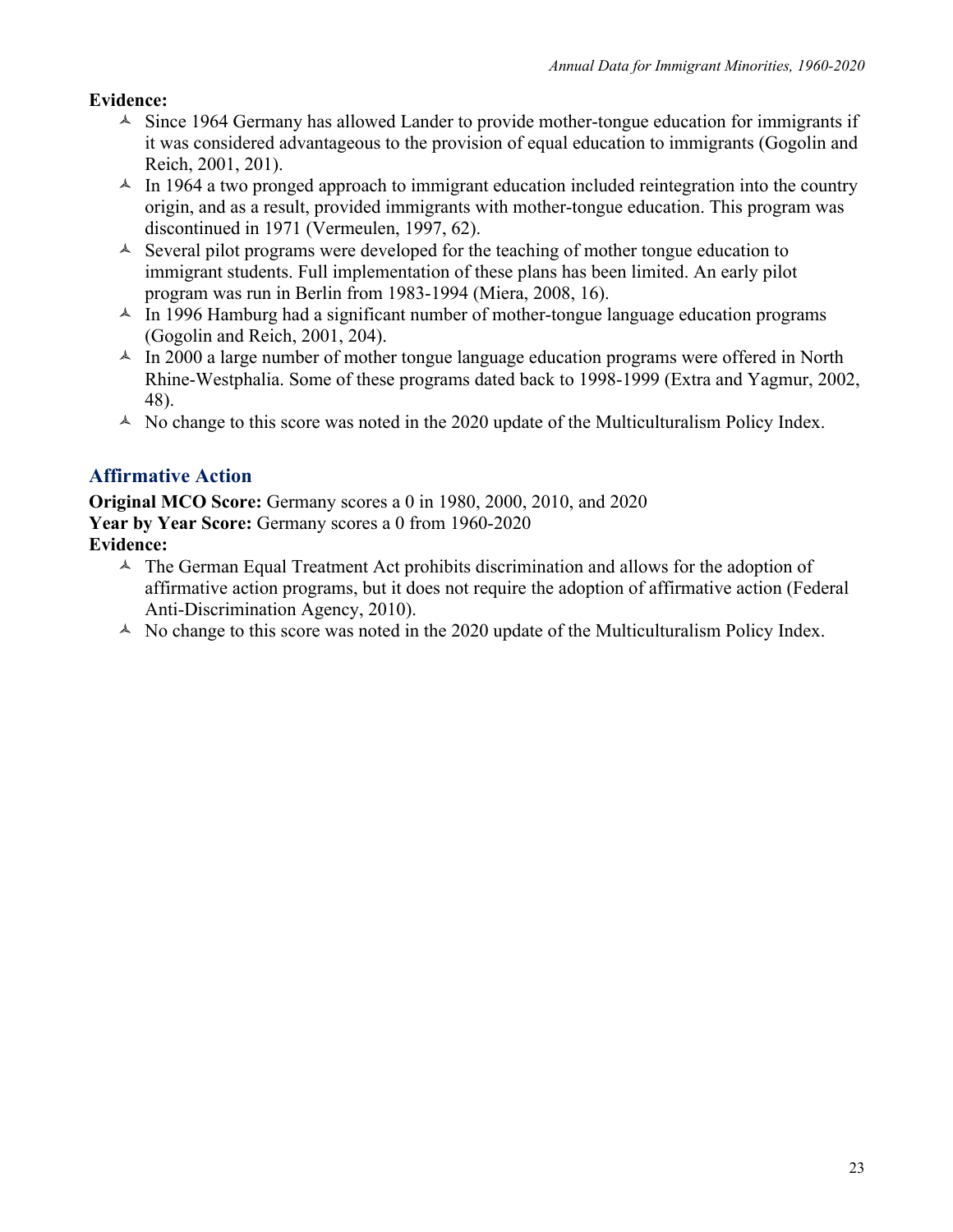**Evidence:**

- Since 1964 Germany has allowed Lander to provide mother-tongue education for immigrants if it was considered advantageous to the provision of equal education to immigrants (Gogolin and Reich, 2001, 201).
- In 1964 a two pronged approach to immigrant education included reintegration into the country origin, and as a result, provided immigrants with mother-tongue education. This program was discontinued in 1971 (Vermeulen, 1997, 62).
- Several pilot programs were developed for the teaching of mother tongue education to immigrant students. Full implementation of these plans has been limited. An early pilot program was run in Berlin from 1983-1994 (Miera, 2008, 16).
- In 1996 Hamburg had a significant number of mother-tongue language education programs (Gogolin and Reich, 2001, 204).
- In 2000 a large number of mother tongue language education programs were offered in North Rhine-Westphalia. Some of these programs dated back to 1998-1999 (Extra and Yagmur, 2002, 48).
- No change to this score was noted in the 2020 update of the Multiculturalism Policy Index.

## Affirmative Action

**Original MCO Score:** Germany scores a 0 in 1980, 2000, 2010, and 2020
**Year by Year Score:** Germany scores a 0 from 1960-2020
**Evidence:**

- The German Equal Treatment Act prohibits discrimination and allows for the adoption of affirmative action programs, but it does not require the adoption of affirmative action (Federal Anti-Discrimination Agency, 2010).
- No change to this score was noted in the 2020 update of the Multiculturalism Policy Index.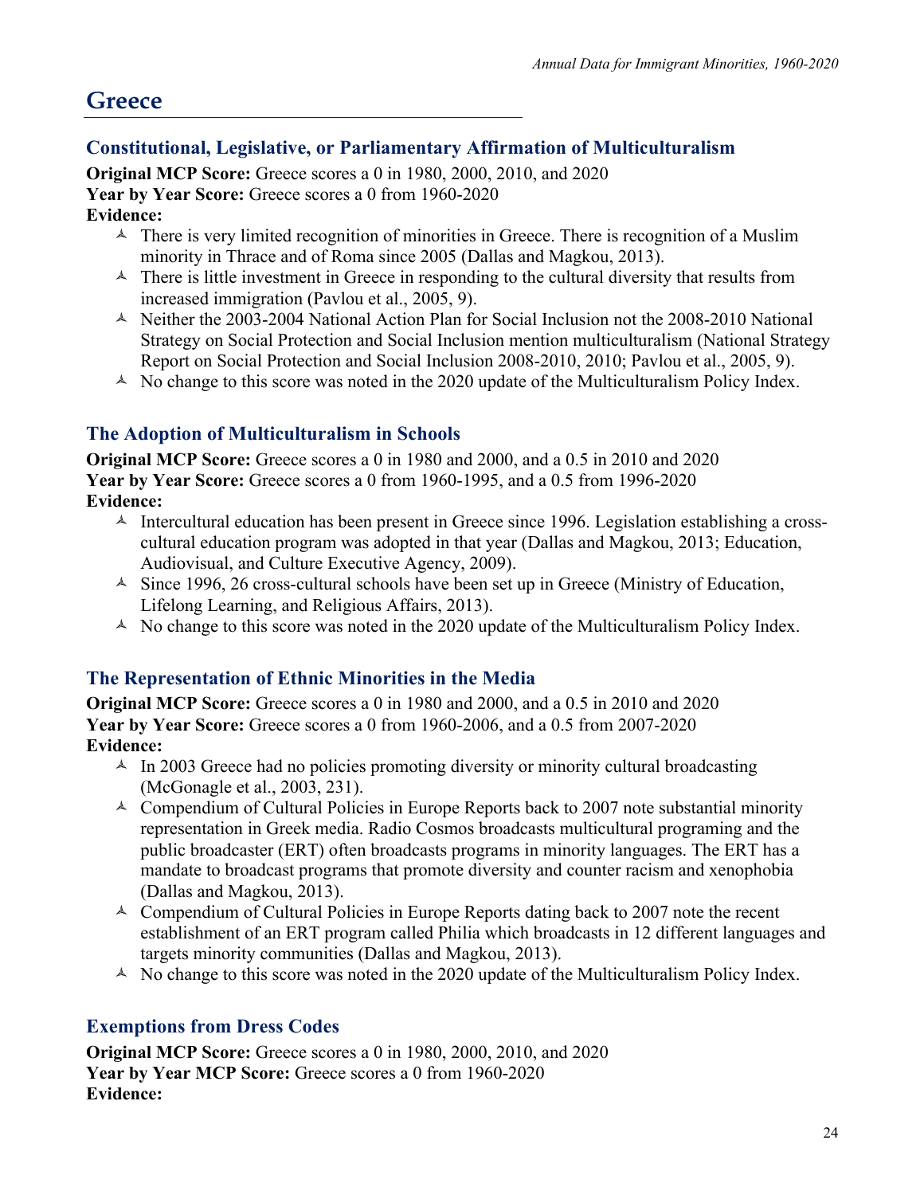# Greece

## Constitutional, Legislative, or Parliamentary Affirmation of Multiculturalism

**Original MCP Score:** Greece scores a 0 in 1980, 2000, 2010, and 2020
**Year by Year Score:** Greece scores a 0 from 1960-2020
**Evidence:**

- There is very limited recognition of minorities in Greece. There is recognition of a Muslim minority in Thrace and of Roma since 2005 (Dallas and Magkou, 2013).
- There is little investment in Greece in responding to the cultural diversity that results from increased immigration (Pavlou et al., 2005, 9).
- Neither the 2003-2004 National Action Plan for Social Inclusion not the 2008-2010 National Strategy on Social Protection and Social Inclusion mention multiculturalism (National Strategy Report on Social Protection and Social Inclusion 2008-2010, 2010; Pavlou et al., 2005, 9).
- No change to this score was noted in the 2020 update of the Multiculturalism Policy Index.

## The Adoption of Multiculturalism in Schools

**Original MCP Score:** Greece scores a 0 in 1980 and 2000, and a 0.5 in 2010 and 2020
**Year by Year Score:** Greece scores a 0 from 1960-1995, and a 0.5 from 1996-2020
**Evidence:**

- Intercultural education has been present in Greece since 1996. Legislation establishing a cross-cultural education program was adopted in that year (Dallas and Magkou, 2013; Education, Audiovisual, and Culture Executive Agency, 2009).
- Since 1996, 26 cross-cultural schools have been set up in Greece (Ministry of Education, Lifelong Learning, and Religious Affairs, 2013).
- No change to this score was noted in the 2020 update of the Multiculturalism Policy Index.

## The Representation of Ethnic Minorities in the Media

**Original MCP Score:** Greece scores a 0 in 1980 and 2000, and a 0.5 in 2010 and 2020
**Year by Year Score:** Greece scores a 0 from 1960-2006, and a 0.5 from 2007-2020
**Evidence:**

- In 2003 Greece had no policies promoting diversity or minority cultural broadcasting (McGonagle et al., 2003, 231).
- Compendium of Cultural Policies in Europe Reports back to 2007 note substantial minority representation in Greek media. Radio Cosmos broadcasts multicultural programing and the public broadcaster (ERT) often broadcasts programs in minority languages. The ERT has a mandate to broadcast programs that promote diversity and counter racism and xenophobia (Dallas and Magkou, 2013).
- Compendium of Cultural Policies in Europe Reports dating back to 2007 note the recent establishment of an ERT program called Philia which broadcasts in 12 different languages and targets minority communities (Dallas and Magkou, 2013).
- No change to this score was noted in the 2020 update of the Multiculturalism Policy Index.

## Exemptions from Dress Codes

**Original MCP Score:** Greece scores a 0 in 1980, 2000, 2010, and 2020
**Year by Year MCP Score:** Greece scores a 0 from 1960-2020
**Evidence:**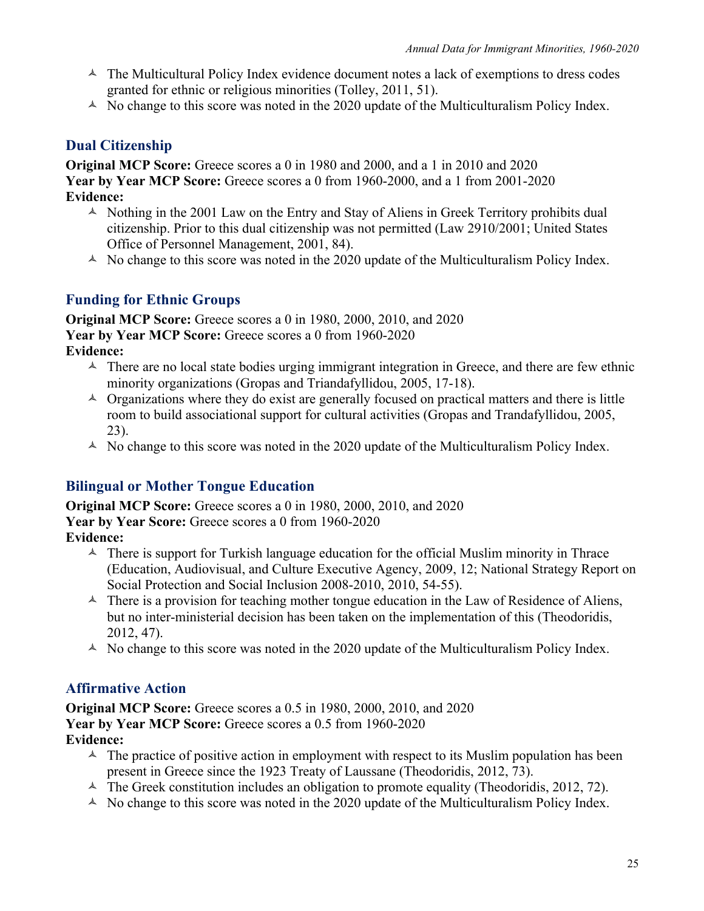- The Multicultural Policy Index evidence document notes a lack of exemptions to dress codes granted for ethnic or religious minorities (Tolley, 2011, 51).
- No change to this score was noted in the 2020 update of the Multiculturalism Policy Index.

### Dual Citizenship

**Original MCP Score:** Greece scores a 0 in 1980 and 2000, and a 1 in 2010 and 2020
**Year by Year MCP Score:** Greece scores a 0 from 1960-2000, and a 1 from 2001-2020
**Evidence:**

- Nothing in the 2001 Law on the Entry and Stay of Aliens in Greek Territory prohibits dual citizenship. Prior to this dual citizenship was not permitted (Law 2910/2001; United States Office of Personnel Management, 2001, 84).
- No change to this score was noted in the 2020 update of the Multiculturalism Policy Index.

### Funding for Ethnic Groups

**Original MCP Score:** Greece scores a 0 in 1980, 2000, 2010, and 2020
**Year by Year MCP Score:** Greece scores a 0 from 1960-2020
**Evidence:**

- There are no local state bodies urging immigrant integration in Greece, and there are few ethnic minority organizations (Gropas and Triandafyllidou, 2005, 17-18).
- Organizations where they do exist are generally focused on practical matters and there is little room to build associational support for cultural activities (Gropas and Trandafyllidou, 2005, 23).
- No change to this score was noted in the 2020 update of the Multiculturalism Policy Index.

### Bilingual or Mother Tongue Education

**Original MCP Score:** Greece scores a 0 in 1980, 2000, 2010, and 2020
**Year by Year Score:** Greece scores a 0 from 1960-2020
**Evidence:**

- There is support for Turkish language education for the official Muslim minority in Thrace (Education, Audiovisual, and Culture Executive Agency, 2009, 12; National Strategy Report on Social Protection and Social Inclusion 2008-2010, 2010, 54-55).
- There is a provision for teaching mother tongue education in the Law of Residence of Aliens, but no inter-ministerial decision has been taken on the implementation of this (Theodoridis, 2012, 47).
- No change to this score was noted in the 2020 update of the Multiculturalism Policy Index.

### Affirmative Action

**Original MCP Score:** Greece scores a 0.5 in 1980, 2000, 2010, and 2020
**Year by Year MCP Score:** Greece scores a 0.5 from 1960-2020
**Evidence:**

- The practice of positive action in employment with respect to its Muslim population has been present in Greece since the 1923 Treaty of Laussane (Theodoridis, 2012, 73).
- The Greek constitution includes an obligation to promote equality (Theodoridis, 2012, 72).
- No change to this score was noted in the 2020 update of the Multiculturalism Policy Index.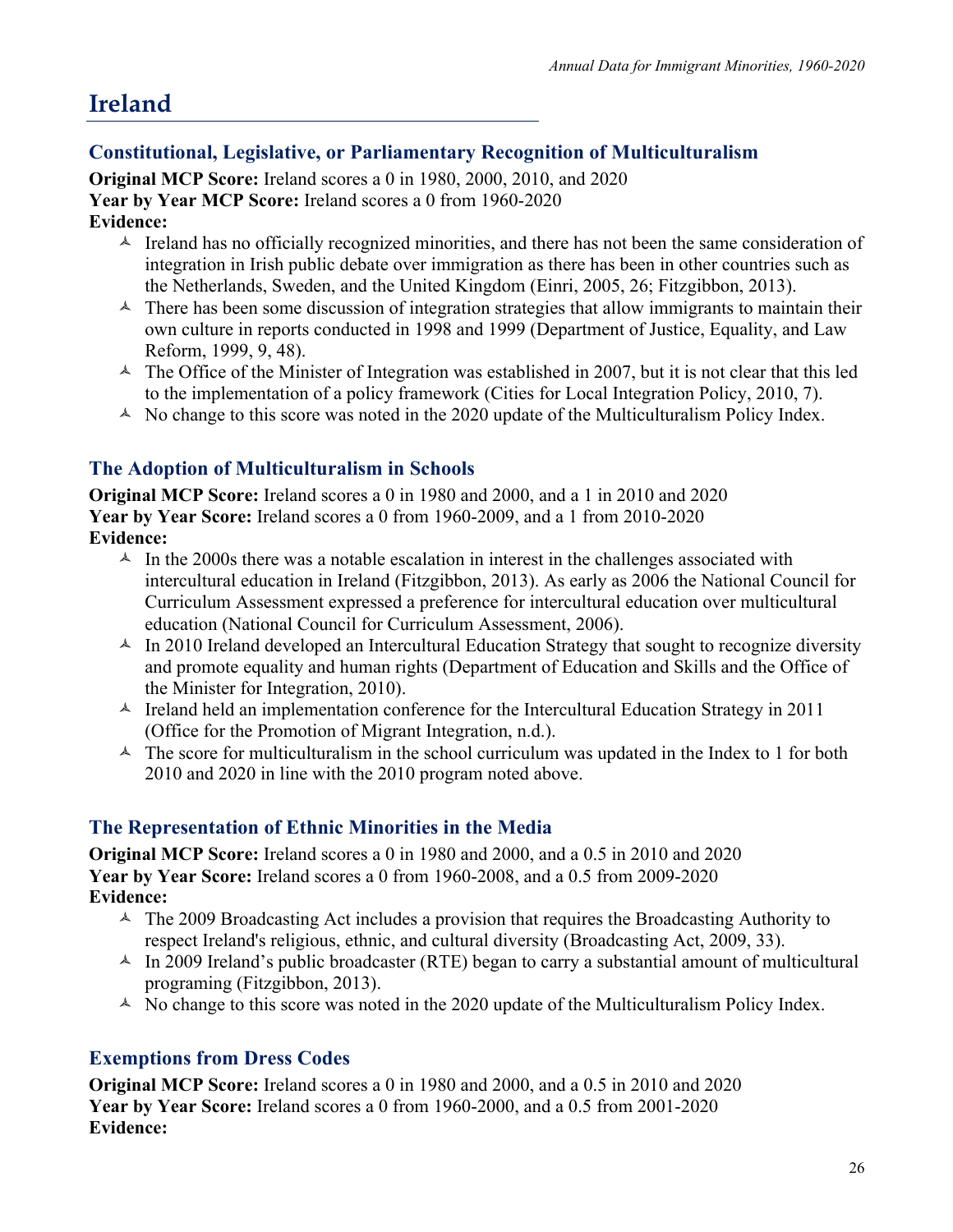# Ireland

## Constitutional, Legislative, or Parliamentary Recognition of Multiculturalism

**Original MCP Score:** Ireland scores a 0 in 1980, 2000, 2010, and 2020
**Year by Year MCP Score:** Ireland scores a 0 from 1960-2020
**Evidence:**

- Ireland has no officially recognized minorities, and there has not been the same consideration of integration in Irish public debate over immigration as there has been in other countries such as the Netherlands, Sweden, and the United Kingdom (Einri, 2005, 26; Fitzgibbon, 2013).
- There has been some discussion of integration strategies that allow immigrants to maintain their own culture in reports conducted in 1998 and 1999 (Department of Justice, Equality, and Law Reform, 1999, 9, 48).
- The Office of the Minister of Integration was established in 2007, but it is not clear that this led to the implementation of a policy framework (Cities for Local Integration Policy, 2010, 7).
- No change to this score was noted in the 2020 update of the Multiculturalism Policy Index.

## The Adoption of Multiculturalism in Schools

**Original MCP Score:** Ireland scores a 0 in 1980 and 2000, and a 1 in 2010 and 2020
**Year by Year Score:** Ireland scores a 0 from 1960-2009, and a 1 from 2010-2020
**Evidence:**

- In the 2000s there was a notable escalation in interest in the challenges associated with intercultural education in Ireland (Fitzgibbon, 2013). As early as 2006 the National Council for Curriculum Assessment expressed a preference for intercultural education over multicultural education (National Council for Curriculum Assessment, 2006).
- In 2010 Ireland developed an Intercultural Education Strategy that sought to recognize diversity and promote equality and human rights (Department of Education and Skills and the Office of the Minister for Integration, 2010).
- Ireland held an implementation conference for the Intercultural Education Strategy in 2011 (Office for the Promotion of Migrant Integration, n.d.).
- The score for multiculturalism in the school curriculum was updated in the Index to 1 for both 2010 and 2020 in line with the 2010 program noted above.

## The Representation of Ethnic Minorities in the Media

**Original MCP Score:** Ireland scores a 0 in 1980 and 2000, and a 0.5 in 2010 and 2020
**Year by Year Score:** Ireland scores a 0 from 1960-2008, and a 0.5 from 2009-2020
**Evidence:**

- The 2009 Broadcasting Act includes a provision that requires the Broadcasting Authority to respect Ireland's religious, ethnic, and cultural diversity (Broadcasting Act, 2009, 33).
- In 2009 Ireland's public broadcaster (RTE) began to carry a substantial amount of multicultural programing (Fitzgibbon, 2013).
- No change to this score was noted in the 2020 update of the Multiculturalism Policy Index.

## Exemptions from Dress Codes

**Original MCP Score:** Ireland scores a 0 in 1980 and 2000, and a 0.5 in 2010 and 2020
**Year by Year Score:** Ireland scores a 0 from 1960-2000, and a 0.5 from 2001-2020
**Evidence:**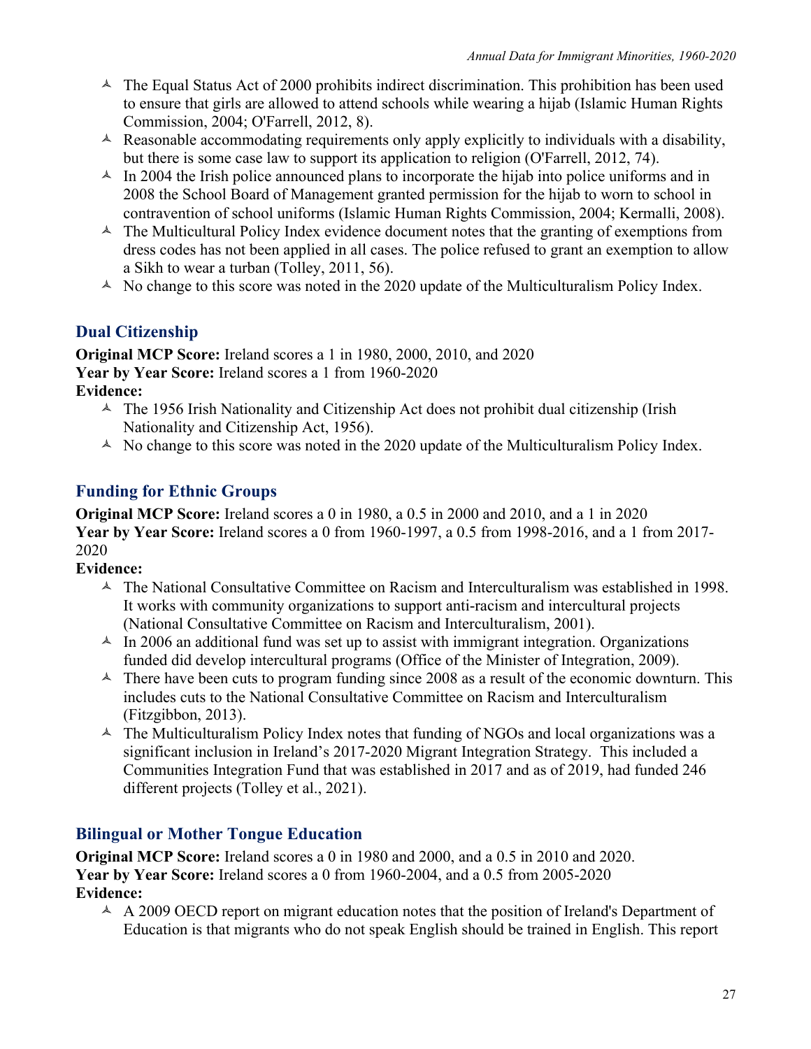- The Equal Status Act of 2000 prohibits indirect discrimination. This prohibition has been used to ensure that girls are allowed to attend schools while wearing a hijab (Islamic Human Rights Commission, 2004; O'Farrell, 2012, 8).
- Reasonable accommodating requirements only apply explicitly to individuals with a disability, but there is some case law to support its application to religion (O'Farrell, 2012, 74).
- In 2004 the Irish police announced plans to incorporate the hijab into police uniforms and in 2008 the School Board of Management granted permission for the hijab to worn to school in contravention of school uniforms (Islamic Human Rights Commission, 2004; Kermalli, 2008).
- The Multicultural Policy Index evidence document notes that the granting of exemptions from dress codes has not been applied in all cases. The police refused to grant an exemption to allow a Sikh to wear a turban (Tolley, 2011, 56).
- No change to this score was noted in the 2020 update of the Multiculturalism Policy Index.

## Dual Citizenship

**Original MCP Score:** Ireland scores a 1 in 1980, 2000, 2010, and 2020
**Year by Year Score:** Ireland scores a 1 from 1960-2020
**Evidence:**

- The 1956 Irish Nationality and Citizenship Act does not prohibit dual citizenship (Irish Nationality and Citizenship Act, 1956).
- No change to this score was noted in the 2020 update of the Multiculturalism Policy Index.

## Funding for Ethnic Groups

**Original MCP Score:** Ireland scores a 0 in 1980, a 0.5 in 2000 and 2010, and a 1 in 2020
**Year by Year Score:** Ireland scores a 0 from 1960-1997, a 0.5 from 1998-2016, and a 1 from 2017-2020
**Evidence:**

- The National Consultative Committee on Racism and Interculturalism was established in 1998. It works with community organizations to support anti-racism and intercultural projects (National Consultative Committee on Racism and Interculturalism, 2001).
- In 2006 an additional fund was set up to assist with immigrant integration. Organizations funded did develop intercultural programs (Office of the Minister of Integration, 2009).
- There have been cuts to program funding since 2008 as a result of the economic downturn. This includes cuts to the National Consultative Committee on Racism and Interculturalism (Fitzgibbon, 2013).
- The Multiculturalism Policy Index notes that funding of NGOs and local organizations was a significant inclusion in Ireland's 2017-2020 Migrant Integration Strategy. This included a Communities Integration Fund that was established in 2017 and as of 2019, had funded 246 different projects (Tolley et al., 2021).

## Bilingual or Mother Tongue Education

**Original MCP Score:** Ireland scores a 0 in 1980 and 2000, and a 0.5 in 2010 and 2020.
**Year by Year Score:** Ireland scores a 0 from 1960-2004, and a 0.5 from 2005-2020
**Evidence:**

- A 2009 OECD report on migrant education notes that the position of Ireland's Department of Education is that migrants who do not speak English should be trained in English. This report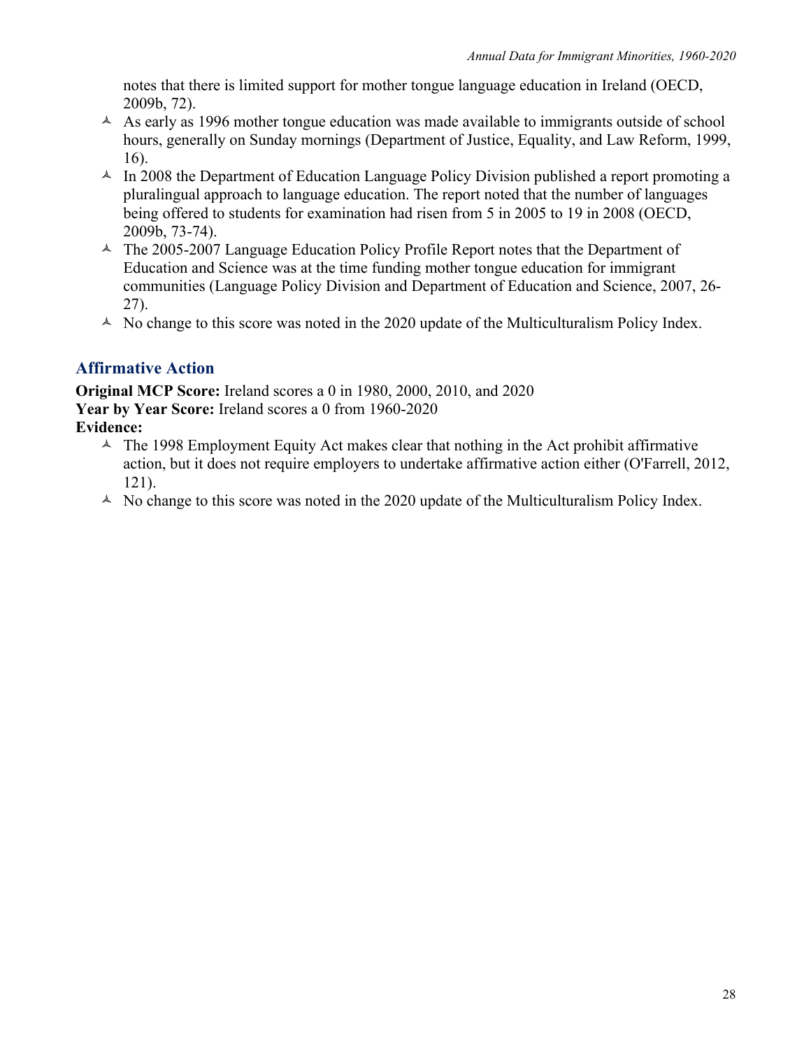notes that there is limited support for mother tongue language education in Ireland (OECD, 2009b, 72).

- As early as 1996 mother tongue education was made available to immigrants outside of school hours, generally on Sunday mornings (Department of Justice, Equality, and Law Reform, 1999, 16).
- In 2008 the Department of Education Language Policy Division published a report promoting a pluralingual approach to language education. The report noted that the number of languages being offered to students for examination had risen from 5 in 2005 to 19 in 2008 (OECD, 2009b, 73-74).
- The 2005-2007 Language Education Policy Profile Report notes that the Department of Education and Science was at the time funding mother tongue education for immigrant communities (Language Policy Division and Department of Education and Science, 2007, 26-27).
- No change to this score was noted in the 2020 update of the Multiculturalism Policy Index.

## Affirmative Action

**Original MCP Score:** Ireland scores a 0 in 1980, 2000, 2010, and 2020
**Year by Year Score:** Ireland scores a 0 from 1960-2020
**Evidence:**

- The 1998 Employment Equity Act makes clear that nothing in the Act prohibit affirmative action, but it does not require employers to undertake affirmative action either (O'Farrell, 2012, 121).
- No change to this score was noted in the 2020 update of the Multiculturalism Policy Index.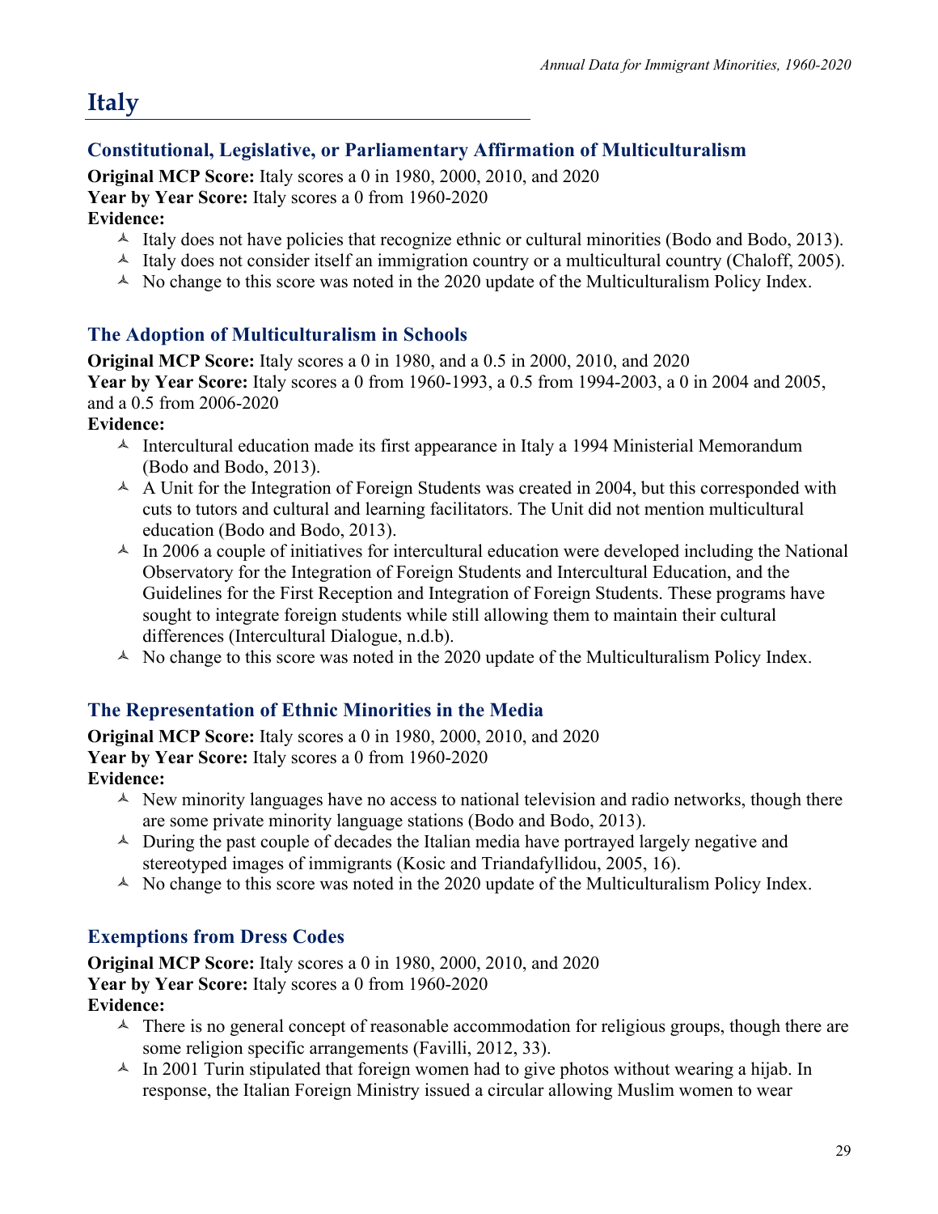# Italy

## Constitutional, Legislative, or Parliamentary Affirmation of Multiculturalism

**Original MCP Score:** Italy scores a 0 in 1980, 2000, 2010, and 2020
**Year by Year Score:** Italy scores a 0 from 1960-2020
**Evidence:**

- Italy does not have policies that recognize ethnic or cultural minorities (Bodo and Bodo, 2013).
- Italy does not consider itself an immigration country or a multicultural country (Chaloff, 2005).
- No change to this score was noted in the 2020 update of the Multiculturalism Policy Index.

## The Adoption of Multiculturalism in Schools

**Original MCP Score:** Italy scores a 0 in 1980, and a 0.5 in 2000, 2010, and 2020
**Year by Year Score:** Italy scores a 0 from 1960-1993, a 0.5 from 1994-2003, a 0 in 2004 and 2005, and a 0.5 from 2006-2020
**Evidence:**

- Intercultural education made its first appearance in Italy a 1994 Ministerial Memorandum (Bodo and Bodo, 2013).
- A Unit for the Integration of Foreign Students was created in 2004, but this corresponded with cuts to tutors and cultural and learning facilitators. The Unit did not mention multicultural education (Bodo and Bodo, 2013).
- In 2006 a couple of initiatives for intercultural education were developed including the National Observatory for the Integration of Foreign Students and Intercultural Education, and the Guidelines for the First Reception and Integration of Foreign Students. These programs have sought to integrate foreign students while still allowing them to maintain their cultural differences (Intercultural Dialogue, n.d.b).
- No change to this score was noted in the 2020 update of the Multiculturalism Policy Index.

## The Representation of Ethnic Minorities in the Media

**Original MCP Score:** Italy scores a 0 in 1980, 2000, 2010, and 2020
**Year by Year Score:** Italy scores a 0 from 1960-2020
**Evidence:**

- New minority languages have no access to national television and radio networks, though there are some private minority language stations (Bodo and Bodo, 2013).
- During the past couple of decades the Italian media have portrayed largely negative and stereotyped images of immigrants (Kosic and Triandafyllidou, 2005, 16).
- No change to this score was noted in the 2020 update of the Multiculturalism Policy Index.

## Exemptions from Dress Codes

**Original MCP Score:** Italy scores a 0 in 1980, 2000, 2010, and 2020
**Year by Year Score:** Italy scores a 0 from 1960-2020
**Evidence:**

- There is no general concept of reasonable accommodation for religious groups, though there are some religion specific arrangements (Favilli, 2012, 33).
- In 2001 Turin stipulated that foreign women had to give photos without wearing a hijab. In response, the Italian Foreign Ministry issued a circular allowing Muslim women to wear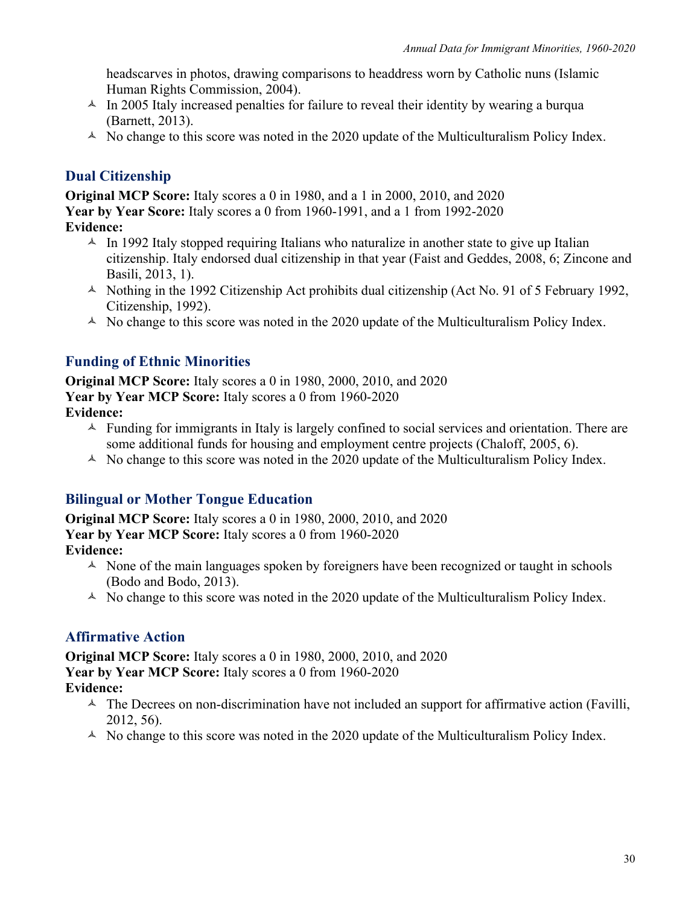- headscarves in photos, drawing comparisons to headdress worn by Catholic nuns (Islamic Human Rights Commission, 2004).
- In 2005 Italy increased penalties for failure to reveal their identity by wearing a burqua (Barnett, 2013).
- No change to this score was noted in the 2020 update of the Multiculturalism Policy Index.

### Dual Citizenship

**Original MCP Score:** Italy scores a 0 in 1980, and a 1 in 2000, 2010, and 2020
**Year by Year Score:** Italy scores a 0 from 1960-1991, and a 1 from 1992-2020
**Evidence:**

- In 1992 Italy stopped requiring Italians who naturalize in another state to give up Italian citizenship. Italy endorsed dual citizenship in that year (Faist and Geddes, 2008, 6; Zincone and Basili, 2013, 1).
- Nothing in the 1992 Citizenship Act prohibits dual citizenship (Act No. 91 of 5 February 1992, Citizenship, 1992).
- No change to this score was noted in the 2020 update of the Multiculturalism Policy Index.

### Funding of Ethnic Minorities

**Original MCP Score:** Italy scores a 0 in 1980, 2000, 2010, and 2020
**Year by Year MCP Score:** Italy scores a 0 from 1960-2020
**Evidence:**

- Funding for immigrants in Italy is largely confined to social services and orientation. There are some additional funds for housing and employment centre projects (Chaloff, 2005, 6).
- No change to this score was noted in the 2020 update of the Multiculturalism Policy Index.

### Bilingual or Mother Tongue Education

**Original MCP Score:** Italy scores a 0 in 1980, 2000, 2010, and 2020
**Year by Year MCP Score:** Italy scores a 0 from 1960-2020
**Evidence:**

- None of the main languages spoken by foreigners have been recognized or taught in schools (Bodo and Bodo, 2013).
- No change to this score was noted in the 2020 update of the Multiculturalism Policy Index.

### Affirmative Action

**Original MCP Score:** Italy scores a 0 in 1980, 2000, 2010, and 2020
**Year by Year MCP Score:** Italy scores a 0 from 1960-2020
**Evidence:**

- The Decrees on non-discrimination have not included an support for affirmative action (Favilli, 2012, 56).
- No change to this score was noted in the 2020 update of the Multiculturalism Policy Index.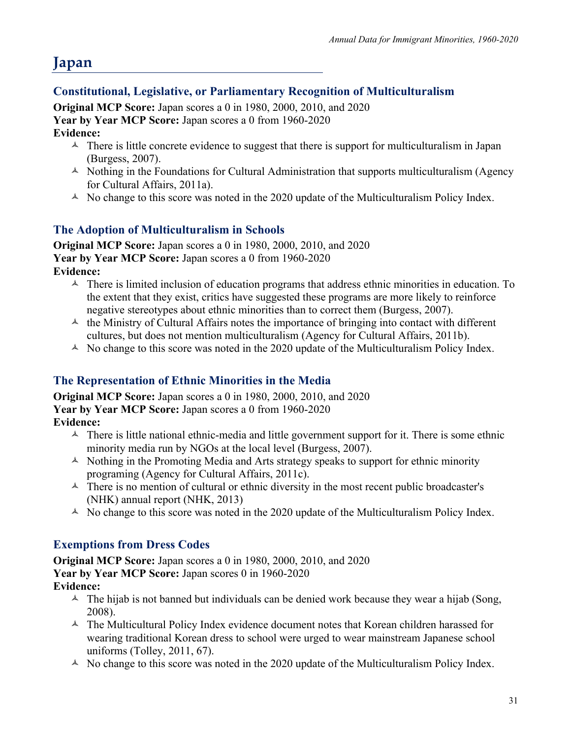# Japan

## Constitutional, Legislative, or Parliamentary Recognition of Multiculturalism

**Original MCP Score:** Japan scores a 0 in 1980, 2000, 2010, and 2020
**Year by Year MCP Score:** Japan scores a 0 from 1960-2020
**Evidence:**

- There is little concrete evidence to suggest that there is support for multiculturalism in Japan (Burgess, 2007).
- Nothing in the Foundations for Cultural Administration that supports multiculturalism (Agency for Cultural Affairs, 2011a).
- No change to this score was noted in the 2020 update of the Multiculturalism Policy Index.

## The Adoption of Multiculturalism in Schools

**Original MCP Score:** Japan scores a 0 in 1980, 2000, 2010, and 2020
**Year by Year MCP Score:** Japan scores a 0 from 1960-2020
**Evidence:**

- There is limited inclusion of education programs that address ethnic minorities in education. To the extent that they exist, critics have suggested these programs are more likely to reinforce negative stereotypes about ethnic minorities than to correct them (Burgess, 2007).
- the Ministry of Cultural Affairs notes the importance of bringing into contact with different cultures, but does not mention multiculturalism (Agency for Cultural Affairs, 2011b).
- No change to this score was noted in the 2020 update of the Multiculturalism Policy Index.

## The Representation of Ethnic Minorities in the Media

**Original MCP Score:** Japan scores a 0 in 1980, 2000, 2010, and 2020
**Year by Year MCP Score:** Japan scores a 0 from 1960-2020
**Evidence:**

- There is little national ethnic-media and little government support for it. There is some ethnic minority media run by NGOs at the local level (Burgess, 2007).
- Nothing in the Promoting Media and Arts strategy speaks to support for ethnic minority programing (Agency for Cultural Affairs, 2011c).
- There is no mention of cultural or ethnic diversity in the most recent public broadcaster's (NHK) annual report (NHK, 2013)
- No change to this score was noted in the 2020 update of the Multiculturalism Policy Index.

## Exemptions from Dress Codes

**Original MCP Score:** Japan scores a 0 in 1980, 2000, 2010, and 2020
**Year by Year MCP Score:** Japan scores 0 in 1960-2020
**Evidence:**

- The hijab is not banned but individuals can be denied work because they wear a hijab (Song, 2008).
- The Multicultural Policy Index evidence document notes that Korean children harassed for wearing traditional Korean dress to school were urged to wear mainstream Japanese school uniforms (Tolley, 2011, 67).
- No change to this score was noted in the 2020 update of the Multiculturalism Policy Index.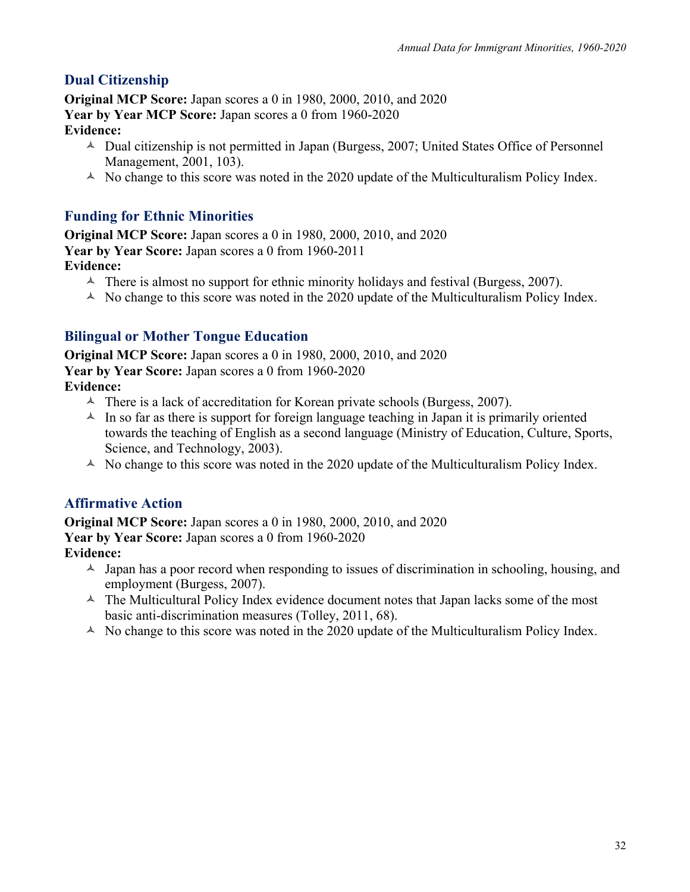## Dual Citizenship

**Original MCP Score:** Japan scores a 0 in 1980, 2000, 2010, and 2020
**Year by Year MCP Score:** Japan scores a 0 from 1960-2020
**Evidence:**

- Dual citizenship is not permitted in Japan (Burgess, 2007; United States Office of Personnel Management, 2001, 103).
- No change to this score was noted in the 2020 update of the Multiculturalism Policy Index.

## Funding for Ethnic Minorities

**Original MCP Score:** Japan scores a 0 in 1980, 2000, 2010, and 2020
**Year by Year Score:** Japan scores a 0 from 1960-2011
**Evidence:**

- There is almost no support for ethnic minority holidays and festival (Burgess, 2007).
- No change to this score was noted in the 2020 update of the Multiculturalism Policy Index.

## Bilingual or Mother Tongue Education

**Original MCP Score:** Japan scores a 0 in 1980, 2000, 2010, and 2020
**Year by Year Score:** Japan scores a 0 from 1960-2020
**Evidence:**

- There is a lack of accreditation for Korean private schools (Burgess, 2007).
- In so far as there is support for foreign language teaching in Japan it is primarily oriented towards the teaching of English as a second language (Ministry of Education, Culture, Sports, Science, and Technology, 2003).
- No change to this score was noted in the 2020 update of the Multiculturalism Policy Index.

## Affirmative Action

**Original MCP Score:** Japan scores a 0 in 1980, 2000, 2010, and 2020
**Year by Year Score:** Japan scores a 0 from 1960-2020
**Evidence:**

- Japan has a poor record when responding to issues of discrimination in schooling, housing, and employment (Burgess, 2007).
- The Multicultural Policy Index evidence document notes that Japan lacks some of the most basic anti-discrimination measures (Tolley, 2011, 68).
- No change to this score was noted in the 2020 update of the Multiculturalism Policy Index.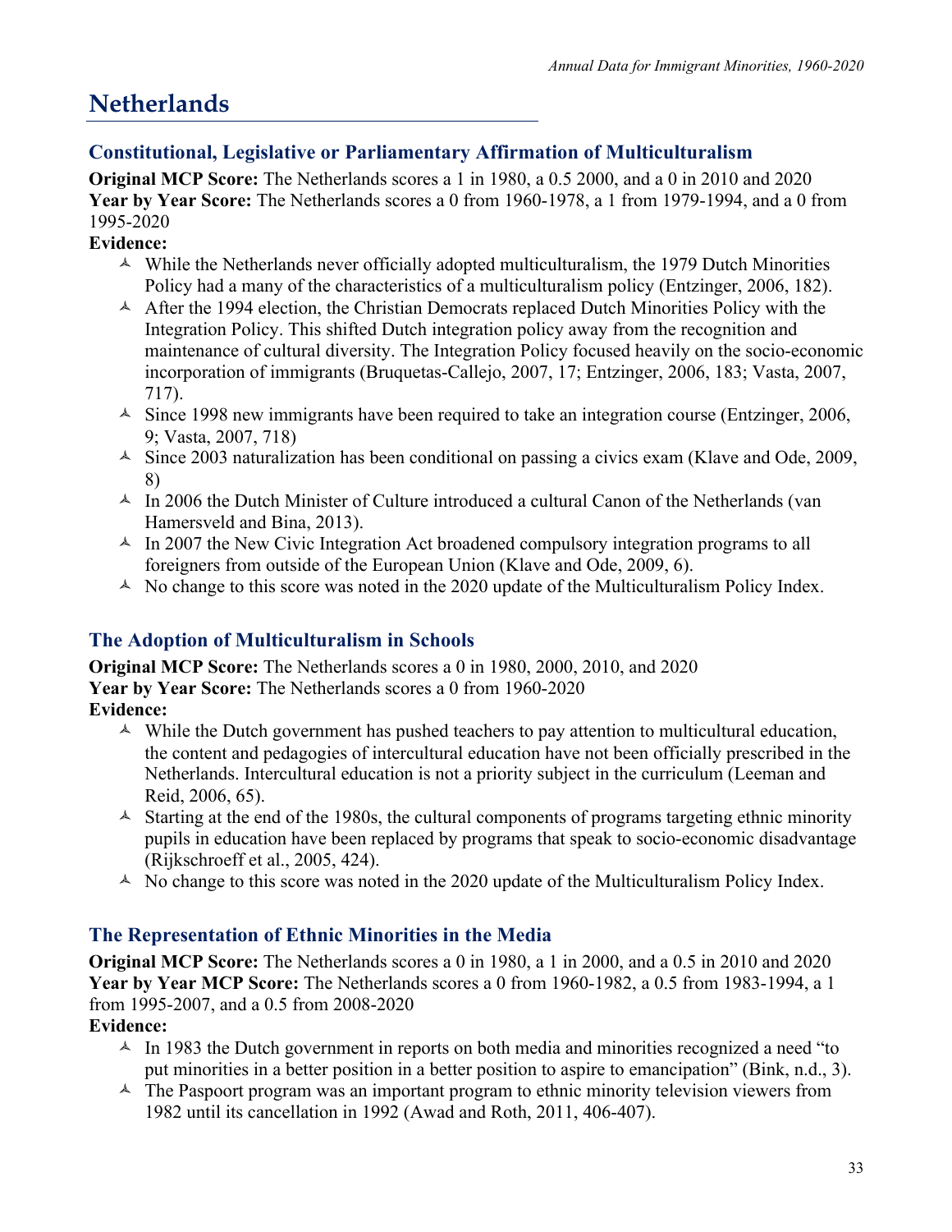# Netherlands

## Constitutional, Legislative or Parliamentary Affirmation of Multiculturalism

**Original MCP Score:** The Netherlands scores a 1 in 1980, a 0.5 2000, and a 0 in 2010 and 2020
**Year by Year Score:** The Netherlands scores a 0 from 1960-1978, a 1 from 1979-1994, and a 0 from 1995-2020
**Evidence:**

- While the Netherlands never officially adopted multiculturalism, the 1979 Dutch Minorities Policy had a many of the characteristics of a multiculturalism policy (Entzinger, 2006, 182).
- After the 1994 election, the Christian Democrats replaced Dutch Minorities Policy with the Integration Policy. This shifted Dutch integration policy away from the recognition and maintenance of cultural diversity. The Integration Policy focused heavily on the socio-economic incorporation of immigrants (Bruquetas-Callejo, 2007, 17; Entzinger, 2006, 183; Vasta, 2007, 717).
- Since 1998 new immigrants have been required to take an integration course (Entzinger, 2006, 9; Vasta, 2007, 718)
- Since 2003 naturalization has been conditional on passing a civics exam (Klave and Ode, 2009, 8)
- In 2006 the Dutch Minister of Culture introduced a cultural Canon of the Netherlands (van Hamersveld and Bina, 2013).
- In 2007 the New Civic Integration Act broadened compulsory integration programs to all foreigners from outside of the European Union (Klave and Ode, 2009, 6).
- No change to this score was noted in the 2020 update of the Multiculturalism Policy Index.

## The Adoption of Multiculturalism in Schools

**Original MCP Score:** The Netherlands scores a 0 in 1980, 2000, 2010, and 2020
**Year by Year Score:** The Netherlands scores a 0 from 1960-2020
**Evidence:**

- While the Dutch government has pushed teachers to pay attention to multicultural education, the content and pedagogies of intercultural education have not been officially prescribed in the Netherlands. Intercultural education is not a priority subject in the curriculum (Leeman and Reid, 2006, 65).
- Starting at the end of the 1980s, the cultural components of programs targeting ethnic minority pupils in education have been replaced by programs that speak to socio-economic disadvantage (Rijkschroeff et al., 2005, 424).
- No change to this score was noted in the 2020 update of the Multiculturalism Policy Index.

## The Representation of Ethnic Minorities in the Media

**Original MCP Score:** The Netherlands scores a 0 in 1980, a 1 in 2000, and a 0.5 in 2010 and 2020
**Year by Year MCP Score:** The Netherlands scores a 0 from 1960-1982, a 0.5 from 1983-1994, a 1 from 1995-2007, and a 0.5 from 2008-2020
**Evidence:**

- In 1983 the Dutch government in reports on both media and minorities recognized a need "to put minorities in a better position in a better position to aspire to emancipation" (Bink, n.d., 3).
- The Paspoort program was an important program to ethnic minority television viewers from 1982 until its cancellation in 1992 (Awad and Roth, 2011, 406-407).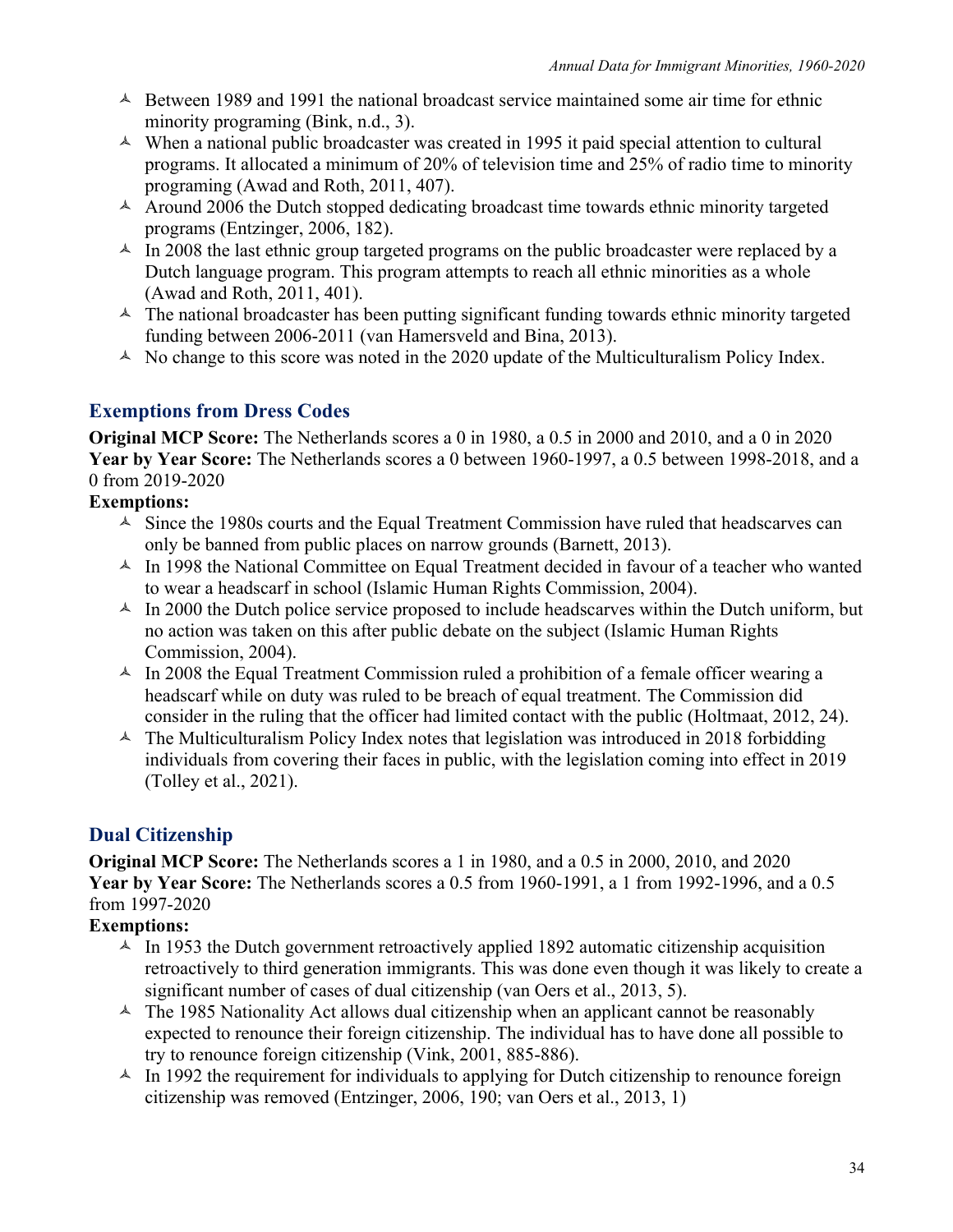- Between 1989 and 1991 the national broadcast service maintained some air time for ethnic minority programing (Bink, n.d., 3).
- When a national public broadcaster was created in 1995 it paid special attention to cultural programs. It allocated a minimum of 20% of television time and 25% of radio time to minority programing (Awad and Roth, 2011, 407).
- Around 2006 the Dutch stopped dedicating broadcast time towards ethnic minority targeted programs (Entzinger, 2006, 182).
- In 2008 the last ethnic group targeted programs on the public broadcaster were replaced by a Dutch language program. This program attempts to reach all ethnic minorities as a whole (Awad and Roth, 2011, 401).
- The national broadcaster has been putting significant funding towards ethnic minority targeted funding between 2006-2011 (van Hamersveld and Bina, 2013).
- No change to this score was noted in the 2020 update of the Multiculturalism Policy Index.

## Exemptions from Dress Codes

**Original MCP Score:** The Netherlands scores a 0 in 1980, a 0.5 in 2000 and 2010, and a 0 in 2020
**Year by Year Score:** The Netherlands scores a 0 between 1960-1997, a 0.5 between 1998-2018, and a 0 from 2019-2020
**Exemptions:**

- Since the 1980s courts and the Equal Treatment Commission have ruled that headscarves can only be banned from public places on narrow grounds (Barnett, 2013).
- In 1998 the National Committee on Equal Treatment decided in favour of a teacher who wanted to wear a headscarf in school (Islamic Human Rights Commission, 2004).
- In 2000 the Dutch police service proposed to include headscarves within the Dutch uniform, but no action was taken on this after public debate on the subject (Islamic Human Rights Commission, 2004).
- In 2008 the Equal Treatment Commission ruled a prohibition of a female officer wearing a headscarf while on duty was ruled to be breach of equal treatment. The Commission did consider in the ruling that the officer had limited contact with the public (Holtmaat, 2012, 24).
- The Multiculturalism Policy Index notes that legislation was introduced in 2018 forbidding individuals from covering their faces in public, with the legislation coming into effect in 2019 (Tolley et al., 2021).

## Dual Citizenship

**Original MCP Score:** The Netherlands scores a 1 in 1980, and a 0.5 in 2000, 2010, and 2020
**Year by Year Score:** The Netherlands scores a 0.5 from 1960-1991, a 1 from 1992-1996, and a 0.5 from 1997-2020
**Exemptions:**

- In 1953 the Dutch government retroactively applied 1892 automatic citizenship acquisition retroactively to third generation immigrants. This was done even though it was likely to create a significant number of cases of dual citizenship (van Oers et al., 2013, 5).
- The 1985 Nationality Act allows dual citizenship when an applicant cannot be reasonably expected to renounce their foreign citizenship. The individual has to have done all possible to try to renounce foreign citizenship (Vink, 2001, 885-886).
- In 1992 the requirement for individuals to applying for Dutch citizenship to renounce foreign citizenship was removed (Entzinger, 2006, 190; van Oers et al., 2013, 1)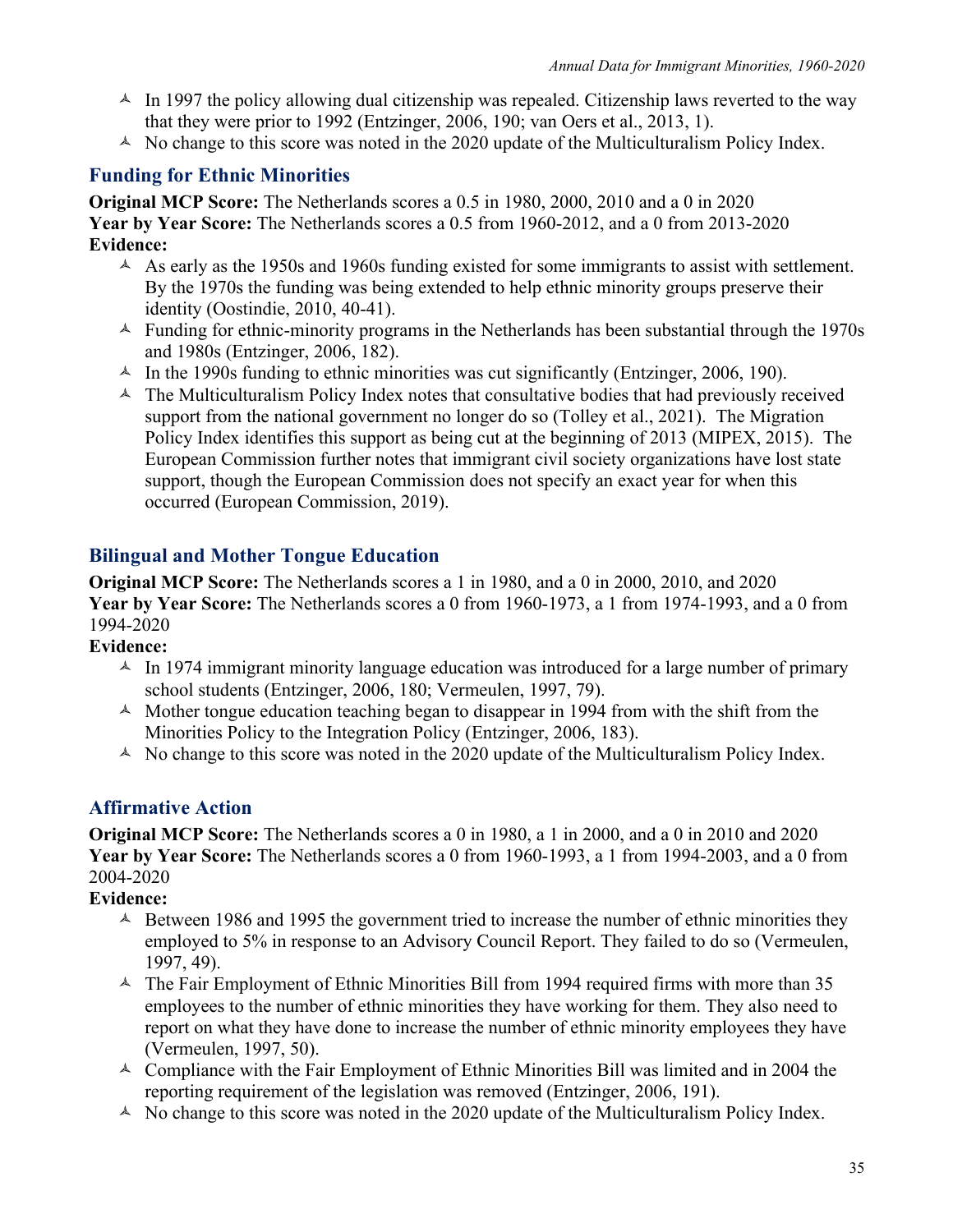- In 1997 the policy allowing dual citizenship was repealed. Citizenship laws reverted to the way that they were prior to 1992 (Entzinger, 2006, 190; van Oers et al., 2013, 1).
- No change to this score was noted in the 2020 update of the Multiculturalism Policy Index.

## Funding for Ethnic Minorities

**Original MCP Score:** The Netherlands scores a 0.5 in 1980, 2000, 2010 and a 0 in 2020
**Year by Year Score:** The Netherlands scores a 0.5 from 1960-2012, and a 0 from 2013-2020
**Evidence:**

- As early as the 1950s and 1960s funding existed for some immigrants to assist with settlement. By the 1970s the funding was being extended to help ethnic minority groups preserve their identity (Oostindie, 2010, 40-41).
- Funding for ethnic-minority programs in the Netherlands has been substantial through the 1970s and 1980s (Entzinger, 2006, 182).
- In the 1990s funding to ethnic minorities was cut significantly (Entzinger, 2006, 190).
- The Multiculturalism Policy Index notes that consultative bodies that had previously received support from the national government no longer do so (Tolley et al., 2021). The Migration Policy Index identifies this support as being cut at the beginning of 2013 (MIPEX, 2015). The European Commission further notes that immigrant civil society organizations have lost state support, though the European Commission does not specify an exact year for when this occurred (European Commission, 2019).

## Bilingual and Mother Tongue Education

**Original MCP Score:** The Netherlands scores a 1 in 1980, and a 0 in 2000, 2010, and 2020
**Year by Year Score:** The Netherlands scores a 0 from 1960-1973, a 1 from 1974-1993, and a 0 from 1994-2020
**Evidence:**

- In 1974 immigrant minority language education was introduced for a large number of primary school students (Entzinger, 2006, 180; Vermeulen, 1997, 79).
- Mother tongue education teaching began to disappear in 1994 from with the shift from the Minorities Policy to the Integration Policy (Entzinger, 2006, 183).
- No change to this score was noted in the 2020 update of the Multiculturalism Policy Index.

## Affirmative Action

**Original MCP Score:** The Netherlands scores a 0 in 1980, a 1 in 2000, and a 0 in 2010 and 2020
**Year by Year Score:** The Netherlands scores a 0 from 1960-1993, a 1 from 1994-2003, and a 0 from 2004-2020
**Evidence:**

- Between 1986 and 1995 the government tried to increase the number of ethnic minorities they employed to 5% in response to an Advisory Council Report. They failed to do so (Vermeulen, 1997, 49).
- The Fair Employment of Ethnic Minorities Bill from 1994 required firms with more than 35 employees to the number of ethnic minorities they have working for them. They also need to report on what they have done to increase the number of ethnic minority employees they have (Vermeulen, 1997, 50).
- Compliance with the Fair Employment of Ethnic Minorities Bill was limited and in 2004 the reporting requirement of the legislation was removed (Entzinger, 2006, 191).
- No change to this score was noted in the 2020 update of the Multiculturalism Policy Index.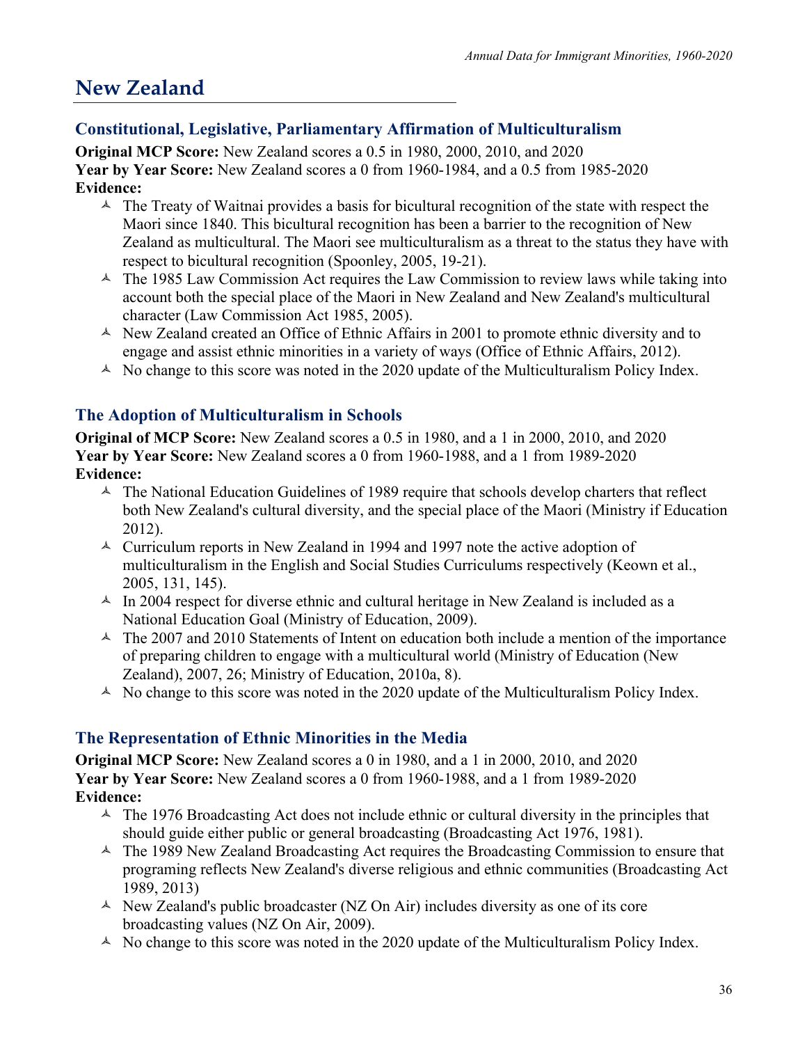# New Zealand

## Constitutional, Legislative, Parliamentary Affirmation of Multiculturalism

**Original MCP Score:** New Zealand scores a 0.5 in 1980, 2000, 2010, and 2020
**Year by Year Score:** New Zealand scores a 0 from 1960-1984, and a 0.5 from 1985-2020
**Evidence:**

- The Treaty of Waitnai provides a basis for bicultural recognition of the state with respect the Maori since 1840. This bicultural recognition has been a barrier to the recognition of New Zealand as multicultural. The Maori see multiculturalism as a threat to the status they have with respect to bicultural recognition (Spoonley, 2005, 19-21).
- The 1985 Law Commission Act requires the Law Commission to review laws while taking into account both the special place of the Maori in New Zealand and New Zealand's multicultural character (Law Commission Act 1985, 2005).
- New Zealand created an Office of Ethnic Affairs in 2001 to promote ethnic diversity and to engage and assist ethnic minorities in a variety of ways (Office of Ethnic Affairs, 2012).
- No change to this score was noted in the 2020 update of the Multiculturalism Policy Index.

## The Adoption of Multiculturalism in Schools

**Original of MCP Score:** New Zealand scores a 0.5 in 1980, and a 1 in 2000, 2010, and 2020
**Year by Year Score:** New Zealand scores a 0 from 1960-1988, and a 1 from 1989-2020
**Evidence:**

- The National Education Guidelines of 1989 require that schools develop charters that reflect both New Zealand's cultural diversity, and the special place of the Maori (Ministry if Education 2012).
- Curriculum reports in New Zealand in 1994 and 1997 note the active adoption of multiculturalism in the English and Social Studies Curriculums respectively (Keown et al., 2005, 131, 145).
- In 2004 respect for diverse ethnic and cultural heritage in New Zealand is included as a National Education Goal (Ministry of Education, 2009).
- The 2007 and 2010 Statements of Intent on education both include a mention of the importance of preparing children to engage with a multicultural world (Ministry of Education (New Zealand), 2007, 26; Ministry of Education, 2010a, 8).
- No change to this score was noted in the 2020 update of the Multiculturalism Policy Index.

## The Representation of Ethnic Minorities in the Media

**Original MCP Score:** New Zealand scores a 0 in 1980, and a 1 in 2000, 2010, and 2020
**Year by Year Score:** New Zealand scores a 0 from 1960-1988, and a 1 from 1989-2020
**Evidence:**

- The 1976 Broadcasting Act does not include ethnic or cultural diversity in the principles that should guide either public or general broadcasting (Broadcasting Act 1976, 1981).
- The 1989 New Zealand Broadcasting Act requires the Broadcasting Commission to ensure that programing reflects New Zealand's diverse religious and ethnic communities (Broadcasting Act 1989, 2013)
- New Zealand's public broadcaster (NZ On Air) includes diversity as one of its core broadcasting values (NZ On Air, 2009).
- No change to this score was noted in the 2020 update of the Multiculturalism Policy Index.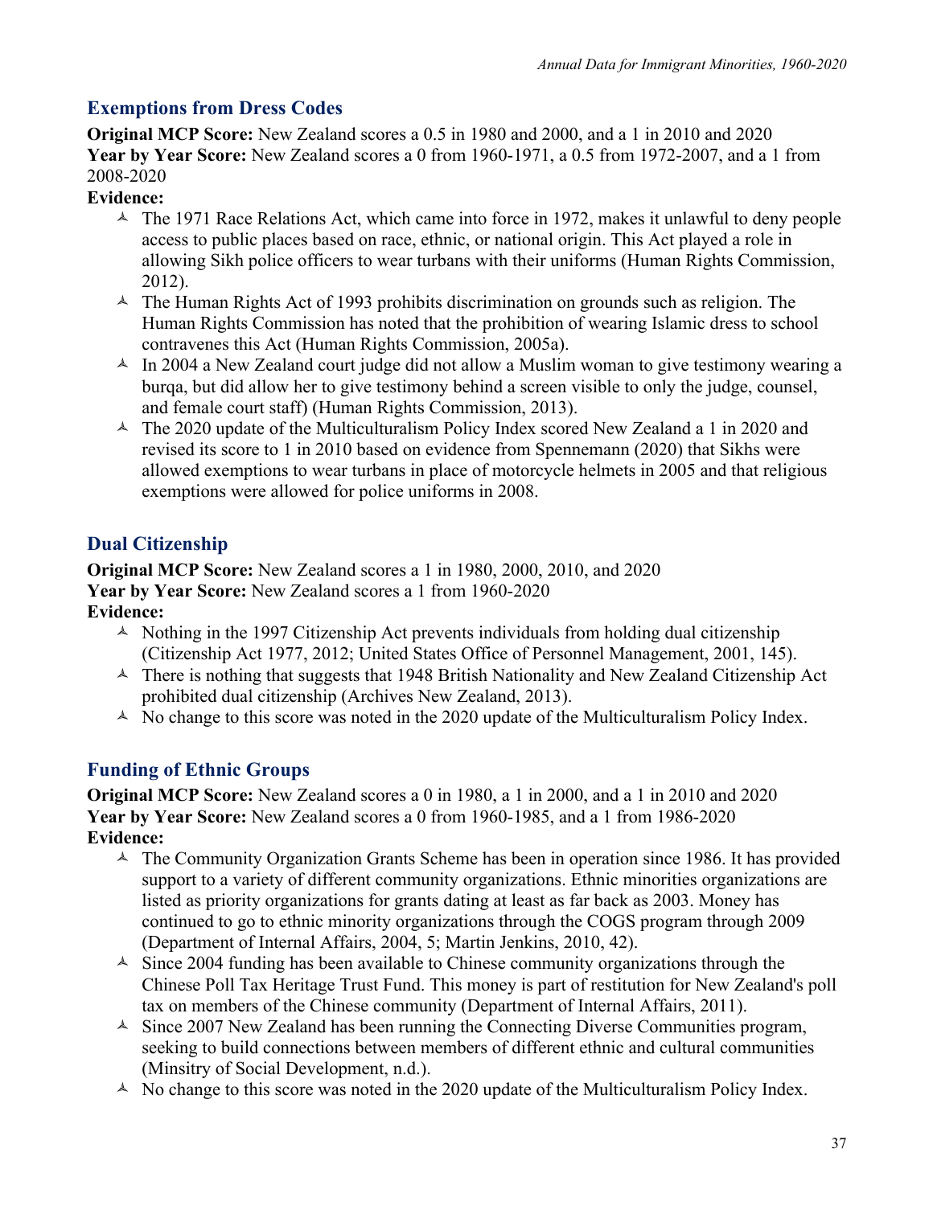## Exemptions from Dress Codes

**Original MCP Score:** New Zealand scores a 0.5 in 1980 and 2000, and a 1 in 2010 and 2020
**Year by Year Score:** New Zealand scores a 0 from 1960-1971, a 0.5 from 1972-2007, and a 1 from 2008-2020
**Evidence:**

- The 1971 Race Relations Act, which came into force in 1972, makes it unlawful to deny people access to public places based on race, ethnic, or national origin. This Act played a role in allowing Sikh police officers to wear turbans with their uniforms (Human Rights Commission, 2012).
- The Human Rights Act of 1993 prohibits discrimination on grounds such as religion. The Human Rights Commission has noted that the prohibition of wearing Islamic dress to school contravenes this Act (Human Rights Commission, 2005a).
- In 2004 a New Zealand court judge did not allow a Muslim woman to give testimony wearing a burqa, but did allow her to give testimony behind a screen visible to only the judge, counsel, and female court staff) (Human Rights Commission, 2013).
- The 2020 update of the Multiculturalism Policy Index scored New Zealand a 1 in 2020 and revised its score to 1 in 2010 based on evidence from Spennemann (2020) that Sikhs were allowed exemptions to wear turbans in place of motorcycle helmets in 2005 and that religious exemptions were allowed for police uniforms in 2008.

## Dual Citizenship

**Original MCP Score:** New Zealand scores a 1 in 1980, 2000, 2010, and 2020
**Year by Year Score:** New Zealand scores a 1 from 1960-2020
**Evidence:**

- Nothing in the 1997 Citizenship Act prevents individuals from holding dual citizenship (Citizenship Act 1977, 2012; United States Office of Personnel Management, 2001, 145).
- There is nothing that suggests that 1948 British Nationality and New Zealand Citizenship Act prohibited dual citizenship (Archives New Zealand, 2013).
- No change to this score was noted in the 2020 update of the Multiculturalism Policy Index.

## Funding of Ethnic Groups

**Original MCP Score:** New Zealand scores a 0 in 1980, a 1 in 2000, and a 1 in 2010 and 2020
**Year by Year Score:** New Zealand scores a 0 from 1960-1985, and a 1 from 1986-2020
**Evidence:**

- The Community Organization Grants Scheme has been in operation since 1986. It has provided support to a variety of different community organizations. Ethnic minorities organizations are listed as priority organizations for grants dating at least as far back as 2003. Money has continued to go to ethnic minority organizations through the COGS program through 2009 (Department of Internal Affairs, 2004, 5; Martin Jenkins, 2010, 42).
- Since 2004 funding has been available to Chinese community organizations through the Chinese Poll Tax Heritage Trust Fund. This money is part of restitution for New Zealand's poll tax on members of the Chinese community (Department of Internal Affairs, 2011).
- Since 2007 New Zealand has been running the Connecting Diverse Communities program, seeking to build connections between members of different ethnic and cultural communities (Minsitry of Social Development, n.d.).
- No change to this score was noted in the 2020 update of the Multiculturalism Policy Index.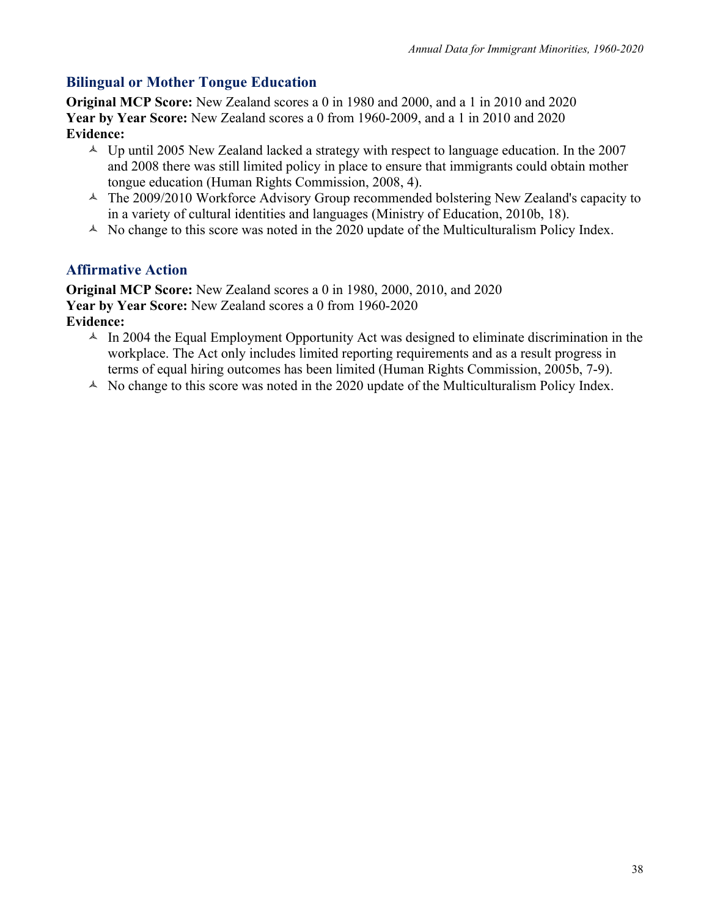## Bilingual or Mother Tongue Education

**Original MCP Score:** New Zealand scores a 0 in 1980 and 2000, and a 1 in 2010 and 2020
**Year by Year Score:** New Zealand scores a 0 from 1960-2009, and a 1 in 2010 and 2020
**Evidence:**

- Up until 2005 New Zealand lacked a strategy with respect to language education. In the 2007 and 2008 there was still limited policy in place to ensure that immigrants could obtain mother tongue education (Human Rights Commission, 2008, 4).
- The 2009/2010 Workforce Advisory Group recommended bolstering New Zealand's capacity to in a variety of cultural identities and languages (Ministry of Education, 2010b, 18).
- No change to this score was noted in the 2020 update of the Multiculturalism Policy Index.

## Affirmative Action

**Original MCP Score:** New Zealand scores a 0 in 1980, 2000, 2010, and 2020
**Year by Year Score:** New Zealand scores a 0 from 1960-2020
**Evidence:**

- In 2004 the Equal Employment Opportunity Act was designed to eliminate discrimination in the workplace. The Act only includes limited reporting requirements and as a result progress in terms of equal hiring outcomes has been limited (Human Rights Commission, 2005b, 7-9).
- No change to this score was noted in the 2020 update of the Multiculturalism Policy Index.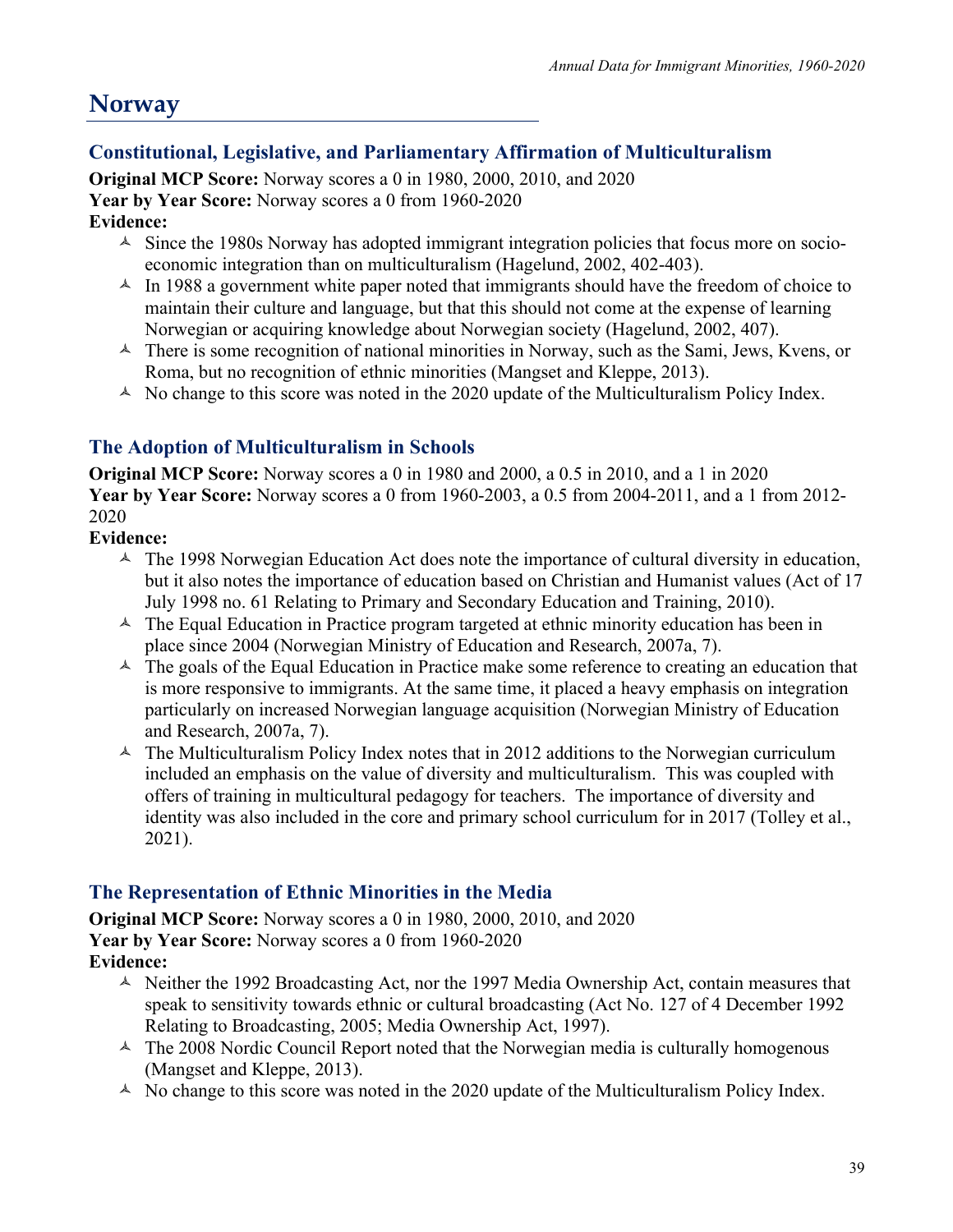# Norway

## Constitutional, Legislative, and Parliamentary Affirmation of Multiculturalism

**Original MCP Score:** Norway scores a 0 in 1980, 2000, 2010, and 2020
**Year by Year Score:** Norway scores a 0 from 1960-2020
**Evidence:**

- Since the 1980s Norway has adopted immigrant integration policies that focus more on socio-economic integration than on multiculturalism (Hagelund, 2002, 402-403).
- In 1988 a government white paper noted that immigrants should have the freedom of choice to maintain their culture and language, but that this should not come at the expense of learning Norwegian or acquiring knowledge about Norwegian society (Hagelund, 2002, 407).
- There is some recognition of national minorities in Norway, such as the Sami, Jews, Kvens, or Roma, but no recognition of ethnic minorities (Mangset and Kleppe, 2013).
- No change to this score was noted in the 2020 update of the Multiculturalism Policy Index.

## The Adoption of Multiculturalism in Schools

**Original MCP Score:** Norway scores a 0 in 1980 and 2000, a 0.5 in 2010, and a 1 in 2020
**Year by Year Score:** Norway scores a 0 from 1960-2003, a 0.5 from 2004-2011, and a 1 from 2012-2020
**Evidence:**

- The 1998 Norwegian Education Act does note the importance of cultural diversity in education, but it also notes the importance of education based on Christian and Humanist values (Act of 17 July 1998 no. 61 Relating to Primary and Secondary Education and Training, 2010).
- The Equal Education in Practice program targeted at ethnic minority education has been in place since 2004 (Norwegian Ministry of Education and Research, 2007a, 7).
- The goals of the Equal Education in Practice make some reference to creating an education that is more responsive to immigrants. At the same time, it placed a heavy emphasis on integration particularly on increased Norwegian language acquisition (Norwegian Ministry of Education and Research, 2007a, 7).
- The Multiculturalism Policy Index notes that in 2012 additions to the Norwegian curriculum included an emphasis on the value of diversity and multiculturalism. This was coupled with offers of training in multicultural pedagogy for teachers. The importance of diversity and identity was also included in the core and primary school curriculum for in 2017 (Tolley et al., 2021).

## The Representation of Ethnic Minorities in the Media

**Original MCP Score:** Norway scores a 0 in 1980, 2000, 2010, and 2020
**Year by Year Score:** Norway scores a 0 from 1960-2020
**Evidence:**

- Neither the 1992 Broadcasting Act, nor the 1997 Media Ownership Act, contain measures that speak to sensitivity towards ethnic or cultural broadcasting (Act No. 127 of 4 December 1992 Relating to Broadcasting, 2005; Media Ownership Act, 1997).
- The 2008 Nordic Council Report noted that the Norwegian media is culturally homogenous (Mangset and Kleppe, 2013).
- No change to this score was noted in the 2020 update of the Multiculturalism Policy Index.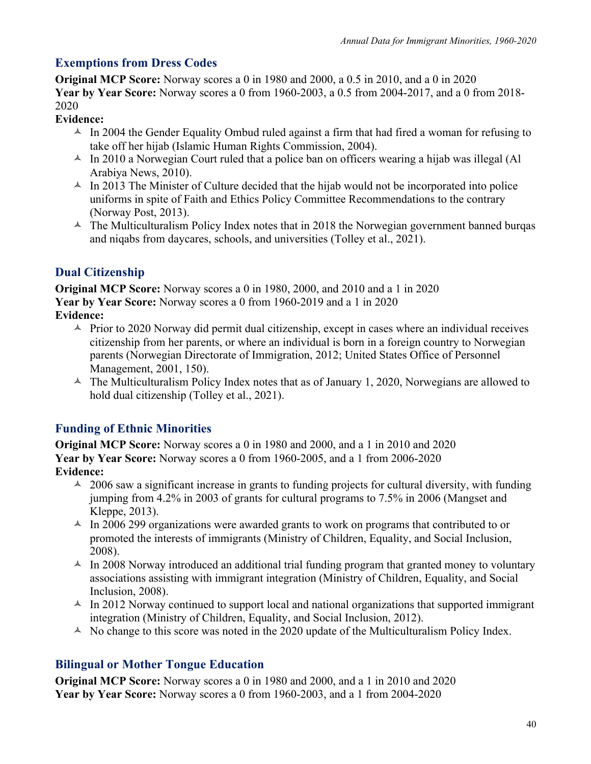## Exemptions from Dress Codes

**Original MCP Score:** Norway scores a 0 in 1980 and 2000, a 0.5 in 2010, and a 0 in 2020
**Year by Year Score:** Norway scores a 0 from 1960-2003, a 0.5 from 2004-2017, and a 0 from 2018-2020
**Evidence:**

- In 2004 the Gender Equality Ombud ruled against a firm that had fired a woman for refusing to take off her hijab (Islamic Human Rights Commission, 2004).
- In 2010 a Norwegian Court ruled that a police ban on officers wearing a hijab was illegal (Al Arabiya News, 2010).
- In 2013 The Minister of Culture decided that the hijab would not be incorporated into police uniforms in spite of Faith and Ethics Policy Committee Recommendations to the contrary (Norway Post, 2013).
- The Multiculturalism Policy Index notes that in 2018 the Norwegian government banned burqas and niqabs from daycares, schools, and universities (Tolley et al., 2021).

## Dual Citizenship

**Original MCP Score:** Norway scores a 0 in 1980, 2000, and 2010 and a 1 in 2020
**Year by Year Score:** Norway scores a 0 from 1960-2019 and a 1 in 2020
**Evidence:**

- Prior to 2020 Norway did permit dual citizenship, except in cases where an individual receives citizenship from her parents, or where an individual is born in a foreign country to Norwegian parents (Norwegian Directorate of Immigration, 2012; United States Office of Personnel Management, 2001, 150).
- The Multiculturalism Policy Index notes that as of January 1, 2020, Norwegians are allowed to hold dual citizenship (Tolley et al., 2021).

## Funding of Ethnic Minorities

**Original MCP Score:** Norway scores a 0 in 1980 and 2000, and a 1 in 2010 and 2020
**Year by Year Score:** Norway scores a 0 from 1960-2005, and a 1 from 2006-2020
**Evidence:**

- 2006 saw a significant increase in grants to funding projects for cultural diversity, with funding jumping from 4.2% in 2003 of grants for cultural programs to 7.5% in 2006 (Mangset and Kleppe, 2013).
- In 2006 299 organizations were awarded grants to work on programs that contributed to or promoted the interests of immigrants (Ministry of Children, Equality, and Social Inclusion, 2008).
- In 2008 Norway introduced an additional trial funding program that granted money to voluntary associations assisting with immigrant integration (Ministry of Children, Equality, and Social Inclusion, 2008).
- In 2012 Norway continued to support local and national organizations that supported immigrant integration (Ministry of Children, Equality, and Social Inclusion, 2012).
- No change to this score was noted in the 2020 update of the Multiculturalism Policy Index.

## Bilingual or Mother Tongue Education

**Original MCP Score:** Norway scores a 0 in 1980 and 2000, and a 1 in 2010 and 2020
**Year by Year Score:** Norway scores a 0 from 1960-2003, and a 1 from 2004-2020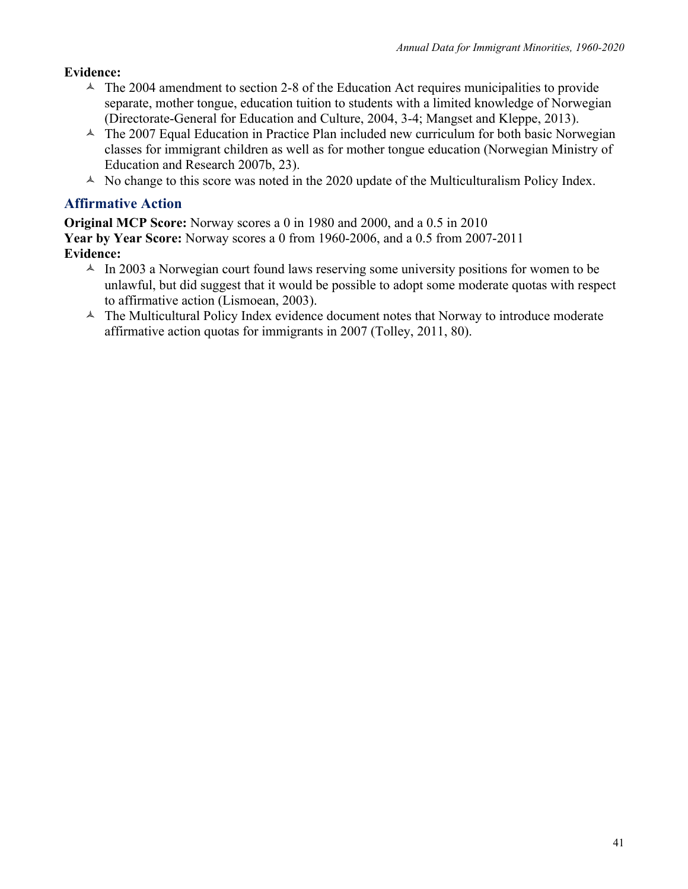**Evidence:**

- The 2004 amendment to section 2-8 of the Education Act requires municipalities to provide separate, mother tongue, education tuition to students with a limited knowledge of Norwegian (Directorate-General for Education and Culture, 2004, 3-4; Mangset and Kleppe, 2013).
- The 2007 Equal Education in Practice Plan included new curriculum for both basic Norwegian classes for immigrant children as well as for mother tongue education (Norwegian Ministry of Education and Research 2007b, 23).
- No change to this score was noted in the 2020 update of the Multiculturalism Policy Index.

## Affirmative Action

**Original MCP Score:** Norway scores a 0 in 1980 and 2000, and a 0.5 in 2010
**Year by Year Score:** Norway scores a 0 from 1960-2006, and a 0.5 from 2007-2011
**Evidence:**

- In 2003 a Norwegian court found laws reserving some university positions for women to be unlawful, but did suggest that it would be possible to adopt some moderate quotas with respect to affirmative action (Lismoean, 2003).
- The Multicultural Policy Index evidence document notes that Norway to introduce moderate affirmative action quotas for immigrants in 2007 (Tolley, 2011, 80).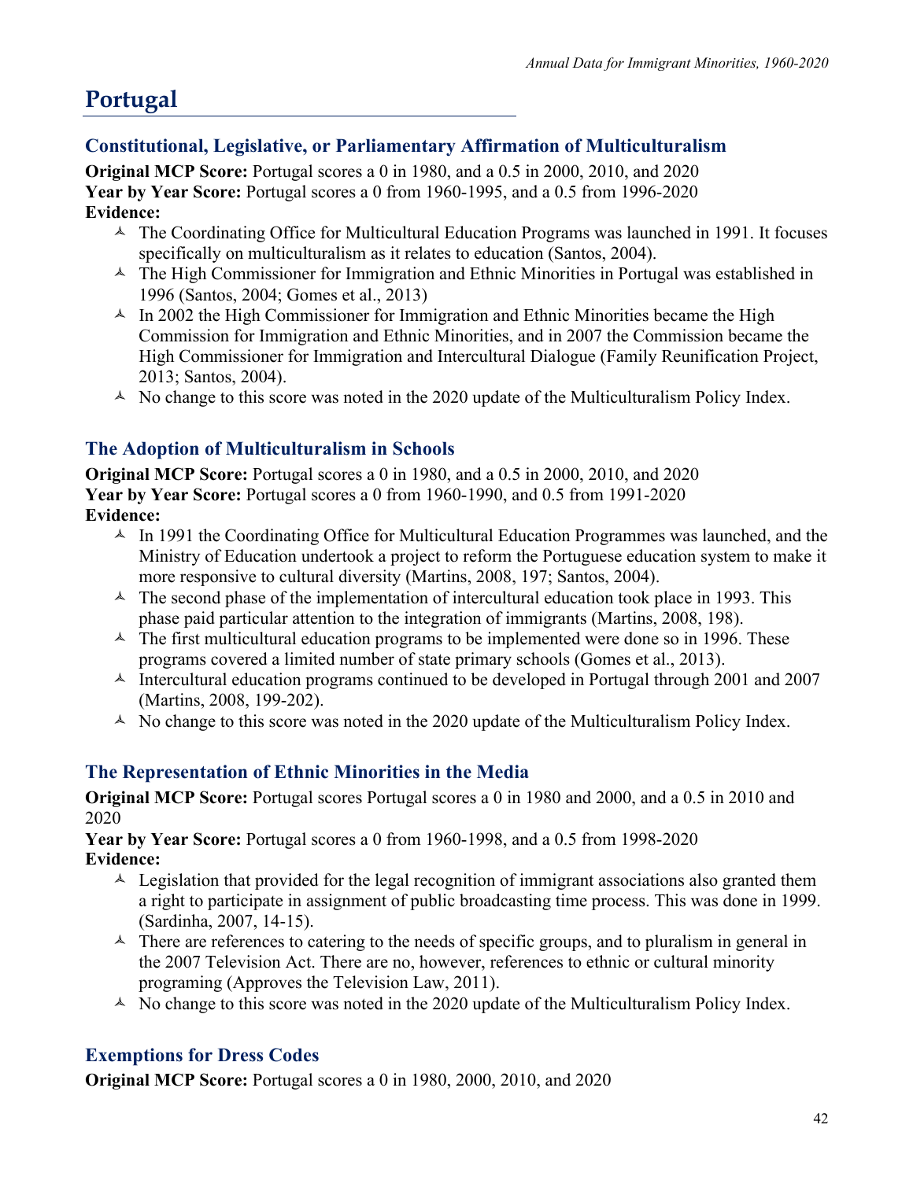# Portugal

## Constitutional, Legislative, or Parliamentary Affirmation of Multiculturalism

**Original MCP Score:** Portugal scores a 0 in 1980, and a 0.5 in 2000, 2010, and 2020
**Year by Year Score:** Portugal scores a 0 from 1960-1995, and a 0.5 from 1996-2020
**Evidence:**

- The Coordinating Office for Multicultural Education Programs was launched in 1991. It focuses specifically on multiculturalism as it relates to education (Santos, 2004).
- The High Commissioner for Immigration and Ethnic Minorities in Portugal was established in 1996 (Santos, 2004; Gomes et al., 2013)
- In 2002 the High Commissioner for Immigration and Ethnic Minorities became the High Commission for Immigration and Ethnic Minorities, and in 2007 the Commission became the High Commissioner for Immigration and Intercultural Dialogue (Family Reunification Project, 2013; Santos, 2004).
- No change to this score was noted in the 2020 update of the Multiculturalism Policy Index.

## The Adoption of Multiculturalism in Schools

**Original MCP Score:** Portugal scores a 0 in 1980, and a 0.5 in 2000, 2010, and 2020
**Year by Year Score:** Portugal scores a 0 from 1960-1990, and 0.5 from 1991-2020
**Evidence:**

- In 1991 the Coordinating Office for Multicultural Education Programmes was launched, and the Ministry of Education undertook a project to reform the Portuguese education system to make it more responsive to cultural diversity (Martins, 2008, 197; Santos, 2004).
- The second phase of the implementation of intercultural education took place in 1993. This phase paid particular attention to the integration of immigrants (Martins, 2008, 198).
- The first multicultural education programs to be implemented were done so in 1996. These programs covered a limited number of state primary schools (Gomes et al., 2013).
- Intercultural education programs continued to be developed in Portugal through 2001 and 2007 (Martins, 2008, 199-202).
- No change to this score was noted in the 2020 update of the Multiculturalism Policy Index.

## The Representation of Ethnic Minorities in the Media

**Original MCP Score:** Portugal scores Portugal scores a 0 in 1980 and 2000, and a 0.5 in 2010 and 2020
**Year by Year Score:** Portugal scores a 0 from 1960-1998, and a 0.5 from 1998-2020
**Evidence:**

- Legislation that provided for the legal recognition of immigrant associations also granted them a right to participate in assignment of public broadcasting time process. This was done in 1999. (Sardinha, 2007, 14-15).
- There are references to catering to the needs of specific groups, and to pluralism in general in the 2007 Television Act. There are no, however, references to ethnic or cultural minority programing (Approves the Television Law, 2011).
- No change to this score was noted in the 2020 update of the Multiculturalism Policy Index.

## Exemptions for Dress Codes

**Original MCP Score:** Portugal scores a 0 in 1980, 2000, 2010, and 2020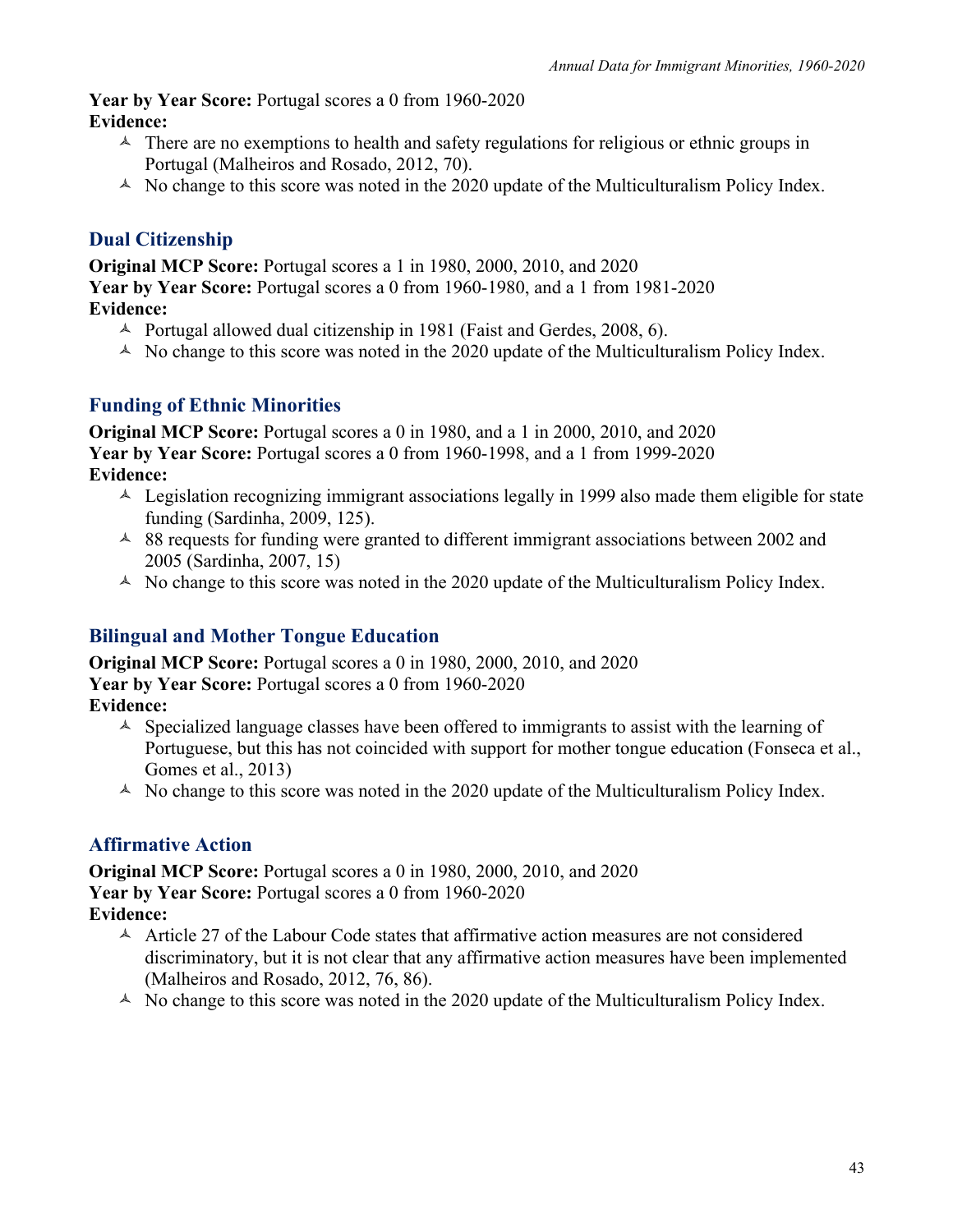**Year by Year Score:** Portugal scores a 0 from 1960-2020

**Evidence:**

- There are no exemptions to health and safety regulations for religious or ethnic groups in Portugal (Malheiros and Rosado, 2012, 70).
- No change to this score was noted in the 2020 update of the Multiculturalism Policy Index.

## Dual Citizenship

**Original MCP Score:** Portugal scores a 1 in 1980, 2000, 2010, and 2020

**Year by Year Score:** Portugal scores a 0 from 1960-1980, and a 1 from 1981-2020

**Evidence:**

- Portugal allowed dual citizenship in 1981 (Faist and Gerdes, 2008, 6).
- No change to this score was noted in the 2020 update of the Multiculturalism Policy Index.

## Funding of Ethnic Minorities

**Original MCP Score:** Portugal scores a 0 in 1980, and a 1 in 2000, 2010, and 2020

**Year by Year Score:** Portugal scores a 0 from 1960-1998, and a 1 from 1999-2020

**Evidence:**

- Legislation recognizing immigrant associations legally in 1999 also made them eligible for state funding (Sardinha, 2009, 125).
- 88 requests for funding were granted to different immigrant associations between 2002 and 2005 (Sardinha, 2007, 15)
- No change to this score was noted in the 2020 update of the Multiculturalism Policy Index.

## Bilingual and Mother Tongue Education

**Original MCP Score:** Portugal scores a 0 in 1980, 2000, 2010, and 2020

**Year by Year Score:** Portugal scores a 0 from 1960-2020

**Evidence:**

- Specialized language classes have been offered to immigrants to assist with the learning of Portuguese, but this has not coincided with support for mother tongue education (Fonseca et al., Gomes et al., 2013)
- No change to this score was noted in the 2020 update of the Multiculturalism Policy Index.

## Affirmative Action

**Original MCP Score:** Portugal scores a 0 in 1980, 2000, 2010, and 2020

**Year by Year Score:** Portugal scores a 0 from 1960-2020

**Evidence:**

- Article 27 of the Labour Code states that affirmative action measures are not considered discriminatory, but it is not clear that any affirmative action measures have been implemented (Malheiros and Rosado, 2012, 76, 86).
- No change to this score was noted in the 2020 update of the Multiculturalism Policy Index.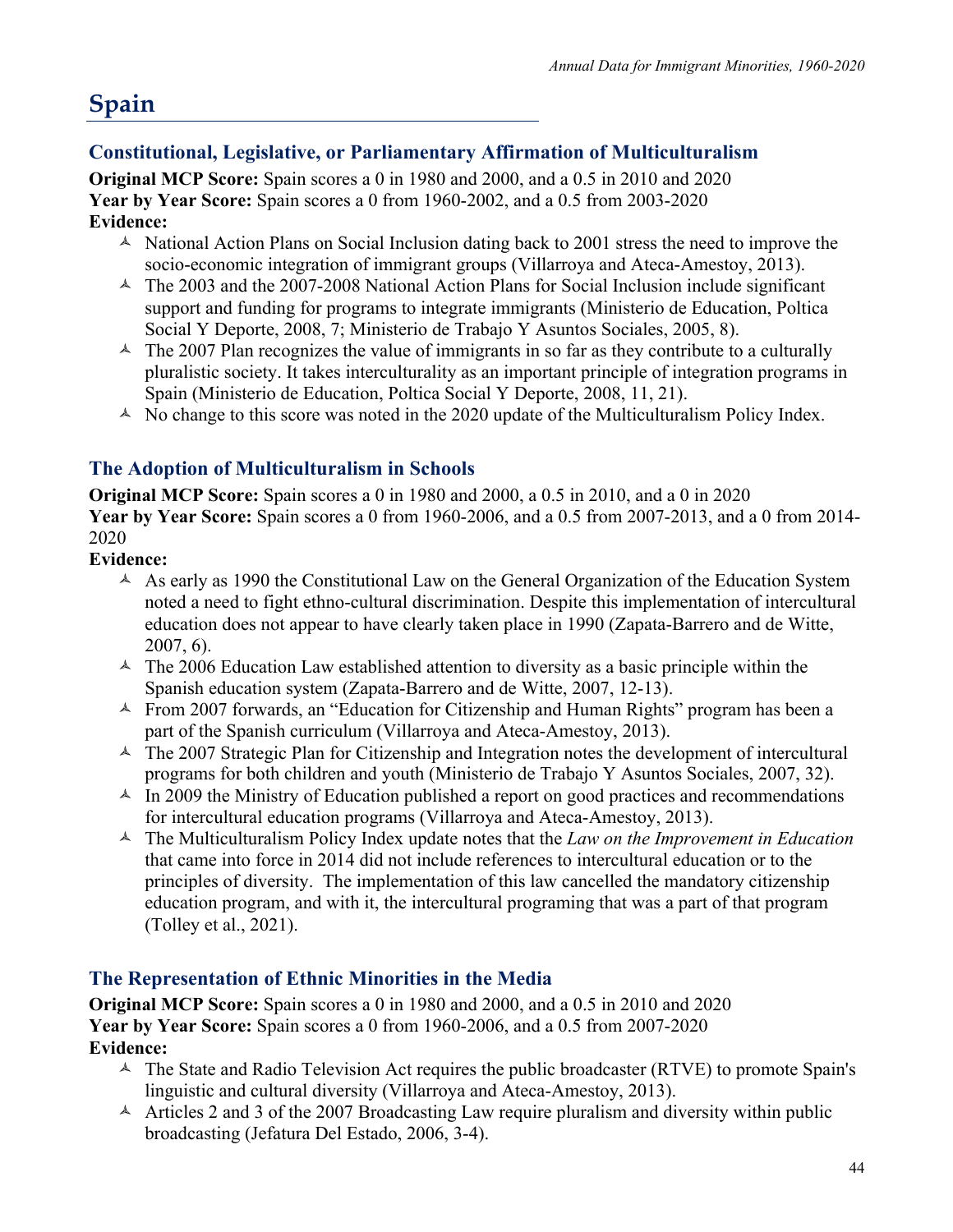# Spain

## Constitutional, Legislative, or Parliamentary Affirmation of Multiculturalism

**Original MCP Score:** Spain scores a 0 in 1980 and 2000, and a 0.5 in 2010 and 2020
**Year by Year Score:** Spain scores a 0 from 1960-2002, and a 0.5 from 2003-2020
**Evidence:**

- National Action Plans on Social Inclusion dating back to 2001 stress the need to improve the socio-economic integration of immigrant groups (Villarroya and Ateca-Amestoy, 2013).
- The 2003 and the 2007-2008 National Action Plans for Social Inclusion include significant support and funding for programs to integrate immigrants (Ministerio de Education, Poltica Social Y Deporte, 2008, 7; Ministerio de Trabajo Y Asuntos Sociales, 2005, 8).
- The 2007 Plan recognizes the value of immigrants in so far as they contribute to a culturally pluralistic society. It takes interculturality as an important principle of integration programs in Spain (Ministerio de Education, Poltica Social Y Deporte, 2008, 11, 21).
- No change to this score was noted in the 2020 update of the Multiculturalism Policy Index.

## The Adoption of Multiculturalism in Schools

**Original MCP Score:** Spain scores a 0 in 1980 and 2000, a 0.5 in 2010, and a 0 in 2020
**Year by Year Score:** Spain scores a 0 from 1960-2006, and a 0.5 from 2007-2013, and a 0 from 2014-2020
**Evidence:**

- As early as 1990 the Constitutional Law on the General Organization of the Education System noted a need to fight ethno-cultural discrimination. Despite this implementation of intercultural education does not appear to have clearly taken place in 1990 (Zapata-Barrero and de Witte, 2007, 6).
- The 2006 Education Law established attention to diversity as a basic principle within the Spanish education system (Zapata-Barrero and de Witte, 2007, 12-13).
- From 2007 forwards, an "Education for Citizenship and Human Rights" program has been a part of the Spanish curriculum (Villarroya and Ateca-Amestoy, 2013).
- The 2007 Strategic Plan for Citizenship and Integration notes the development of intercultural programs for both children and youth (Ministerio de Trabajo Y Asuntos Sociales, 2007, 32).
- In 2009 the Ministry of Education published a report on good practices and recommendations for intercultural education programs (Villarroya and Ateca-Amestoy, 2013).
- The Multiculturalism Policy Index update notes that the *Law on the Improvement in Education* that came into force in 2014 did not include references to intercultural education or to the principles of diversity. The implementation of this law cancelled the mandatory citizenship education program, and with it, the intercultural programing that was a part of that program (Tolley et al., 2021).

## The Representation of Ethnic Minorities in the Media

**Original MCP Score:** Spain scores a 0 in 1980 and 2000, and a 0.5 in 2010 and 2020
**Year by Year Score:** Spain scores a 0 from 1960-2006, and a 0.5 from 2007-2020
**Evidence:**

- The State and Radio Television Act requires the public broadcaster (RTVE) to promote Spain's linguistic and cultural diversity (Villarroya and Ateca-Amestoy, 2013).
- Articles 2 and 3 of the 2007 Broadcasting Law require pluralism and diversity within public broadcasting (Jefatura Del Estado, 2006, 3-4).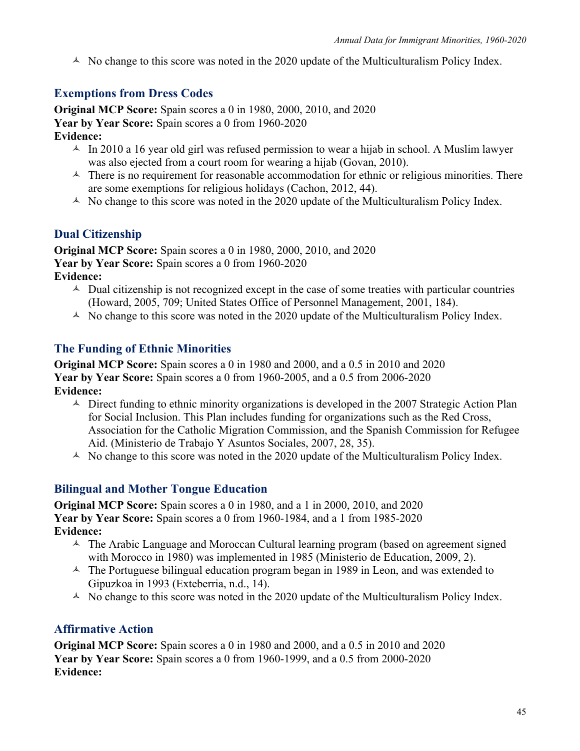- No change to this score was noted in the 2020 update of the Multiculturalism Policy Index.

### Exemptions from Dress Codes

**Original MCP Score:** Spain scores a 0 in 1980, 2000, 2010, and 2020
**Year by Year Score:** Spain scores a 0 from 1960-2020
**Evidence:**

- In 2010 a 16 year old girl was refused permission to wear a hijab in school. A Muslim lawyer was also ejected from a court room for wearing a hijab (Govan, 2010).
- There is no requirement for reasonable accommodation for ethnic or religious minorities. There are some exemptions for religious holidays (Cachon, 2012, 44).
- No change to this score was noted in the 2020 update of the Multiculturalism Policy Index.

### Dual Citizenship

**Original MCP Score:** Spain scores a 0 in 1980, 2000, 2010, and 2020
**Year by Year Score:** Spain scores a 0 from 1960-2020
**Evidence:**

- Dual citizenship is not recognized except in the case of some treaties with particular countries (Howard, 2005, 709; United States Office of Personnel Management, 2001, 184).
- No change to this score was noted in the 2020 update of the Multiculturalism Policy Index.

### The Funding of Ethnic Minorities

**Original MCP Score:** Spain scores a 0 in 1980 and 2000, and a 0.5 in 2010 and 2020
**Year by Year Score:** Spain scores a 0 from 1960-2005, and a 0.5 from 2006-2020
**Evidence:**

- Direct funding to ethnic minority organizations is developed in the 2007 Strategic Action Plan for Social Inclusion. This Plan includes funding for organizations such as the Red Cross, Association for the Catholic Migration Commission, and the Spanish Commission for Refugee Aid. (Ministerio de Trabajo Y Asuntos Sociales, 2007, 28, 35).
- No change to this score was noted in the 2020 update of the Multiculturalism Policy Index.

### Bilingual and Mother Tongue Education

**Original MCP Score:** Spain scores a 0 in 1980, and a 1 in 2000, 2010, and 2020
**Year by Year Score:** Spain scores a 0 from 1960-1984, and a 1 from 1985-2020
**Evidence:**

- The Arabic Language and Moroccan Cultural learning program (based on agreement signed with Morocco in 1980) was implemented in 1985 (Ministerio de Education, 2009, 2).
- The Portuguese bilingual education program began in 1989 in Leon, and was extended to Gipuzkoa in 1993 (Exteberria, n.d., 14).
- No change to this score was noted in the 2020 update of the Multiculturalism Policy Index.

### Affirmative Action

**Original MCP Score:** Spain scores a 0 in 1980 and 2000, and a 0.5 in 2010 and 2020
**Year by Year Score:** Spain scores a 0 from 1960-1999, and a 0.5 from 2000-2020
**Evidence:**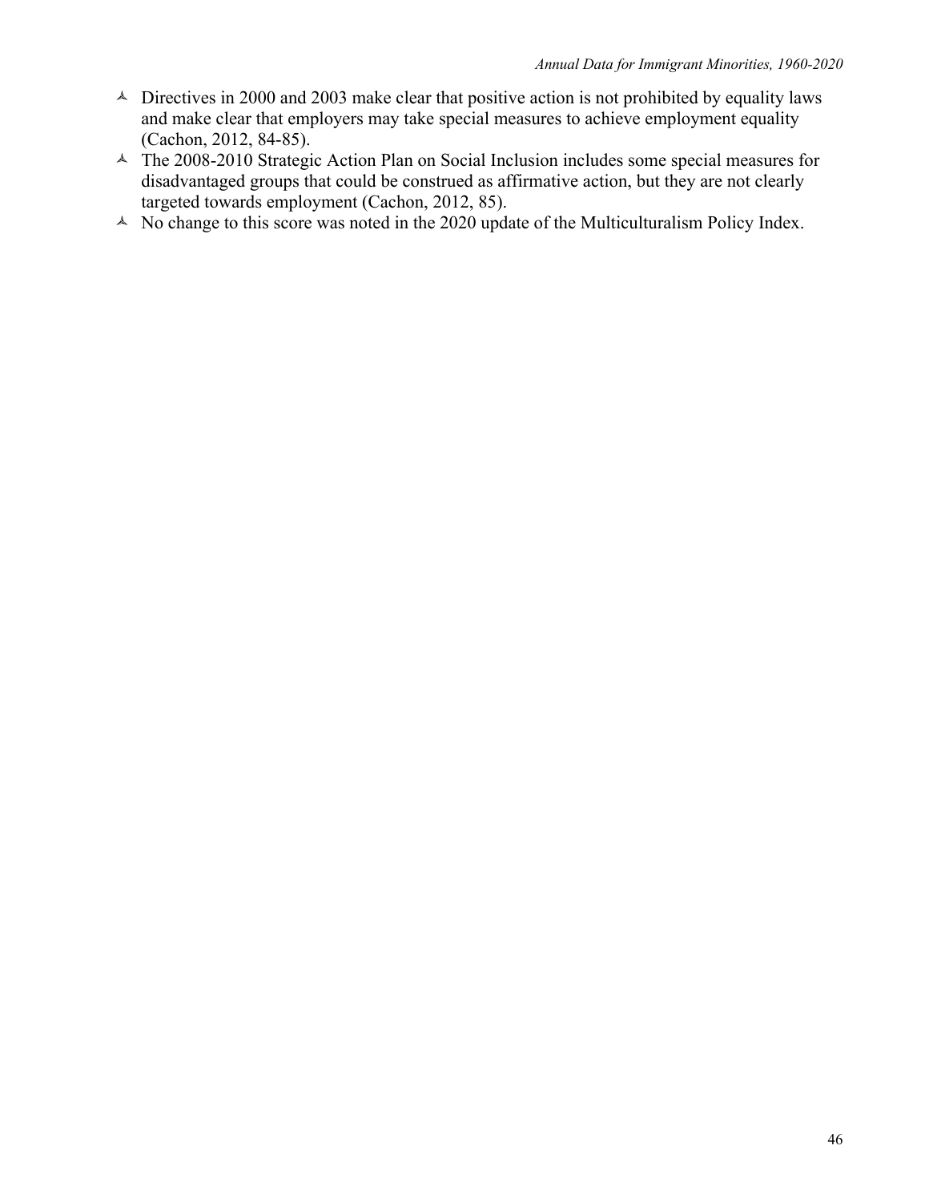- Directives in 2000 and 2003 make clear that positive action is not prohibited by equality laws and make clear that employers may take special measures to achieve employment equality (Cachon, 2012, 84-85).
- The 2008-2010 Strategic Action Plan on Social Inclusion includes some special measures for disadvantaged groups that could be construed as affirmative action, but they are not clearly targeted towards employment (Cachon, 2012, 85).
- No change to this score was noted in the 2020 update of the Multiculturalism Policy Index.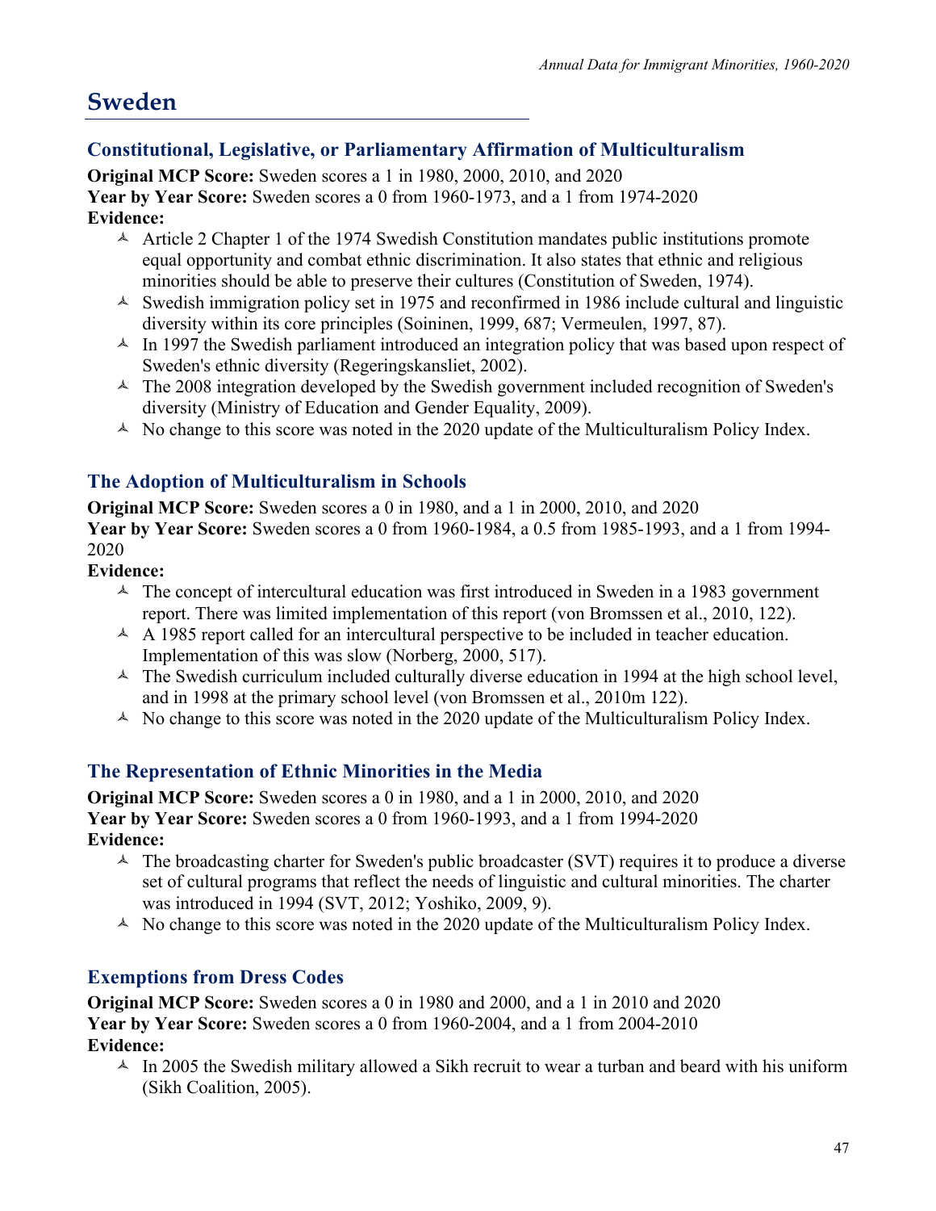## Sweden

### Constitutional, Legislative, or Parliamentary Affirmation of Multiculturalism

**Original MCP Score:** Sweden scores a 1 in 1980, 2000, 2010, and 2020
**Year by Year Score:** Sweden scores a 0 from 1960-1973, and a 1 from 1974-2020
**Evidence:**

- Article 2 Chapter 1 of the 1974 Swedish Constitution mandates public institutions promote equal opportunity and combat ethnic discrimination. It also states that ethnic and religious minorities should be able to preserve their cultures (Constitution of Sweden, 1974).
- Swedish immigration policy set in 1975 and reconfirmed in 1986 include cultural and linguistic diversity within its core principles (Soininen, 1999, 687; Vermeulen, 1997, 87).
- In 1997 the Swedish parliament introduced an integration policy that was based upon respect of Sweden's ethnic diversity (Regeringskansliet, 2002).
- The 2008 integration developed by the Swedish government included recognition of Sweden's diversity (Ministry of Education and Gender Equality, 2009).
- No change to this score was noted in the 2020 update of the Multiculturalism Policy Index.

### The Adoption of Multiculturalism in Schools

**Original MCP Score:** Sweden scores a 0 in 1980, and a 1 in 2000, 2010, and 2020
**Year by Year Score:** Sweden scores a 0 from 1960-1984, a 0.5 from 1985-1993, and a 1 from 1994-2020
**Evidence:**

- The concept of intercultural education was first introduced in Sweden in a 1983 government report. There was limited implementation of this report (von Bromssen et al., 2010, 122).
- A 1985 report called for an intercultural perspective to be included in teacher education. Implementation of this was slow (Norberg, 2000, 517).
- The Swedish curriculum included culturally diverse education in 1994 at the high school level, and in 1998 at the primary school level (von Bromssen et al., 2010m 122).
- No change to this score was noted in the 2020 update of the Multiculturalism Policy Index.

### The Representation of Ethnic Minorities in the Media

**Original MCP Score:** Sweden scores a 0 in 1980, and a 1 in 2000, 2010, and 2020
**Year by Year Score:** Sweden scores a 0 from 1960-1993, and a 1 from 1994-2020
**Evidence:**

- The broadcasting charter for Sweden's public broadcaster (SVT) requires it to produce a diverse set of cultural programs that reflect the needs of linguistic and cultural minorities. The charter was introduced in 1994 (SVT, 2012; Yoshiko, 2009, 9).
- No change to this score was noted in the 2020 update of the Multiculturalism Policy Index.

### Exemptions from Dress Codes

**Original MCP Score:** Sweden scores a 0 in 1980 and 2000, and a 1 in 2010 and 2020
**Year by Year Score:** Sweden scores a 0 from 1960-2004, and a 1 from 2004-2010
**Evidence:**

- In 2005 the Swedish military allowed a Sikh recruit to wear a turban and beard with his uniform (Sikh Coalition, 2005).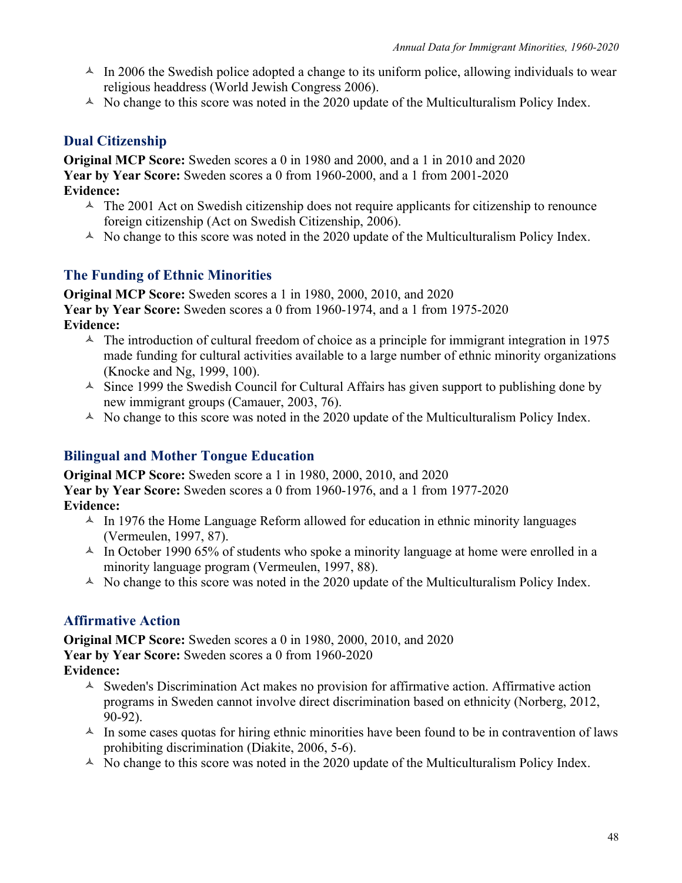- In 2006 the Swedish police adopted a change to its uniform police, allowing individuals to wear religious headdress (World Jewish Congress 2006).
- No change to this score was noted in the 2020 update of the Multiculturalism Policy Index.

## Dual Citizenship

**Original MCP Score:** Sweden scores a 0 in 1980 and 2000, and a 1 in 2010 and 2020
**Year by Year Score:** Sweden scores a 0 from 1960-2000, and a 1 from 2001-2020
**Evidence:**

- The 2001 Act on Swedish citizenship does not require applicants for citizenship to renounce foreign citizenship (Act on Swedish Citizenship, 2006).
- No change to this score was noted in the 2020 update of the Multiculturalism Policy Index.

## The Funding of Ethnic Minorities

**Original MCP Score:** Sweden scores a 1 in 1980, 2000, 2010, and 2020
**Year by Year Score:** Sweden scores a 0 from 1960-1974, and a 1 from 1975-2020
**Evidence:**

- The introduction of cultural freedom of choice as a principle for immigrant integration in 1975 made funding for cultural activities available to a large number of ethnic minority organizations (Knocke and Ng, 1999, 100).
- Since 1999 the Swedish Council for Cultural Affairs has given support to publishing done by new immigrant groups (Camauer, 2003, 76).
- No change to this score was noted in the 2020 update of the Multiculturalism Policy Index.

## Bilingual and Mother Tongue Education

**Original MCP Score:** Sweden score a 1 in 1980, 2000, 2010, and 2020
**Year by Year Score:** Sweden scores a 0 from 1960-1976, and a 1 from 1977-2020
**Evidence:**

- In 1976 the Home Language Reform allowed for education in ethnic minority languages (Vermeulen, 1997, 87).
- In October 1990 65% of students who spoke a minority language at home were enrolled in a minority language program (Vermeulen, 1997, 88).
- No change to this score was noted in the 2020 update of the Multiculturalism Policy Index.

## Affirmative Action

**Original MCP Score:** Sweden scores a 0 in 1980, 2000, 2010, and 2020
**Year by Year Score:** Sweden scores a 0 from 1960-2020
**Evidence:**

- Sweden's Discrimination Act makes no provision for affirmative action. Affirmative action programs in Sweden cannot involve direct discrimination based on ethnicity (Norberg, 2012, 90-92).
- In some cases quotas for hiring ethnic minorities have been found to be in contravention of laws prohibiting discrimination (Diakite, 2006, 5-6).
- No change to this score was noted in the 2020 update of the Multiculturalism Policy Index.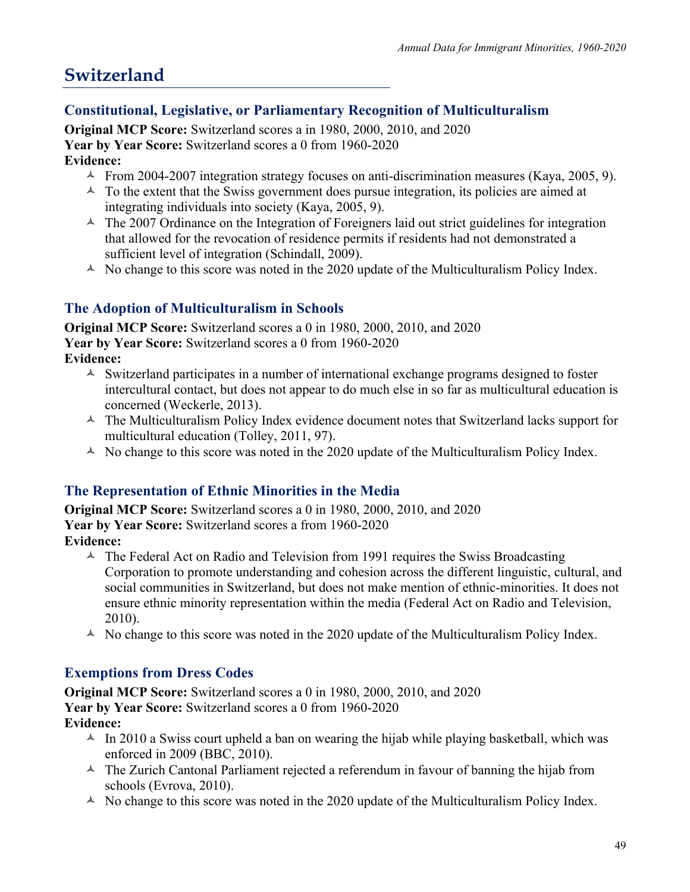# Switzerland

## Constitutional, Legislative, or Parliamentary Recognition of Multiculturalism

**Original MCP Score:** Switzerland scores a in 1980, 2000, 2010, and 2020
**Year by Year Score:** Switzerland scores a 0 from 1960-2020
**Evidence:**

- From 2004-2007 integration strategy focuses on anti-discrimination measures (Kaya, 2005, 9).
- To the extent that the Swiss government does pursue integration, its policies are aimed at integrating individuals into society (Kaya, 2005, 9).
- The 2007 Ordinance on the Integration of Foreigners laid out strict guidelines for integration that allowed for the revocation of residence permits if residents had not demonstrated a sufficient level of integration (Schindall, 2009).
- No change to this score was noted in the 2020 update of the Multiculturalism Policy Index.

## The Adoption of Multiculturalism in Schools

**Original MCP Score:** Switzerland scores a 0 in 1980, 2000, 2010, and 2020
**Year by Year Score:** Switzerland scores a 0 from 1960-2020
**Evidence:**

- Switzerland participates in a number of international exchange programs designed to foster intercultural contact, but does not appear to do much else in so far as multicultural education is concerned (Weckerle, 2013).
- The Multiculturalism Policy Index evidence document notes that Switzerland lacks support for multicultural education (Tolley, 2011, 97).
- No change to this score was noted in the 2020 update of the Multiculturalism Policy Index.

## The Representation of Ethnic Minorities in the Media

**Original MCP Score:** Switzerland scores a 0 in 1980, 2000, 2010, and 2020
**Year by Year Score:** Switzerland scores a from 1960-2020
**Evidence:**

- The Federal Act on Radio and Television from 1991 requires the Swiss Broadcasting Corporation to promote understanding and cohesion across the different linguistic, cultural, and social communities in Switzerland, but does not make mention of ethnic-minorities. It does not ensure ethnic minority representation within the media (Federal Act on Radio and Television, 2010).
- No change to this score was noted in the 2020 update of the Multiculturalism Policy Index.

## Exemptions from Dress Codes

**Original MCP Score:** Switzerland scores a 0 in 1980, 2000, 2010, and 2020
**Year by Year Score:** Switzerland scores a 0 from 1960-2020
**Evidence:**

- In 2010 a Swiss court upheld a ban on wearing the hijab while playing basketball, which was enforced in 2009 (BBC, 2010).
- The Zurich Cantonal Parliament rejected a referendum in favour of banning the hijab from schools (Evrova, 2010).
- No change to this score was noted in the 2020 update of the Multiculturalism Policy Index.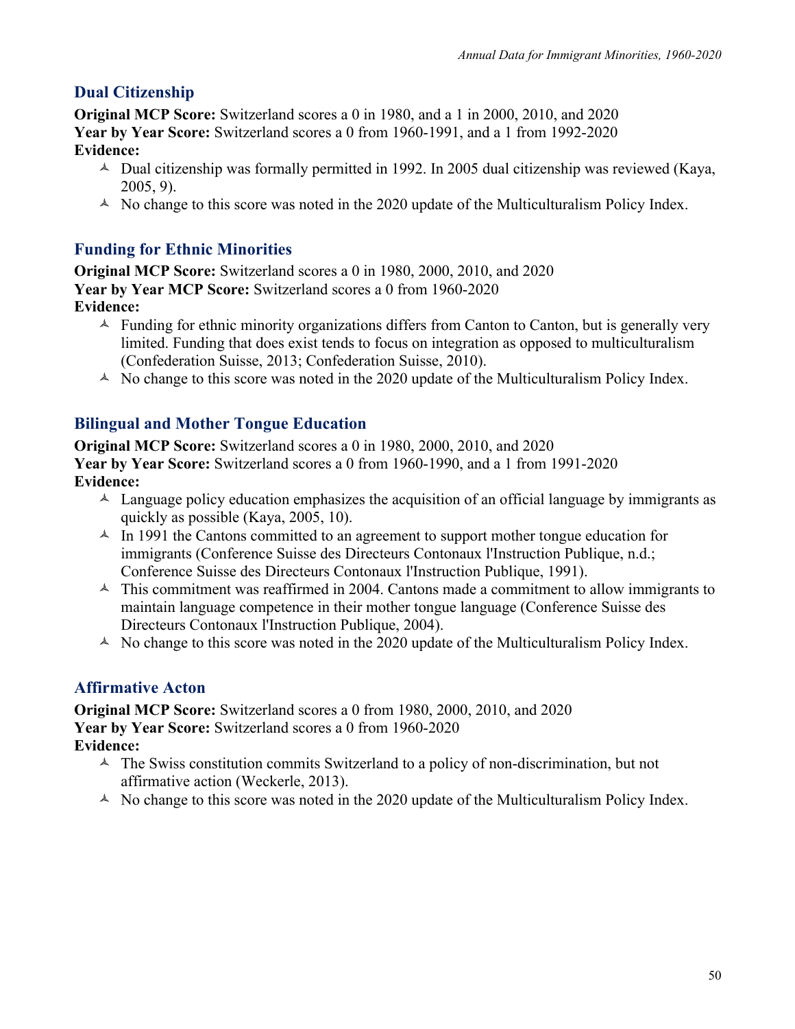## Dual Citizenship

**Original MCP Score:** Switzerland scores a 0 in 1980, and a 1 in 2000, 2010, and 2020
**Year by Year Score:** Switzerland scores a 0 from 1960-1991, and a 1 from 1992-2020
**Evidence:**

- Dual citizenship was formally permitted in 1992. In 2005 dual citizenship was reviewed (Kaya, 2005, 9).
- No change to this score was noted in the 2020 update of the Multiculturalism Policy Index.

## Funding for Ethnic Minorities

**Original MCP Score:** Switzerland scores a 0 in 1980, 2000, 2010, and 2020
**Year by Year MCP Score:** Switzerland scores a 0 from 1960-2020
**Evidence:**

- Funding for ethnic minority organizations differs from Canton to Canton, but is generally very limited. Funding that does exist tends to focus on integration as opposed to multiculturalism (Confederation Suisse, 2013; Confederation Suisse, 2010).
- No change to this score was noted in the 2020 update of the Multiculturalism Policy Index.

## Bilingual and Mother Tongue Education

**Original MCP Score:** Switzerland scores a 0 in 1980, 2000, 2010, and 2020
**Year by Year Score:** Switzerland scores a 0 from 1960-1990, and a 1 from 1991-2020
**Evidence:**

- Language policy education emphasizes the acquisition of an official language by immigrants as quickly as possible (Kaya, 2005, 10).
- In 1991 the Cantons committed to an agreement to support mother tongue education for immigrants (Conference Suisse des Directeurs Contonaux l'Instruction Publique, n.d.; Conference Suisse des Directeurs Contonaux l'Instruction Publique, 1991).
- This commitment was reaffirmed in 2004. Cantons made a commitment to allow immigrants to maintain language competence in their mother tongue language (Conference Suisse des Directeurs Contonaux l'Instruction Publique, 2004).
- No change to this score was noted in the 2020 update of the Multiculturalism Policy Index.

## Affirmative Acton

**Original MCP Score:** Switzerland scores a 0 from 1980, 2000, 2010, and 2020
**Year by Year Score:** Switzerland scores a 0 from 1960-2020
**Evidence:**

- The Swiss constitution commits Switzerland to a policy of non-discrimination, but not affirmative action (Weckerle, 2013).
- No change to this score was noted in the 2020 update of the Multiculturalism Policy Index.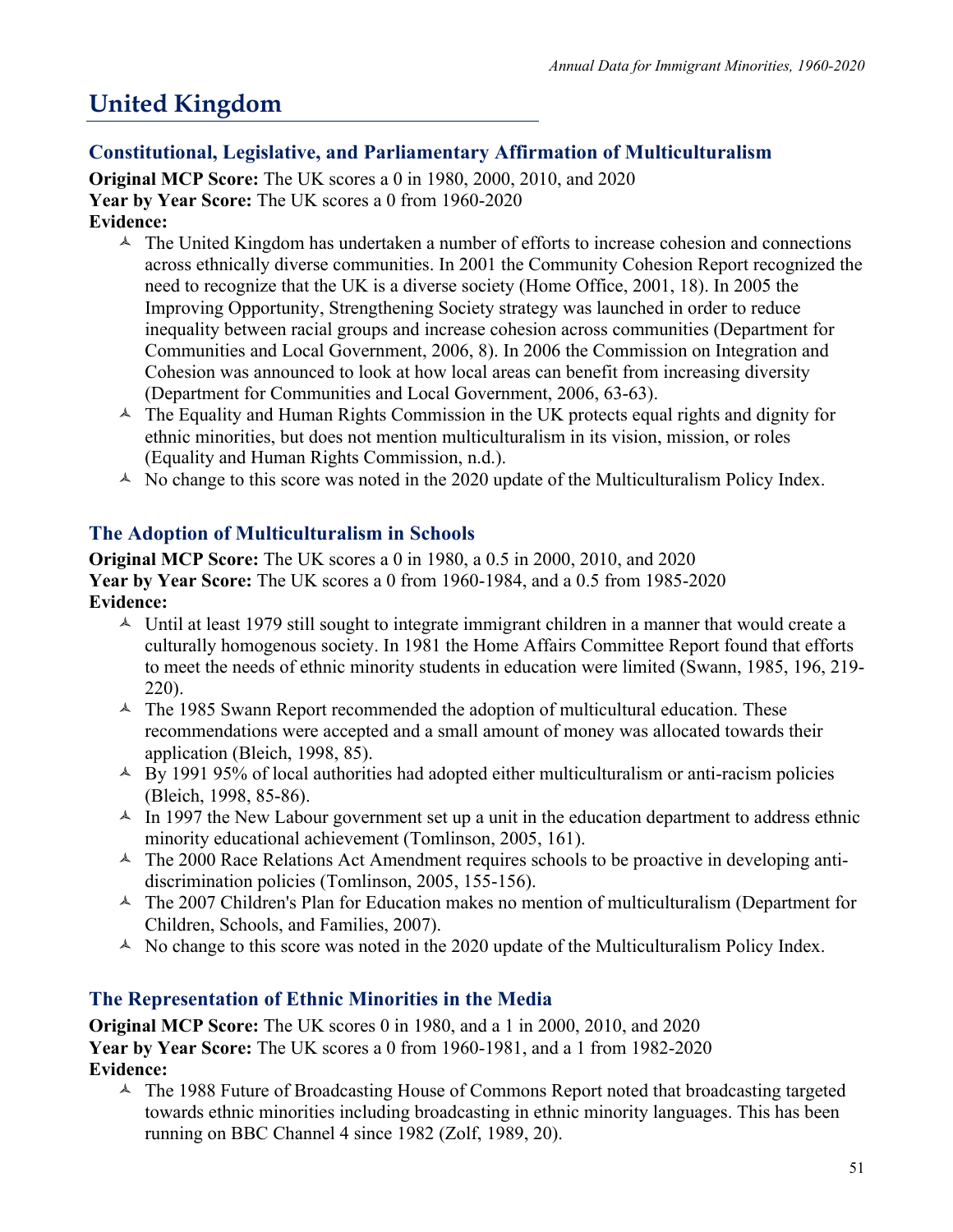# United Kingdom

## Constitutional, Legislative, and Parliamentary Affirmation of Multiculturalism

**Original MCP Score:** The UK scores a 0 in 1980, 2000, 2010, and 2020
**Year by Year Score:** The UK scores a 0 from 1960-2020
**Evidence:**

- The United Kingdom has undertaken a number of efforts to increase cohesion and connections across ethnically diverse communities. In 2001 the Community Cohesion Report recognized the need to recognize that the UK is a diverse society (Home Office, 2001, 18). In 2005 the Improving Opportunity, Strengthening Society strategy was launched in order to reduce inequality between racial groups and increase cohesion across communities (Department for Communities and Local Government, 2006, 8). In 2006 the Commission on Integration and Cohesion was announced to look at how local areas can benefit from increasing diversity (Department for Communities and Local Government, 2006, 63-63).
- The Equality and Human Rights Commission in the UK protects equal rights and dignity for ethnic minorities, but does not mention multiculturalism in its vision, mission, or roles (Equality and Human Rights Commission, n.d.).
- No change to this score was noted in the 2020 update of the Multiculturalism Policy Index.

## The Adoption of Multiculturalism in Schools

**Original MCP Score:** The UK scores a 0 in 1980, a 0.5 in 2000, 2010, and 2020
**Year by Year Score:** The UK scores a 0 from 1960-1984, and a 0.5 from 1985-2020
**Evidence:**

- Until at least 1979 still sought to integrate immigrant children in a manner that would create a culturally homogenous society. In 1981 the Home Affairs Committee Report found that efforts to meet the needs of ethnic minority students in education were limited (Swann, 1985, 196, 219-220).
- The 1985 Swann Report recommended the adoption of multicultural education. These recommendations were accepted and a small amount of money was allocated towards their application (Bleich, 1998, 85).
- By 1991 95% of local authorities had adopted either multiculturalism or anti-racism policies (Bleich, 1998, 85-86).
- In 1997 the New Labour government set up a unit in the education department to address ethnic minority educational achievement (Tomlinson, 2005, 161).
- The 2000 Race Relations Act Amendment requires schools to be proactive in developing anti-discrimination policies (Tomlinson, 2005, 155-156).
- The 2007 Children's Plan for Education makes no mention of multiculturalism (Department for Children, Schools, and Families, 2007).
- No change to this score was noted in the 2020 update of the Multiculturalism Policy Index.

## The Representation of Ethnic Minorities in the Media

**Original MCP Score:** The UK scores 0 in 1980, and a 1 in 2000, 2010, and 2020
**Year by Year Score:** The UK scores a 0 from 1960-1981, and a 1 from 1982-2020
**Evidence:**

- The 1988 Future of Broadcasting House of Commons Report noted that broadcasting targeted towards ethnic minorities including broadcasting in ethnic minority languages. This has been running on BBC Channel 4 since 1982 (Zolf, 1989, 20).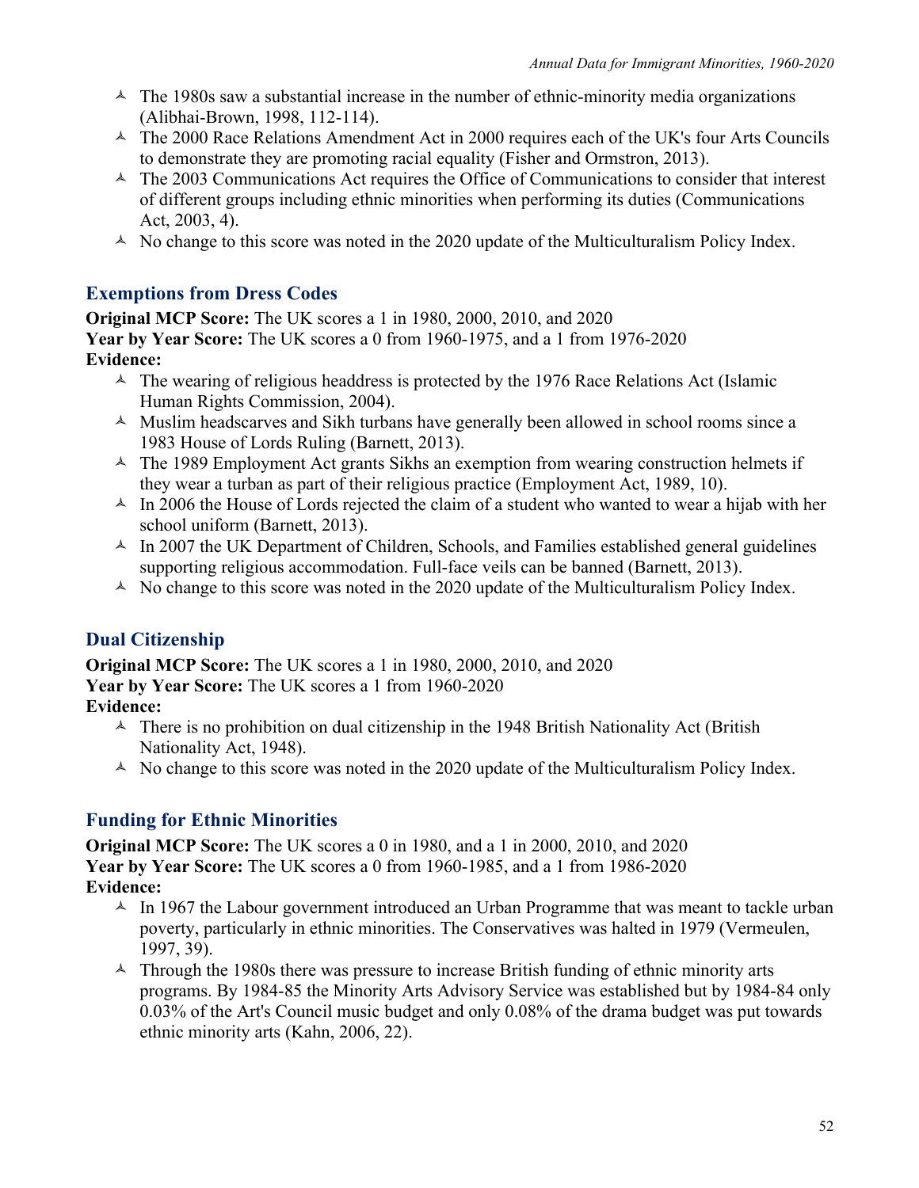- The 1980s saw a substantial increase in the number of ethnic-minority media organizations (Alibhai-Brown, 1998, 112-114).
- The 2000 Race Relations Amendment Act in 2000 requires each of the UK's four Arts Councils to demonstrate they are promoting racial equality (Fisher and Ormstron, 2013).
- The 2003 Communications Act requires the Office of Communications to consider that interest of different groups including ethnic minorities when performing its duties (Communications Act, 2003, 4).
- No change to this score was noted in the 2020 update of the Multiculturalism Policy Index.

## Exemptions from Dress Codes

**Original MCP Score:** The UK scores a 1 in 1980, 2000, 2010, and 2020
**Year by Year Score:** The UK scores a 0 from 1960-1975, and a 1 from 1976-2020
**Evidence:**

- The wearing of religious headdress is protected by the 1976 Race Relations Act (Islamic Human Rights Commission, 2004).
- Muslim headscarves and Sikh turbans have generally been allowed in school rooms since a 1983 House of Lords Ruling (Barnett, 2013).
- The 1989 Employment Act grants Sikhs an exemption from wearing construction helmets if they wear a turban as part of their religious practice (Employment Act, 1989, 10).
- In 2006 the House of Lords rejected the claim of a student who wanted to wear a hijab with her school uniform (Barnett, 2013).
- In 2007 the UK Department of Children, Schools, and Families established general guidelines supporting religious accommodation. Full-face veils can be banned (Barnett, 2013).
- No change to this score was noted in the 2020 update of the Multiculturalism Policy Index.

## Dual Citizenship

**Original MCP Score:** The UK scores a 1 in 1980, 2000, 2010, and 2020
**Year by Year Score:** The UK scores a 1 from 1960-2020
**Evidence:**

- There is no prohibition on dual citizenship in the 1948 British Nationality Act (British Nationality Act, 1948).
- No change to this score was noted in the 2020 update of the Multiculturalism Policy Index.

## Funding for Ethnic Minorities

**Original MCP Score:** The UK scores a 0 in 1980, and a 1 in 2000, 2010, and 2020
**Year by Year Score:** The UK scores a 0 from 1960-1985, and a 1 from 1986-2020
**Evidence:**

- In 1967 the Labour government introduced an Urban Programme that was meant to tackle urban poverty, particularly in ethnic minorities. The Conservatives was halted in 1979 (Vermeulen, 1997, 39).
- Through the 1980s there was pressure to increase British funding of ethnic minority arts programs. By 1984-85 the Minority Arts Advisory Service was established but by 1984-84 only 0.03% of the Art's Council music budget and only 0.08% of the drama budget was put towards ethnic minority arts (Kahn, 2006, 22).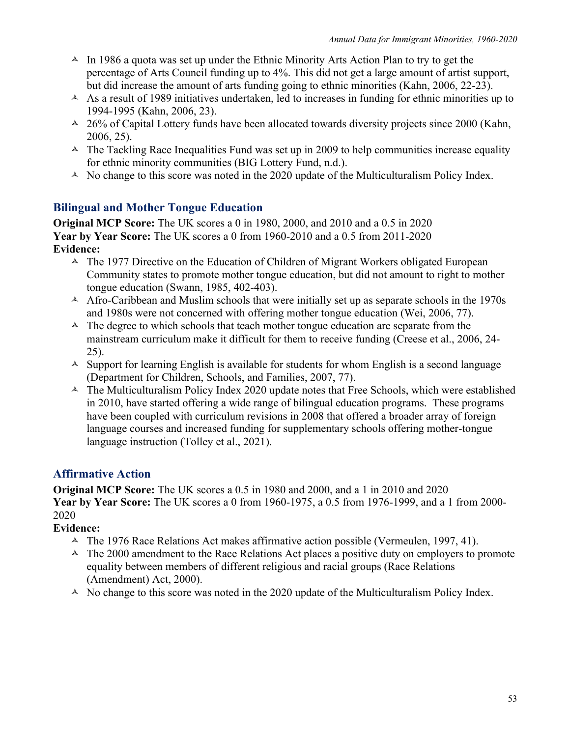- In 1986 a quota was set up under the Ethnic Minority Arts Action Plan to try to get the percentage of Arts Council funding up to 4%. This did not get a large amount of artist support, but did increase the amount of arts funding going to ethnic minorities (Kahn, 2006, 22-23).
- As a result of 1989 initiatives undertaken, led to increases in funding for ethnic minorities up to 1994-1995 (Kahn, 2006, 23).
- 26% of Capital Lottery funds have been allocated towards diversity projects since 2000 (Kahn, 2006, 25).
- The Tackling Race Inequalities Fund was set up in 2009 to help communities increase equality for ethnic minority communities (BIG Lottery Fund, n.d.).
- No change to this score was noted in the 2020 update of the Multiculturalism Policy Index.

### Bilingual and Mother Tongue Education

**Original MCP Score:** The UK scores a 0 in 1980, 2000, and 2010 and a 0.5 in 2020
**Year by Year Score:** The UK scores a 0 from 1960-2010 and a 0.5 from 2011-2020
**Evidence:**

- The 1977 Directive on the Education of Children of Migrant Workers obligated European Community states to promote mother tongue education, but did not amount to right to mother tongue education (Swann, 1985, 402-403).
- Afro-Caribbean and Muslim schools that were initially set up as separate schools in the 1970s and 1980s were not concerned with offering mother tongue education (Wei, 2006, 77).
- The degree to which schools that teach mother tongue education are separate from the mainstream curriculum make it difficult for them to receive funding (Creese et al., 2006, 24-25).
- Support for learning English is available for students for whom English is a second language (Department for Children, Schools, and Families, 2007, 77).
- The Multiculturalism Policy Index 2020 update notes that Free Schools, which were established in 2010, have started offering a wide range of bilingual education programs. These programs have been coupled with curriculum revisions in 2008 that offered a broader array of foreign language courses and increased funding for supplementary schools offering mother-tongue language instruction (Tolley et al., 2021).

### Affirmative Action

**Original MCP Score:** The UK scores a 0.5 in 1980 and 2000, and a 1 in 2010 and 2020
**Year by Year Score:** The UK scores a 0 from 1960-1975, a 0.5 from 1976-1999, and a 1 from 2000-2020
**Evidence:**

- The 1976 Race Relations Act makes affirmative action possible (Vermeulen, 1997, 41).
- The 2000 amendment to the Race Relations Act places a positive duty on employers to promote equality between members of different religious and racial groups (Race Relations (Amendment) Act, 2000).
- No change to this score was noted in the 2020 update of the Multiculturalism Policy Index.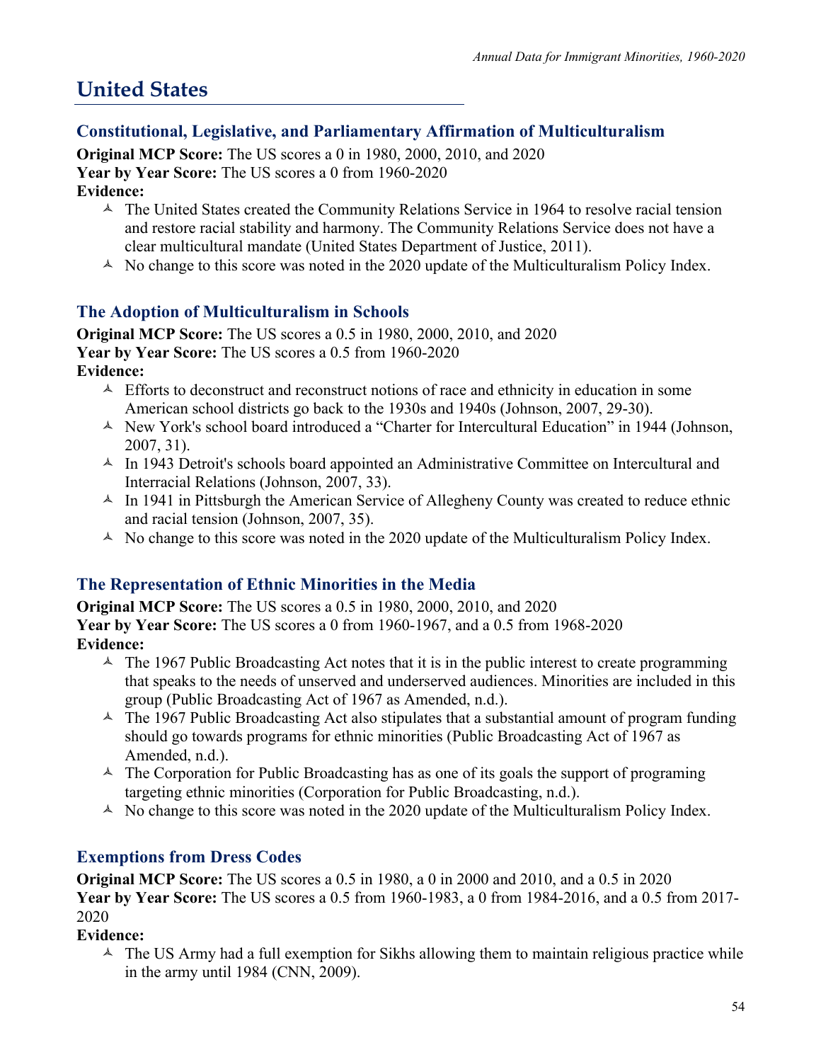# United States

## Constitutional, Legislative, and Parliamentary Affirmation of Multiculturalism

**Original MCP Score:** The US scores a 0 in 1980, 2000, 2010, and 2020
**Year by Year Score:** The US scores a 0 from 1960-2020
**Evidence:**

- The United States created the Community Relations Service in 1964 to resolve racial tension and restore racial stability and harmony. The Community Relations Service does not have a clear multicultural mandate (United States Department of Justice, 2011).
- No change to this score was noted in the 2020 update of the Multiculturalism Policy Index.

## The Adoption of Multiculturalism in Schools

**Original MCP Score:** The US scores a 0.5 in 1980, 2000, 2010, and 2020
**Year by Year Score:** The US scores a 0.5 from 1960-2020
**Evidence:**

- Efforts to deconstruct and reconstruct notions of race and ethnicity in education in some American school districts go back to the 1930s and 1940s (Johnson, 2007, 29-30).
- New York's school board introduced a "Charter for Intercultural Education" in 1944 (Johnson, 2007, 31).
- In 1943 Detroit's schools board appointed an Administrative Committee on Intercultural and Interracial Relations (Johnson, 2007, 33).
- In 1941 in Pittsburgh the American Service of Allegheny County was created to reduce ethnic and racial tension (Johnson, 2007, 35).
- No change to this score was noted in the 2020 update of the Multiculturalism Policy Index.

## The Representation of Ethnic Minorities in the Media

**Original MCP Score:** The US scores a 0.5 in 1980, 2000, 2010, and 2020
**Year by Year Score:** The US scores a 0 from 1960-1967, and a 0.5 from 1968-2020
**Evidence:**

- The 1967 Public Broadcasting Act notes that it is in the public interest to create programming that speaks to the needs of unserved and underserved audiences. Minorities are included in this group (Public Broadcasting Act of 1967 as Amended, n.d.).
- The 1967 Public Broadcasting Act also stipulates that a substantial amount of program funding should go towards programs for ethnic minorities (Public Broadcasting Act of 1967 as Amended, n.d.).
- The Corporation for Public Broadcasting has as one of its goals the support of programing targeting ethnic minorities (Corporation for Public Broadcasting, n.d.).
- No change to this score was noted in the 2020 update of the Multiculturalism Policy Index.

## Exemptions from Dress Codes

**Original MCP Score:** The US scores a 0.5 in 1980, a 0 in 2000 and 2010, and a 0.5 in 2020
**Year by Year Score:** The US scores a 0.5 from 1960-1983, a 0 from 1984-2016, and a 0.5 from 2017-2020
**Evidence:**

- The US Army had a full exemption for Sikhs allowing them to maintain religious practice while in the army until 1984 (CNN, 2009).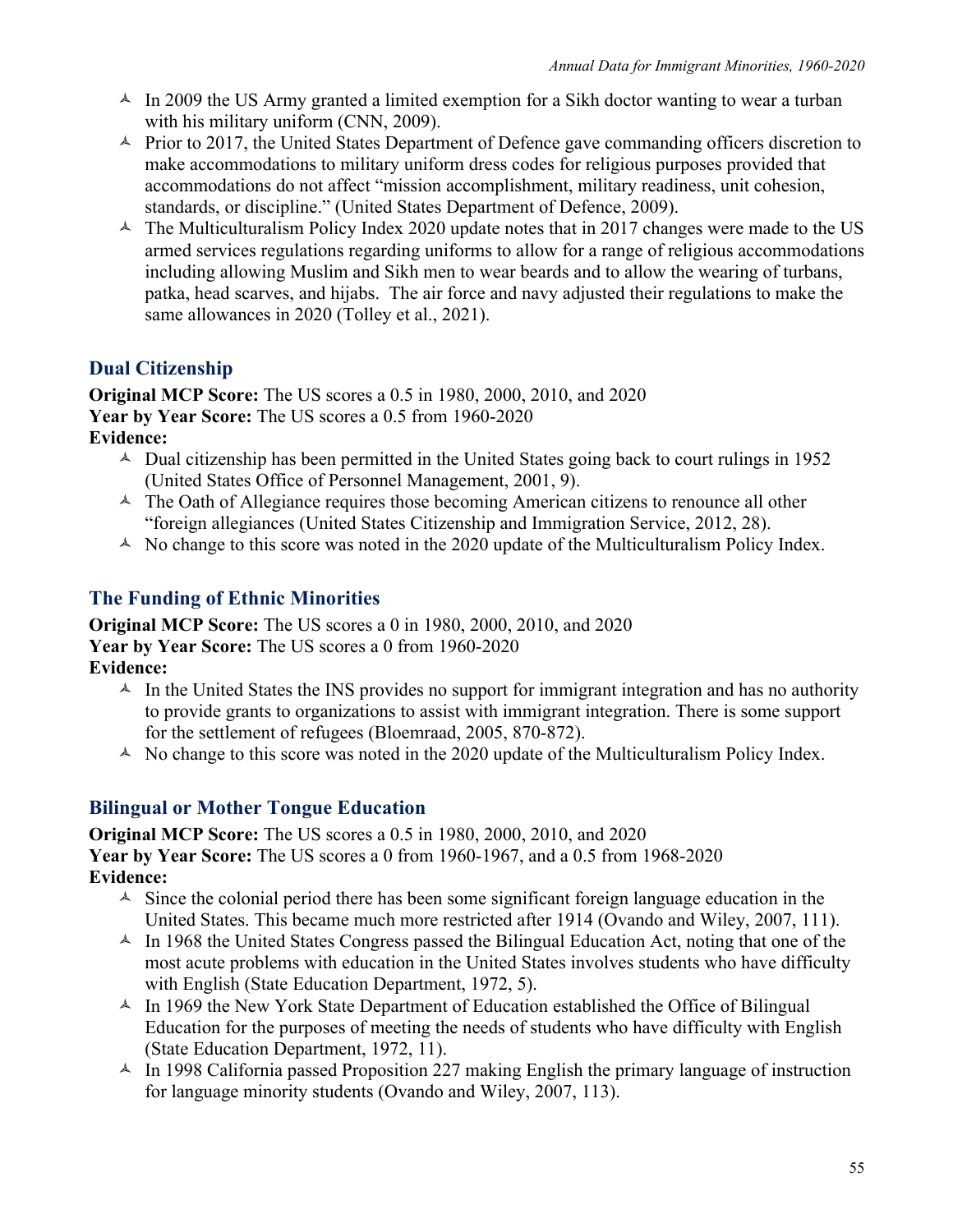- In 2009 the US Army granted a limited exemption for a Sikh doctor wanting to wear a turban with his military uniform (CNN, 2009).
- Prior to 2017, the United States Department of Defence gave commanding officers discretion to make accommodations to military uniform dress codes for religious purposes provided that accommodations do not affect "mission accomplishment, military readiness, unit cohesion, standards, or discipline." (United States Department of Defence, 2009).
- The Multiculturalism Policy Index 2020 update notes that in 2017 changes were made to the US armed services regulations regarding uniforms to allow for a range of religious accommodations including allowing Muslim and Sikh men to wear beards and to allow the wearing of turbans, patka, head scarves, and hijabs. The air force and navy adjusted their regulations to make the same allowances in 2020 (Tolley et al., 2021).

## Dual Citizenship

**Original MCP Score:** The US scores a 0.5 in 1980, 2000, 2010, and 2020
**Year by Year Score:** The US scores a 0.5 from 1960-2020
**Evidence:**

- Dual citizenship has been permitted in the United States going back to court rulings in 1952 (United States Office of Personnel Management, 2001, 9).
- The Oath of Allegiance requires those becoming American citizens to renounce all other "foreign allegiances (United States Citizenship and Immigration Service, 2012, 28).
- No change to this score was noted in the 2020 update of the Multiculturalism Policy Index.

## The Funding of Ethnic Minorities

**Original MCP Score:** The US scores a 0 in 1980, 2000, 2010, and 2020
**Year by Year Score:** The US scores a 0 from 1960-2020
**Evidence:**

- In the United States the INS provides no support for immigrant integration and has no authority to provide grants to organizations to assist with immigrant integration. There is some support for the settlement of refugees (Bloemraad, 2005, 870-872).
- No change to this score was noted in the 2020 update of the Multiculturalism Policy Index.

## Bilingual or Mother Tongue Education

**Original MCP Score:** The US scores a 0.5 in 1980, 2000, 2010, and 2020
**Year by Year Score:** The US scores a 0 from 1960-1967, and a 0.5 from 1968-2020
**Evidence:**

- Since the colonial period there has been some significant foreign language education in the United States. This became much more restricted after 1914 (Ovando and Wiley, 2007, 111).
- In 1968 the United States Congress passed the Bilingual Education Act, noting that one of the most acute problems with education in the United States involves students who have difficulty with English (State Education Department, 1972, 5).
- In 1969 the New York State Department of Education established the Office of Bilingual Education for the purposes of meeting the needs of students who have difficulty with English (State Education Department, 1972, 11).
- In 1998 California passed Proposition 227 making English the primary language of instruction for language minority students (Ovando and Wiley, 2007, 113).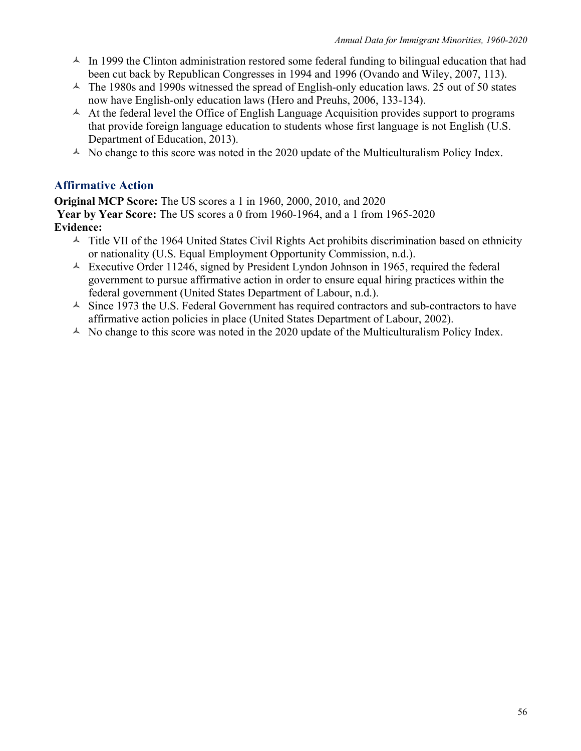- In 1999 the Clinton administration restored some federal funding to bilingual education that had been cut back by Republican Congresses in 1994 and 1996 (Ovando and Wiley, 2007, 113).
- The 1980s and 1990s witnessed the spread of English-only education laws. 25 out of 50 states now have English-only education laws (Hero and Preuhs, 2006, 133-134).
- At the federal level the Office of English Language Acquisition provides support to programs that provide foreign language education to students whose first language is not English (U.S. Department of Education, 2013).
- No change to this score was noted in the 2020 update of the Multiculturalism Policy Index.

### Affirmative Action

**Original MCP Score:** The US scores a 1 in 1960, 2000, 2010, and 2020
**Year by Year Score:** The US scores a 0 from 1960-1964, and a 1 from 1965-2020
**Evidence:**

- Title VII of the 1964 United States Civil Rights Act prohibits discrimination based on ethnicity or nationality (U.S. Equal Employment Opportunity Commission, n.d.).
- Executive Order 11246, signed by President Lyndon Johnson in 1965, required the federal government to pursue affirmative action in order to ensure equal hiring practices within the federal government (United States Department of Labour, n.d.).
- Since 1973 the U.S. Federal Government has required contractors and sub-contractors to have affirmative action policies in place (United States Department of Labour, 2002).
- No change to this score was noted in the 2020 update of the Multiculturalism Policy Index.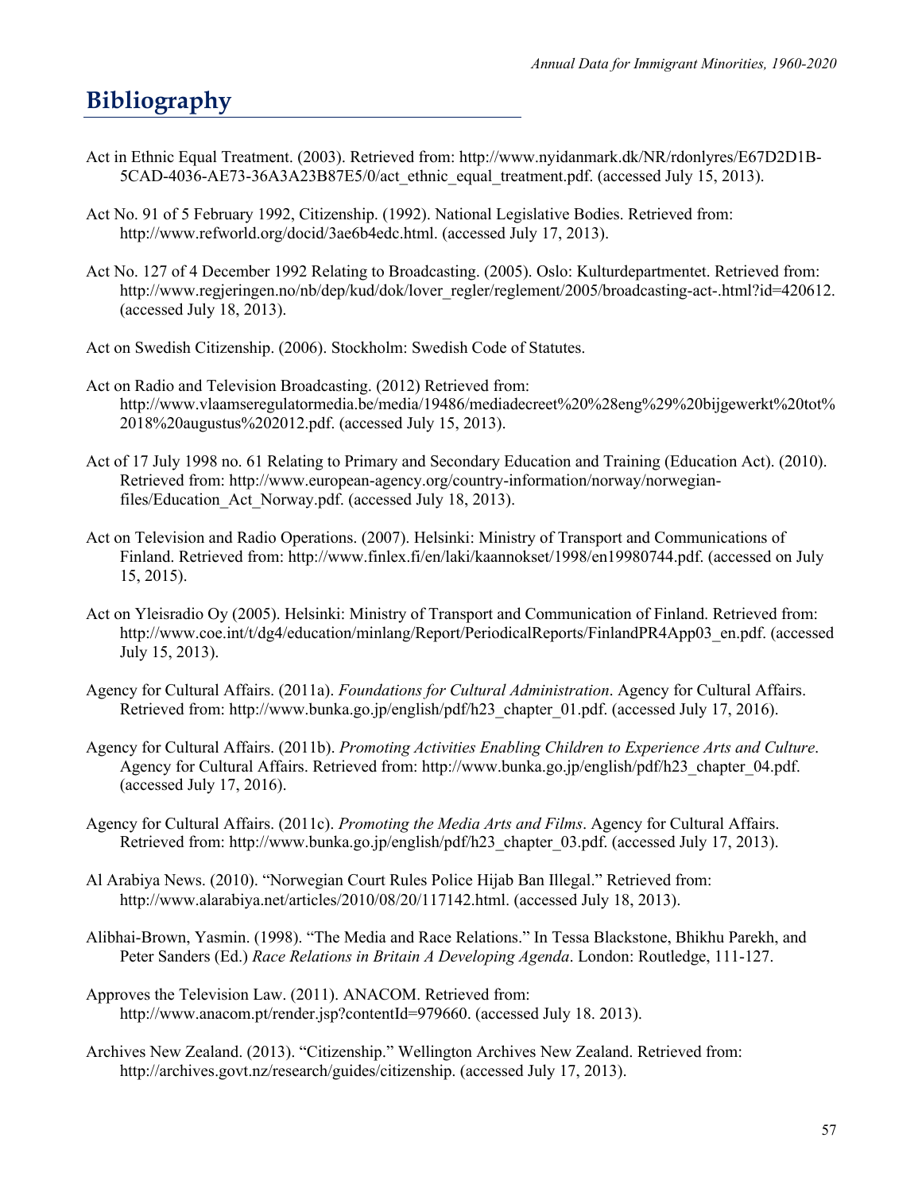# Bibliography

Act in Ethnic Equal Treatment. (2003). Retrieved from: http://www.nyidanmark.dk/NR/rdonlyres/E67D2D1B-5CAD-4036-AE73-36A3A23B87E5/0/act_ethnic_equal_treatment.pdf. (accessed July 15, 2013).

Act No. 91 of 5 February 1992, Citizenship. (1992). National Legislative Bodies. Retrieved from: http://www.refworld.org/docid/3ae6b4edc.html. (accessed July 17, 2013).

Act No. 127 of 4 December 1992 Relating to Broadcasting. (2005). Oslo: Kulturdepartmentet. Retrieved from: http://www.regjeringen.no/nb/dep/kud/dok/lover_regler/reglement/2005/broadcasting-act-.html?id=420612. (accessed July 18, 2013).

Act on Swedish Citizenship. (2006). Stockholm: Swedish Code of Statutes.

Act on Radio and Television Broadcasting. (2012) Retrieved from: http://www.vlaamseregulatormedia.be/media/19486/mediadecreet%20%28eng%29%20bijgewerkt%20tot%2018%20augustus%202012.pdf. (accessed July 15, 2013).

Act of 17 July 1998 no. 61 Relating to Primary and Secondary Education and Training (Education Act). (2010). Retrieved from: http://www.european-agency.org/country-information/norway/norwegian-files/Education_Act_Norway.pdf. (accessed July 18, 2013).

Act on Television and Radio Operations. (2007). Helsinki: Ministry of Transport and Communications of Finland. Retrieved from: http://www.finlex.fi/en/laki/kaannokset/1998/en19980744.pdf. (accessed on July 15, 2015).

Act on Yleisradio Oy (2005). Helsinki: Ministry of Transport and Communication of Finland. Retrieved from: http://www.coe.int/t/dg4/education/minlang/Report/PeriodicalReports/FinlandPR4App03_en.pdf. (accessed July 15, 2013).

Agency for Cultural Affairs. (2011a). *Foundations for Cultural Administration*. Agency for Cultural Affairs. Retrieved from: http://www.bunka.go.jp/english/pdf/h23_chapter_01.pdf. (accessed July 17, 2016).

Agency for Cultural Affairs. (2011b). *Promoting Activities Enabling Children to Experience Arts and Culture*. Agency for Cultural Affairs. Retrieved from: http://www.bunka.go.jp/english/pdf/h23_chapter_04.pdf. (accessed July 17, 2016).

Agency for Cultural Affairs. (2011c). *Promoting the Media Arts and Films*. Agency for Cultural Affairs. Retrieved from: http://www.bunka.go.jp/english/pdf/h23_chapter_03.pdf. (accessed July 17, 2013).

Al Arabiya News. (2010). "Norwegian Court Rules Police Hijab Ban Illegal." Retrieved from: http://www.alarabiya.net/articles/2010/08/20/117142.html. (accessed July 18, 2013).

Alibhai-Brown, Yasmin. (1998). "The Media and Race Relations." In Tessa Blackstone, Bhikhu Parekh, and Peter Sanders (Ed.) *Race Relations in Britain A Developing Agenda*. London: Routledge, 111-127.

Approves the Television Law. (2011). ANACOM. Retrieved from: http://www.anacom.pt/render.jsp?contentId=979660. (accessed July 18. 2013).

Archives New Zealand. (2013). "Citizenship." Wellington Archives New Zealand. Retrieved from: http://archives.govt.nz/research/guides/citizenship. (accessed July 17, 2013).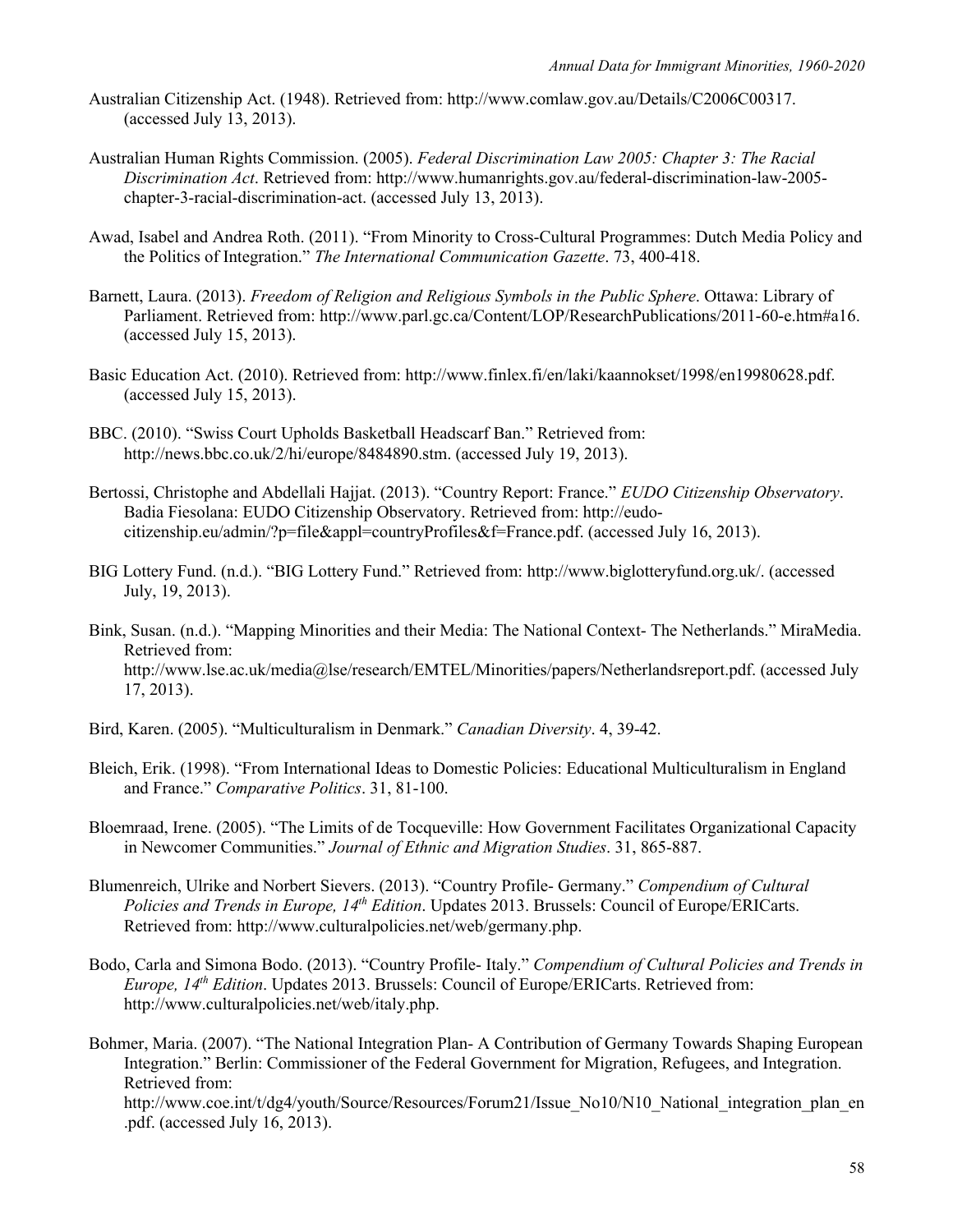Australian Citizenship Act. (1948). Retrieved from: http://www.comlaw.gov.au/Details/C2006C00317. (accessed July 13, 2013).

Australian Human Rights Commission. (2005). *Federal Discrimination Law 2005: Chapter 3: The Racial Discrimination Act*. Retrieved from: http://www.humanrights.gov.au/federal-discrimination-law-2005-chapter-3-racial-discrimination-act. (accessed July 13, 2013).

Awad, Isabel and Andrea Roth. (2011). "From Minority to Cross-Cultural Programmes: Dutch Media Policy and the Politics of Integration." *The International Communication Gazette*. 73, 400-418.

Barnett, Laura. (2013). *Freedom of Religion and Religious Symbols in the Public Sphere*. Ottawa: Library of Parliament. Retrieved from: http://www.parl.gc.ca/Content/LOP/ResearchPublications/2011-60-e.htm#a16. (accessed July 15, 2013).

Basic Education Act. (2010). Retrieved from: http://www.finlex.fi/en/laki/kaannokset/1998/en19980628.pdf. (accessed July 15, 2013).

BBC. (2010). "Swiss Court Upholds Basketball Headscarf Ban." Retrieved from: http://news.bbc.co.uk/2/hi/europe/8484890.stm. (accessed July 19, 2013).

Bertossi, Christophe and Abdellali Hajjat. (2013). "Country Report: France." *EUDO Citizenship Observatory*. Badia Fiesolana: EUDO Citizenship Observatory. Retrieved from: http://eudo-citizenship.eu/admin/?p=file&appl=countryProfiles&f=France.pdf. (accessed July 16, 2013).

BIG Lottery Fund. (n.d.). "BIG Lottery Fund." Retrieved from: http://www.biglotteryfund.org.uk/. (accessed July, 19, 2013).

Bink, Susan. (n.d.). "Mapping Minorities and their Media: The National Context- The Netherlands." MiraMedia. Retrieved from: http://www.lse.ac.uk/media@lse/research/EMTEL/Minorities/papers/Netherlandsreport.pdf. (accessed July 17, 2013).

Bird, Karen. (2005). "Multiculturalism in Denmark." *Canadian Diversity*. 4, 39-42.

Bleich, Erik. (1998). "From International Ideas to Domestic Policies: Educational Multiculturalism in England and France." *Comparative Politics*. 31, 81-100.

Bloemraad, Irene. (2005). "The Limits of de Tocqueville: How Government Facilitates Organizational Capacity in Newcomer Communities." *Journal of Ethnic and Migration Studies*. 31, 865-887.

Blumenreich, Ulrike and Norbert Sievers. (2013). "Country Profile- Germany." *Compendium of Cultural Policies and Trends in Europe, 14th Edition*. Updates 2013. Brussels: Council of Europe/ERICarts. Retrieved from: http://www.culturalpolicies.net/web/germany.php.

Bodo, Carla and Simona Bodo. (2013). "Country Profile- Italy." *Compendium of Cultural Policies and Trends in Europe, 14th Edition*. Updates 2013. Brussels: Council of Europe/ERICarts. Retrieved from: http://www.culturalpolicies.net/web/italy.php.

Bohmer, Maria. (2007). "The National Integration Plan- A Contribution of Germany Towards Shaping European Integration." Berlin: Commissioner of the Federal Government for Migration, Refugees, and Integration. Retrieved from: http://www.coe.int/t/dg4/youth/Source/Resources/Forum21/Issue_No10/N10_National_integration_plan_en.pdf. (accessed July 16, 2013).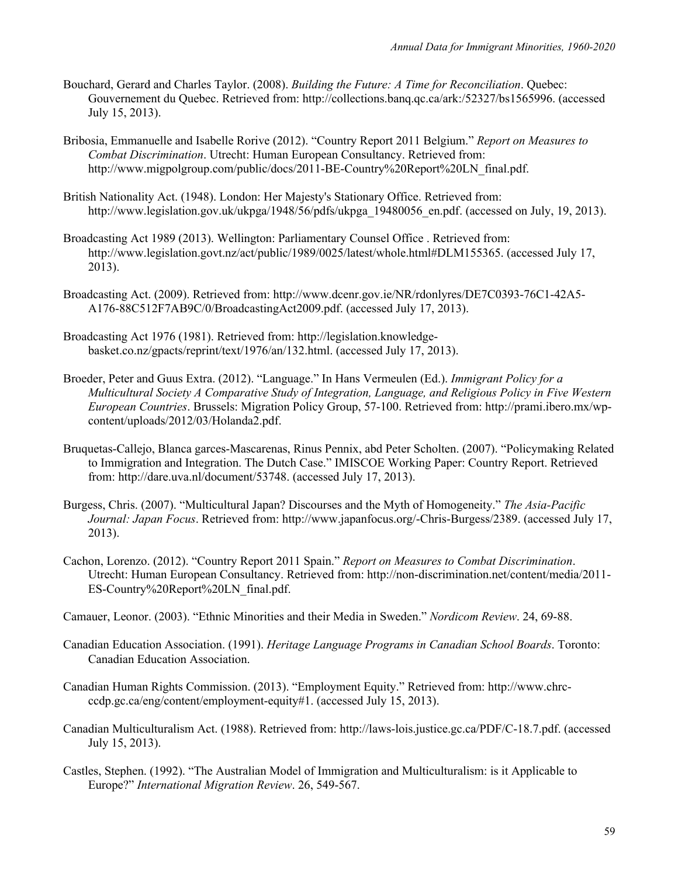Bouchard, Gerard and Charles Taylor. (2008). *Building the Future: A Time for Reconciliation*. Quebec: Gouvernement du Quebec. Retrieved from: http://collections.banq.qc.ca/ark:/52327/bs1565996. (accessed July 15, 2013).

Bribosia, Emmanuelle and Isabelle Rorive (2012). "Country Report 2011 Belgium." *Report on Measures to Combat Discrimination*. Utrecht: Human European Consultancy. Retrieved from: http://www.migpolgroup.com/public/docs/2011-BE-Country%20Report%20LN_final.pdf.

British Nationality Act. (1948). London: Her Majesty's Stationary Office. Retrieved from: http://www.legislation.gov.uk/ukpga/1948/56/pdfs/ukpga_19480056_en.pdf. (accessed on July, 19, 2013).

Broadcasting Act 1989 (2013). Wellington: Parliamentary Counsel Office . Retrieved from: http://www.legislation.govt.nz/act/public/1989/0025/latest/whole.html#DLM155365. (accessed July 17, 2013).

Broadcasting Act. (2009). Retrieved from: http://www.dcenr.gov.ie/NR/rdonlyres/DE7C0393-76C1-42A5-A176-88C512F7AB9C/0/BroadcastingAct2009.pdf. (accessed July 17, 2013).

Broadcasting Act 1976 (1981). Retrieved from: http://legislation.knowledge-basket.co.nz/gpacts/reprint/text/1976/an/132.html. (accessed July 17, 2013).

Broeder, Peter and Guus Extra. (2012). "Language." In Hans Vermeulen (Ed.). *Immigrant Policy for a Multicultural Society A Comparative Study of Integration, Language, and Religious Policy in Five Western European Countries*. Brussels: Migration Policy Group, 57-100. Retrieved from: http://prami.ibero.mx/wp-content/uploads/2012/03/Holanda2.pdf.

Bruquetas-Callejo, Blanca garces-Mascarenas, Rinus Pennix, abd Peter Scholten. (2007). "Policymaking Related to Immigration and Integration. The Dutch Case." IMISCOE Working Paper: Country Report. Retrieved from: http://dare.uva.nl/document/53748. (accessed July 17, 2013).

Burgess, Chris. (2007). "Multicultural Japan? Discourses and the Myth of Homogeneity." *The Asia-Pacific Journal: Japan Focus*. Retrieved from: http://www.japanfocus.org/-Chris-Burgess/2389. (accessed July 17, 2013).

Cachon, Lorenzo. (2012). "Country Report 2011 Spain." *Report on Measures to Combat Discrimination*. Utrecht: Human European Consultancy. Retrieved from: http://non-discrimination.net/content/media/2011-ES-Country%20Report%20LN_final.pdf.

Camauer, Leonor. (2003). "Ethnic Minorities and their Media in Sweden." *Nordicom Review*. 24, 69-88.

Canadian Education Association. (1991). *Heritage Language Programs in Canadian School Boards*. Toronto: Canadian Education Association.

Canadian Human Rights Commission. (2013). "Employment Equity." Retrieved from: http://www.chrc-ccdp.gc.ca/eng/content/employment-equity#1. (accessed July 15, 2013).

Canadian Multiculturalism Act. (1988). Retrieved from: http://laws-lois.justice.gc.ca/PDF/C-18.7.pdf. (accessed July 15, 2013).

Castles, Stephen. (1992). "The Australian Model of Immigration and Multiculturalism: is it Applicable to Europe?" *International Migration Review*. 26, 549-567.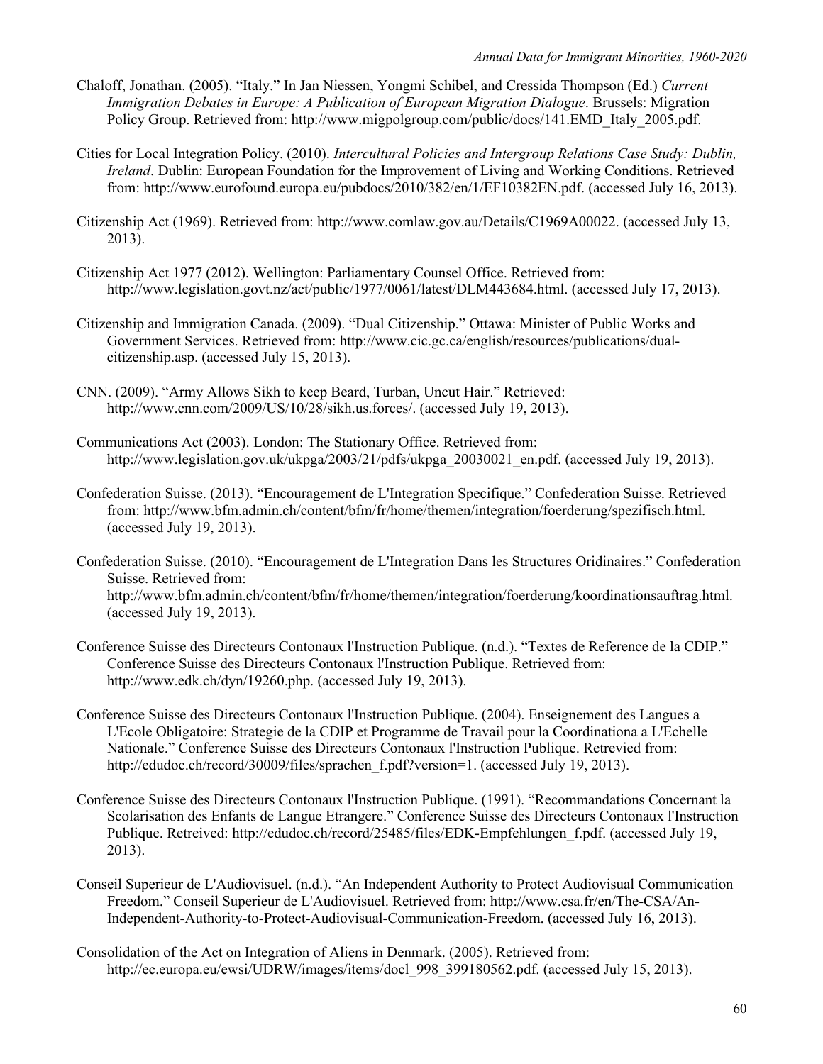Chaloff, Jonathan. (2005). “Italy.” In Jan Niessen, Yongmi Schibel, and Cressida Thompson (Ed.) *Current Immigration Debates in Europe: A Publication of European Migration Dialogue*. Brussels: Migration Policy Group. Retrieved from: http://www.migpolgroup.com/public/docs/141.EMD_Italy_2005.pdf.

Cities for Local Integration Policy. (2010). *Intercultural Policies and Intergroup Relations Case Study: Dublin, Ireland*. Dublin: European Foundation for the Improvement of Living and Working Conditions. Retrieved from: http://www.eurofound.europa.eu/pubdocs/2010/382/en/1/EF10382EN.pdf. (accessed July 16, 2013).

Citizenship Act (1969). Retrieved from: http://www.comlaw.gov.au/Details/C1969A00022. (accessed July 13, 2013).

Citizenship Act 1977 (2012). Wellington: Parliamentary Counsel Office. Retrieved from: http://www.legislation.govt.nz/act/public/1977/0061/latest/DLM443684.html. (accessed July 17, 2013).

Citizenship and Immigration Canada. (2009). “Dual Citizenship.” Ottawa: Minister of Public Works and Government Services. Retrieved from: http://www.cic.gc.ca/english/resources/publications/dual-citizenship.asp. (accessed July 15, 2013).

CNN. (2009). “Army Allows Sikh to keep Beard, Turban, Uncut Hair.” Retrieved: http://www.cnn.com/2009/US/10/28/sikh.us.forces/. (accessed July 19, 2013).

Communications Act (2003). London: The Stationary Office. Retrieved from: http://www.legislation.gov.uk/ukpga/2003/21/pdfs/ukpga_20030021_en.pdf. (accessed July 19, 2013).

Confederation Suisse. (2013). “Encouragement de L'Integration Specifique.” Confederation Suisse. Retrieved from: http://www.bfm.admin.ch/content/bfm/fr/home/themen/integration/foerderung/spezifisch.html. (accessed July 19, 2013).

Confederation Suisse. (2010). “Encouragement de L'Integration Dans les Structures Oridinaires.” Confederation Suisse. Retrieved from: http://www.bfm.admin.ch/content/bfm/fr/home/themen/integration/foerderung/koordinationsauftrag.html. (accessed July 19, 2013).

Conference Suisse des Directeurs Contonaux l'Instruction Publique. (n.d.). “Textes de Reference de la CDIP.” Conference Suisse des Directeurs Contonaux l'Instruction Publique. Retrieved from: http://www.edk.ch/dyn/19260.php. (accessed July 19, 2013).

Conference Suisse des Directeurs Contonaux l'Instruction Publique. (2004). Enseignement des Langues a L'Ecole Obligatoire: Strategie de la CDIP et Programme de Travail pour la Coordinationa a L'Echelle Nationale.” Conference Suisse des Directeurs Contonaux l'Instruction Publique. Retrevied from: http://edudoc.ch/record/30009/files/sprachen_f.pdf?version=1. (accessed July 19, 2013).

Conference Suisse des Directeurs Contonaux l'Instruction Publique. (1991). “Recommandations Concernant la Scolarisation des Enfants de Langue Etrangere.” Conference Suisse des Directeurs Contonaux l'Instruction Publique. Retreived: http://edudoc.ch/record/25485/files/EDK-Empfehlungen_f.pdf. (accessed July 19, 2013).

Conseil Superieur de L'Audiovisuel. (n.d.). “An Independent Authority to Protect Audiovisual Communication Freedom.” Conseil Superieur de L'Audiovisuel. Retrieved from: http://www.csa.fr/en/The-CSA/An-Independent-Authority-to-Protect-Audiovisual-Communication-Freedom. (accessed July 16, 2013).

Consolidation of the Act on Integration of Aliens in Denmark. (2005). Retrieved from: http://ec.europa.eu/ewsi/UDRW/images/items/docl_998_399180562.pdf. (accessed July 15, 2013).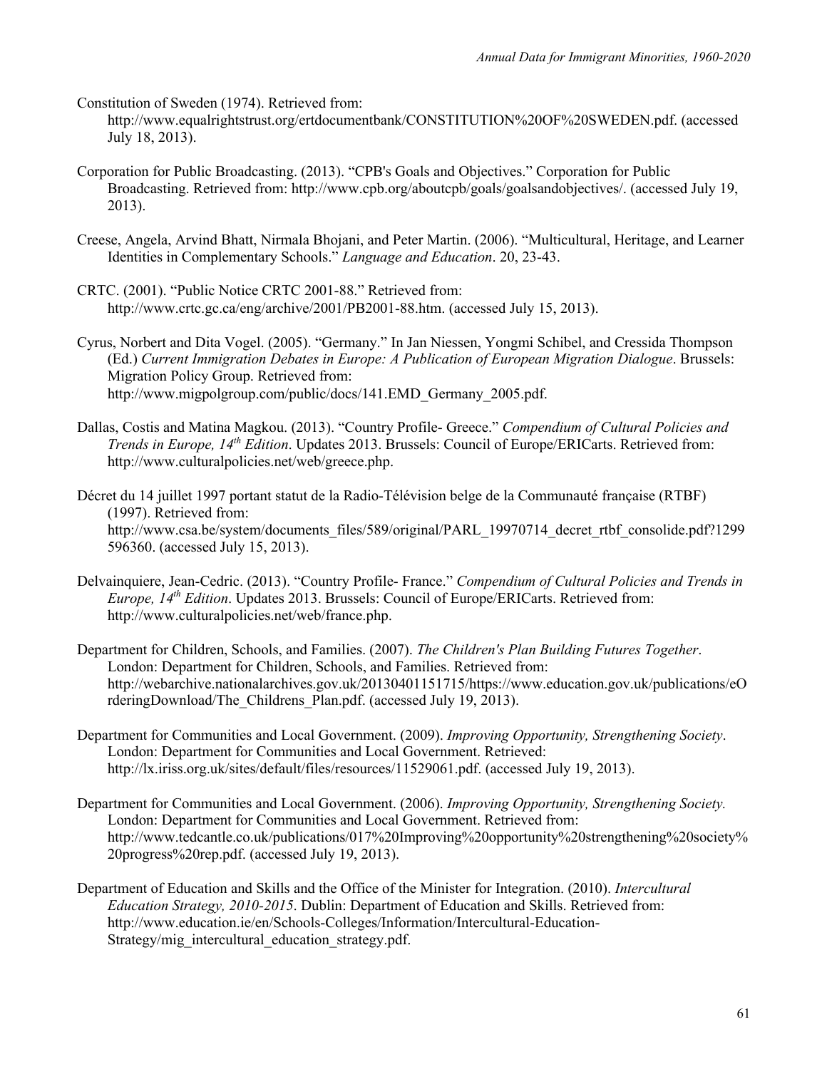Constitution of Sweden (1974). Retrieved from: http://www.equalrightstrust.org/ertdocumentbank/CONSTITUTION%20OF%20SWEDEN.pdf. (accessed July 18, 2013).

Corporation for Public Broadcasting. (2013). "CPB's Goals and Objectives." Corporation for Public Broadcasting. Retrieved from: http://www.cpb.org/aboutcpb/goals/goalsandobjectives/. (accessed July 19, 2013).

Creese, Angela, Arvind Bhatt, Nirmala Bhojani, and Peter Martin. (2006). "Multicultural, Heritage, and Learner Identities in Complementary Schools." *Language and Education*. 20, 23-43.

CRTC. (2001). "Public Notice CRTC 2001-88." Retrieved from: http://www.crtc.gc.ca/eng/archive/2001/PB2001-88.htm. (accessed July 15, 2013).

Cyrus, Norbert and Dita Vogel. (2005). "Germany." In Jan Niessen, Yongmi Schibel, and Cressida Thompson (Ed.) *Current Immigration Debates in Europe: A Publication of European Migration Dialogue*. Brussels: Migration Policy Group. Retrieved from: http://www.migpolgroup.com/public/docs/141.EMD_Germany_2005.pdf.

Dallas, Costis and Matina Magkou. (2013). "Country Profile- Greece." *Compendium of Cultural Policies and Trends in Europe, 14th Edition*. Updates 2013. Brussels: Council of Europe/ERICarts. Retrieved from: http://www.culturalpolicies.net/web/greece.php.

Décret du 14 juillet 1997 portant statut de la Radio-Télévision belge de la Communauté française (RTBF) (1997). Retrieved from: http://www.csa.be/system/documents_files/589/original/PARL_19970714_decret_rtbf_consolide.pdf?1299596360. (accessed July 15, 2013).

Delvainquiere, Jean-Cedric. (2013). "Country Profile- France." *Compendium of Cultural Policies and Trends in Europe, 14th Edition*. Updates 2013. Brussels: Council of Europe/ERICarts. Retrieved from: http://www.culturalpolicies.net/web/france.php.

Department for Children, Schools, and Families. (2007). *The Children's Plan Building Futures Together*. London: Department for Children, Schools, and Families. Retrieved from: http://webarchive.nationalarchives.gov.uk/20130401151715/https://www.education.gov.uk/publications/eOrderingDownload/The_Childrens_Plan.pdf. (accessed July 19, 2013).

Department for Communities and Local Government. (2009). *Improving Opportunity, Strengthening Society*. London: Department for Communities and Local Government. Retrieved: http://lx.iriss.org.uk/sites/default/files/resources/11529061.pdf. (accessed July 19, 2013).

Department for Communities and Local Government. (2006). *Improving Opportunity, Strengthening Society.* London: Department for Communities and Local Government. Retrieved from: http://www.tedcantle.co.uk/publications/017%20Improving%20opportunity%20strengthening%20society%20progress%20rep.pdf. (accessed July 19, 2013).

Department of Education and Skills and the Office of the Minister for Integration. (2010). *Intercultural Education Strategy, 2010-2015*. Dublin: Department of Education and Skills. Retrieved from: http://www.education.ie/en/Schools-Colleges/Information/Intercultural-Education-Strategy/mig_intercultural_education_strategy.pdf.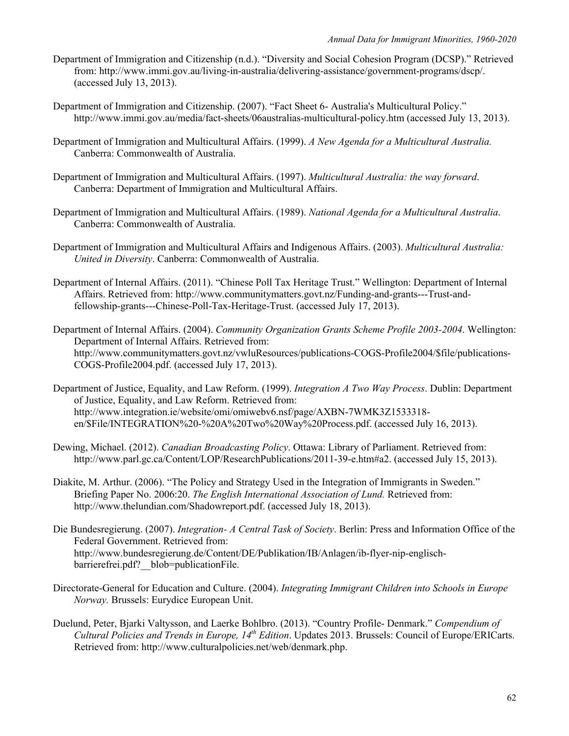Department of Immigration and Citizenship (n.d.). "Diversity and Social Cohesion Program (DCSP)." Retrieved from: http://www.immi.gov.au/living-in-australia/delivering-assistance/government-programs/dscp/. (accessed July 13, 2013).

Department of Immigration and Citizenship. (2007). "Fact Sheet 6- Australia's Multicultural Policy." http://www.immi.gov.au/media/fact-sheets/06australias-multicultural-policy.htm (accessed July 13, 2013).

Department of Immigration and Multicultural Affairs. (1999). *A New Agenda for a Multicultural Australia.* Canberra: Commonwealth of Australia.

Department of Immigration and Multicultural Affairs. (1997). *Multicultural Australia: the way forward*. Canberra: Department of Immigration and Multicultural Affairs.

Department of Immigration and Multicultural Affairs. (1989). *National Agenda for a Multicultural Australia*. Canberra: Commonwealth of Australia.

Department of Immigration and Multicultural Affairs and Indigenous Affairs. (2003). *Multicultural Australia: United in Diversity*. Canberra: Commonwealth of Australia.

Department of Internal Affairs. (2011). "Chinese Poll Tax Heritage Trust." Wellington: Department of Internal Affairs. Retrieved from: http://www.communitymatters.govt.nz/Funding-and-grants---Trust-and-fellowship-grants---Chinese-Poll-Tax-Heritage-Trust. (accessed July 17, 2013).

Department of Internal Affairs. (2004). *Community Organization Grants Scheme Profile 2003-2004*. Wellington: Department of Internal Affairs. Retrieved from: http://www.communitymatters.govt.nz/vwluResources/publications-COGS-Profile2004/$file/publications-COGS-Profile2004.pdf. (accessed July 17, 2013).

Department of Justice, Equality, and Law Reform. (1999). *Integration A Two Way Process*. Dublin: Department of Justice, Equality, and Law Reform. Retrieved from: http://www.integration.ie/website/omi/omiwebv6.nsf/page/AXBN-7WMK3Z1533318-en/$File/INTEGRATION%20-%20A%20Two%20Way%20Process.pdf. (accessed July 16, 2013).

Dewing, Michael. (2012). *Canadian Broadcasting Policy*. Ottawa: Library of Parliament. Retrieved from: http://www.parl.gc.ca/Content/LOP/ResearchPublications/2011-39-e.htm#a2. (accessed July 15, 2013).

Diakite, M. Arthur. (2006). "The Policy and Strategy Used in the Integration of Immigrants in Sweden." Briefing Paper No. 2006:20. *The English International Association of Lund.* Retrieved from: http://www.thelundian.com/Shadowreport.pdf. (accessed July 18, 2013).

Die Bundesregierung. (2007). *Integration- A Central Task of Society*. Berlin: Press and Information Office of the Federal Government. Retrieved from: http://www.bundesregierung.de/Content/DE/Publikation/IB/Anlagen/ib-flyer-nip-englisch-barrierefrei.pdf?__blob=publicationFile.

Directorate-General for Education and Culture. (2004). *Integrating Immigrant Children into Schools in Europe Norway.* Brussels: Eurydice European Unit.

Duelund, Peter, Bjarki Valtysson, and Laerke Bohlbro. (2013). "Country Profile- Denmark." *Compendium of Cultural Policies and Trends in Europe, 14th Edition*. Updates 2013. Brussels: Council of Europe/ERICarts. Retrieved from: http://www.culturalpolicies.net/web/denmark.php.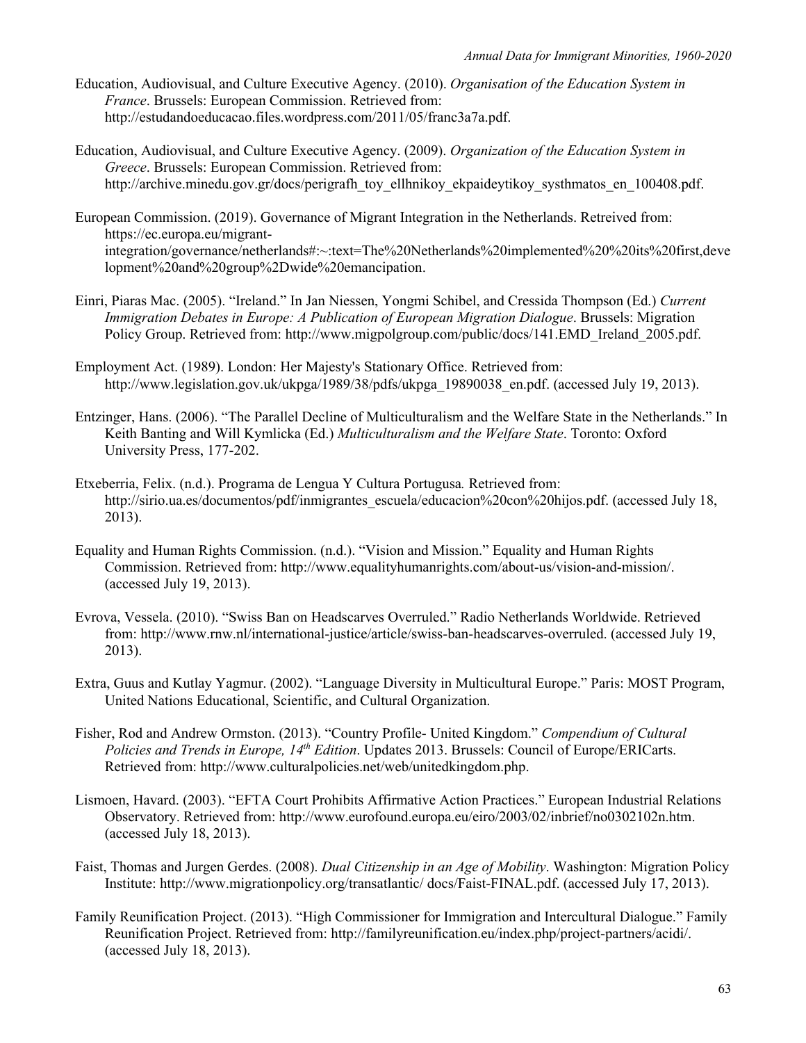Education, Audiovisual, and Culture Executive Agency. (2010). *Organisation of the Education System in France*. Brussels: European Commission. Retrieved from: http://estudandoeducacao.files.wordpress.com/2011/05/franc3a7a.pdf.

Education, Audiovisual, and Culture Executive Agency. (2009). *Organization of the Education System in Greece*. Brussels: European Commission. Retrieved from: http://archive.minedu.gov.gr/docs/perigrafh_toy_ellhnikoy_ekpaideytikoy_systhmatos_en_100408.pdf.

European Commission. (2019). Governance of Migrant Integration in the Netherlands. Retreived from: https://ec.europa.eu/migrant-integration/governance/netherlands#:~:text=The%20Netherlands%20implemented%20%20its%20first,development%20and%20group%2Dwide%20emancipation.

Einri, Piaras Mac. (2005). "Ireland." In Jan Niessen, Yongmi Schibel, and Cressida Thompson (Ed.) *Current Immigration Debates in Europe: A Publication of European Migration Dialogue*. Brussels: Migration Policy Group. Retrieved from: http://www.migpolgroup.com/public/docs/141.EMD_Ireland_2005.pdf.

Employment Act. (1989). London: Her Majesty's Stationary Office. Retrieved from: http://www.legislation.gov.uk/ukpga/1989/38/pdfs/ukpga_19890038_en.pdf. (accessed July 19, 2013).

Entzinger, Hans. (2006). "The Parallel Decline of Multiculturalism and the Welfare State in the Netherlands." In Keith Banting and Will Kymlicka (Ed.) *Multiculturalism and the Welfare State*. Toronto: Oxford University Press, 177-202.

Etxeberria, Felix. (n.d.). Programa de Lengua Y Cultura Portugusa*.* Retrieved from: http://sirio.ua.es/documentos/pdf/inmigrantes_escuela/educacion%20con%20hijos.pdf. (accessed July 18, 2013).

Equality and Human Rights Commission. (n.d.). "Vision and Mission." Equality and Human Rights Commission. Retrieved from: http://www.equalityhumanrights.com/about-us/vision-and-mission/. (accessed July 19, 2013).

Evrova, Vessela. (2010). "Swiss Ban on Headscarves Overruled." Radio Netherlands Worldwide. Retrieved from: http://www.rnw.nl/international-justice/article/swiss-ban-headscarves-overruled. (accessed July 19, 2013).

Extra, Guus and Kutlay Yagmur. (2002). "Language Diversity in Multicultural Europe." Paris: MOST Program, United Nations Educational, Scientific, and Cultural Organization.

Fisher, Rod and Andrew Ormston. (2013). "Country Profile- United Kingdom." *Compendium of Cultural Policies and Trends in Europe, 14th Edition*. Updates 2013. Brussels: Council of Europe/ERICarts. Retrieved from: http://www.culturalpolicies.net/web/unitedkingdom.php.

Lismoen, Havard. (2003). "EFTA Court Prohibits Affirmative Action Practices." European Industrial Relations Observatory. Retrieved from: http://www.eurofound.europa.eu/eiro/2003/02/inbrief/no0302102n.htm. (accessed July 18, 2013).

Faist, Thomas and Jurgen Gerdes. (2008). *Dual Citizenship in an Age of Mobility*. Washington: Migration Policy Institute: http://www.migrationpolicy.org/transatlantic/ docs/Faist-FINAL.pdf. (accessed July 17, 2013).

Family Reunification Project. (2013). "High Commissioner for Immigration and Intercultural Dialogue." Family Reunification Project. Retrieved from: http://familyreunification.eu/index.php/project-partners/acidi/. (accessed July 18, 2013).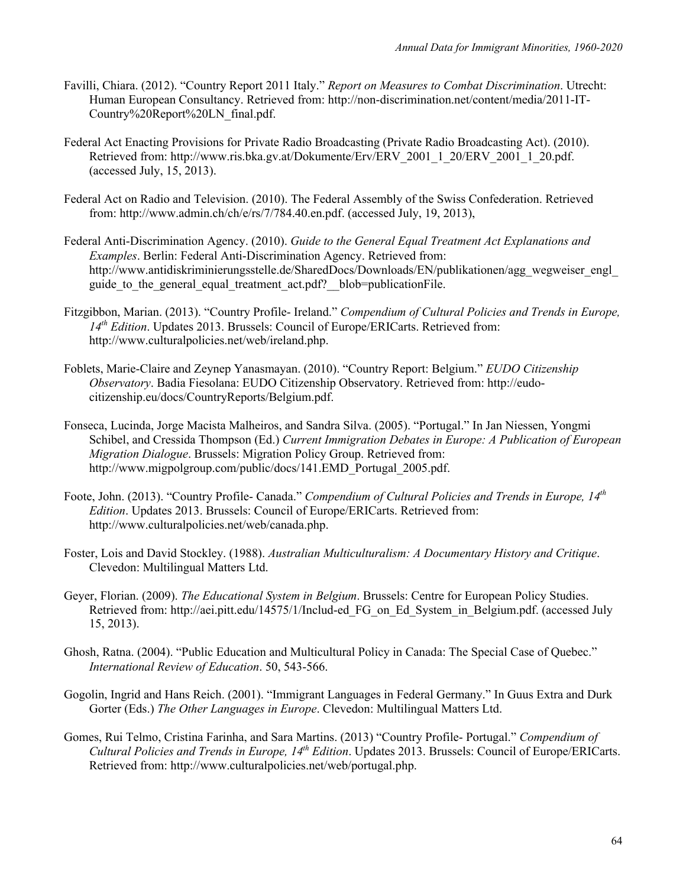Favilli, Chiara. (2012). "Country Report 2011 Italy." *Report on Measures to Combat Discrimination*. Utrecht: Human European Consultancy. Retrieved from: http://non-discrimination.net/content/media/2011-IT-Country%20Report%20LN_final.pdf.

Federal Act Enacting Provisions for Private Radio Broadcasting (Private Radio Broadcasting Act). (2010). Retrieved from: http://www.ris.bka.gv.at/Dokumente/Erv/ERV_2001_1_20/ERV_2001_1_20.pdf. (accessed July, 15, 2013).

Federal Act on Radio and Television. (2010). The Federal Assembly of the Swiss Confederation. Retrieved from: http://www.admin.ch/ch/e/rs/7/784.40.en.pdf. (accessed July, 19, 2013),

Federal Anti-Discrimination Agency. (2010). *Guide to the General Equal Treatment Act Explanations and Examples*. Berlin: Federal Anti-Discrimination Agency. Retrieved from: http://www.antidiskriminierungsstelle.de/SharedDocs/Downloads/EN/publikationen/agg_wegweiser_engl_guide_to_the_general_equal_treatment_act.pdf?__blob=publicationFile.

Fitzgibbon, Marian. (2013). "Country Profile- Ireland." *Compendium of Cultural Policies and Trends in Europe, 14th Edition*. Updates 2013. Brussels: Council of Europe/ERICarts. Retrieved from: http://www.culturalpolicies.net/web/ireland.php.

Foblets, Marie-Claire and Zeynep Yanasmayan. (2010). "Country Report: Belgium." *EUDO Citizenship Observatory*. Badia Fiesolana: EUDO Citizenship Observatory. Retrieved from: http://eudo-citizenship.eu/docs/CountryReports/Belgium.pdf.

Fonseca, Lucinda, Jorge Macista Malheiros, and Sandra Silva. (2005). "Portugal." In Jan Niessen, Yongmi Schibel, and Cressida Thompson (Ed.) *Current Immigration Debates in Europe: A Publication of European Migration Dialogue*. Brussels: Migration Policy Group. Retrieved from: http://www.migpolgroup.com/public/docs/141.EMD_Portugal_2005.pdf.

Foote, John. (2013). "Country Profile- Canada." *Compendium of Cultural Policies and Trends in Europe, 14th Edition*. Updates 2013. Brussels: Council of Europe/ERICarts. Retrieved from: http://www.culturalpolicies.net/web/canada.php.

Foster, Lois and David Stockley. (1988). *Australian Multiculturalism: A Documentary History and Critique*. Clevedon: Multilingual Matters Ltd.

Geyer, Florian. (2009). *The Educational System in Belgium*. Brussels: Centre for European Policy Studies. Retrieved from: http://aei.pitt.edu/14575/1/Includ-ed_FG_on_Ed_System_in_Belgium.pdf. (accessed July 15, 2013).

Ghosh, Ratna. (2004). "Public Education and Multicultural Policy in Canada: The Special Case of Quebec." *International Review of Education*. 50, 543-566.

Gogolin, Ingrid and Hans Reich. (2001). "Immigrant Languages in Federal Germany." In Guus Extra and Durk Gorter (Eds.) *The Other Languages in Europe*. Clevedon: Multilingual Matters Ltd.

Gomes, Rui Telmo, Cristina Farinha, and Sara Martins. (2013) "Country Profile- Portugal." *Compendium of Cultural Policies and Trends in Europe, 14th Edition*. Updates 2013. Brussels: Council of Europe/ERICarts. Retrieved from: http://www.culturalpolicies.net/web/portugal.php.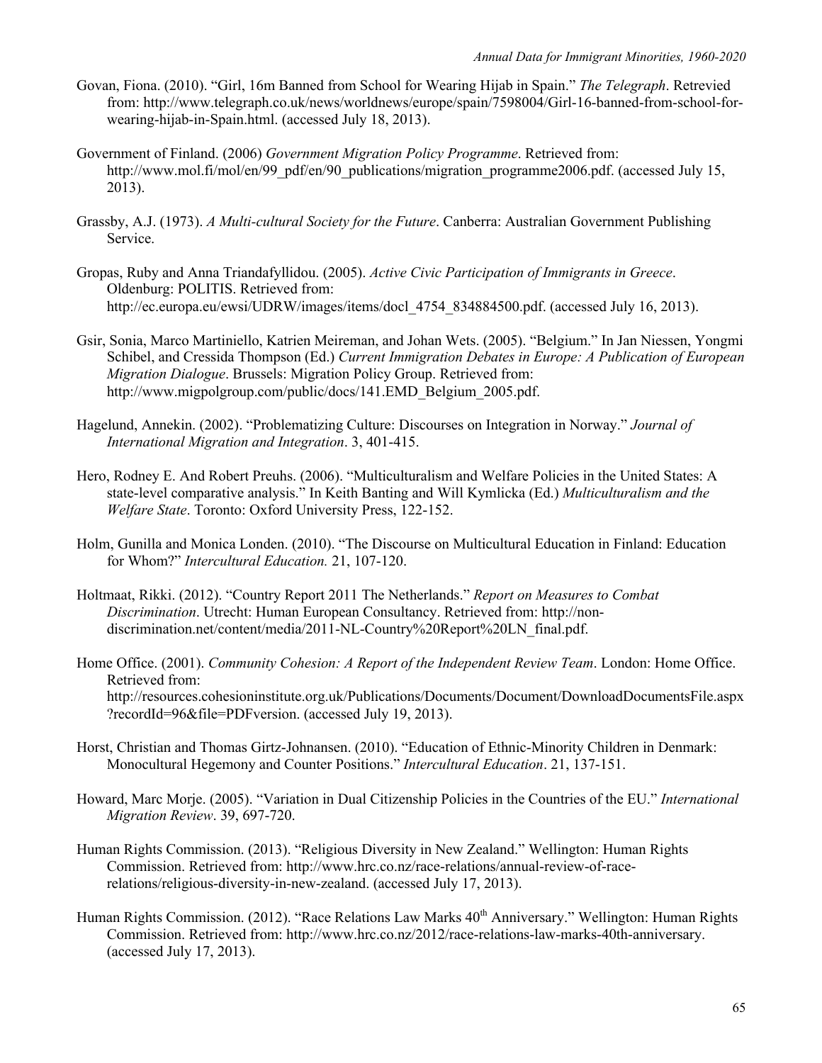Govan, Fiona. (2010). "Girl, 16m Banned from School for Wearing Hijab in Spain." *The Telegraph*. Retrevied from: http://www.telegraph.co.uk/news/worldnews/europe/spain/7598004/Girl-16-banned-from-school-for-wearing-hijab-in-Spain.html. (accessed July 18, 2013).

Government of Finland. (2006) *Government Migration Policy Programme*. Retrieved from: http://www.mol.fi/mol/en/99_pdf/en/90_publications/migration_programme2006.pdf. (accessed July 15, 2013).

Grassby, A.J. (1973). *A Multi-cultural Society for the Future*. Canberra: Australian Government Publishing Service.

Gropas, Ruby and Anna Triandafyllidou. (2005). *Active Civic Participation of Immigrants in Greece*. Oldenburg: POLITIS. Retrieved from: http://ec.europa.eu/ewsi/UDRW/images/items/docl_4754_834884500.pdf. (accessed July 16, 2013).

Gsir, Sonia, Marco Martiniello, Katrien Meireman, and Johan Wets. (2005). "Belgium." In Jan Niessen, Yongmi Schibel, and Cressida Thompson (Ed.) *Current Immigration Debates in Europe: A Publication of European Migration Dialogue*. Brussels: Migration Policy Group. Retrieved from: http://www.migpolgroup.com/public/docs/141.EMD_Belgium_2005.pdf.

Hagelund, Annekin. (2002). "Problematizing Culture: Discourses on Integration in Norway." *Journal of International Migration and Integration*. 3, 401-415.

Hero, Rodney E. And Robert Preuhs. (2006). "Multiculturalism and Welfare Policies in the United States: A state-level comparative analysis." In Keith Banting and Will Kymlicka (Ed.) *Multiculturalism and the Welfare State*. Toronto: Oxford University Press, 122-152.

Holm, Gunilla and Monica Londen. (2010). "The Discourse on Multicultural Education in Finland: Education for Whom?" *Intercultural Education.* 21, 107-120.

Holtmaat, Rikki. (2012). "Country Report 2011 The Netherlands." *Report on Measures to Combat Discrimination*. Utrecht: Human European Consultancy. Retrieved from: http://non-discrimination.net/content/media/2011-NL-Country%20Report%20LN_final.pdf.

Home Office. (2001). *Community Cohesion: A Report of the Independent Review Team*. London: Home Office. Retrieved from: http://resources.cohesioninstitute.org.uk/Publications/Documents/Document/DownloadDocumentsFile.aspx?recordId=96&file=PDFversion. (accessed July 19, 2013).

Horst, Christian and Thomas Girtz-Johnansen. (2010). "Education of Ethnic-Minority Children in Denmark: Monocultural Hegemony and Counter Positions." *Intercultural Education*. 21, 137-151.

Howard, Marc Morje. (2005). "Variation in Dual Citizenship Policies in the Countries of the EU." *International Migration Review*. 39, 697-720.

Human Rights Commission. (2013). "Religious Diversity in New Zealand." Wellington: Human Rights Commission. Retrieved from: http://www.hrc.co.nz/race-relations/annual-review-of-race-relations/religious-diversity-in-new-zealand. (accessed July 17, 2013).

Human Rights Commission. (2012). "Race Relations Law Marks 40th Anniversary." Wellington: Human Rights Commission. Retrieved from: http://www.hrc.co.nz/2012/race-relations-law-marks-40th-anniversary. (accessed July 17, 2013).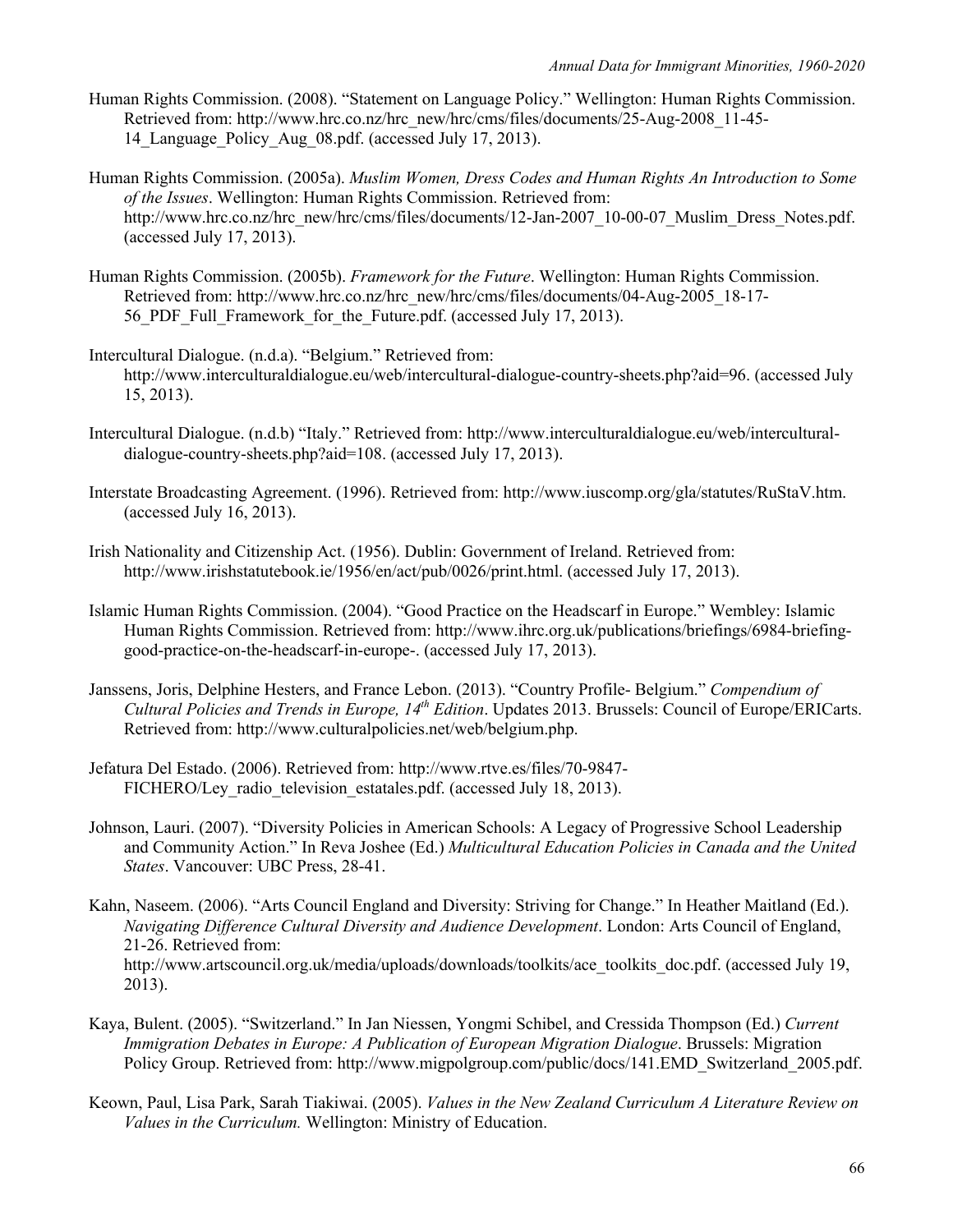Human Rights Commission. (2008). "Statement on Language Policy." Wellington: Human Rights Commission. Retrieved from: http://www.hrc.co.nz/hrc_new/hrc/cms/files/documents/25-Aug-2008_11-45-14_Language_Policy_Aug_08.pdf. (accessed July 17, 2013).

Human Rights Commission. (2005a). *Muslim Women, Dress Codes and Human Rights An Introduction to Some of the Issues*. Wellington: Human Rights Commission. Retrieved from: http://www.hrc.co.nz/hrc_new/hrc/cms/files/documents/12-Jan-2007_10-00-07_Muslim_Dress_Notes.pdf. (accessed July 17, 2013).

Human Rights Commission. (2005b). *Framework for the Future*. Wellington: Human Rights Commission. Retrieved from: http://www.hrc.co.nz/hrc_new/hrc/cms/files/documents/04-Aug-2005_18-17-56_PDF_Full_Framework_for_the_Future.pdf. (accessed July 17, 2013).

Intercultural Dialogue. (n.d.a). "Belgium." Retrieved from: http://www.interculturaldialogue.eu/web/intercultural-dialogue-country-sheets.php?aid=96. (accessed July 15, 2013).

Intercultural Dialogue. (n.d.b) "Italy." Retrieved from: http://www.interculturaldialogue.eu/web/intercultural-dialogue-country-sheets.php?aid=108. (accessed July 17, 2013).

Interstate Broadcasting Agreement. (1996). Retrieved from: http://www.iuscomp.org/gla/statutes/RuStaV.htm. (accessed July 16, 2013).

Irish Nationality and Citizenship Act. (1956). Dublin: Government of Ireland. Retrieved from: http://www.irishstatutebook.ie/1956/en/act/pub/0026/print.html. (accessed July 17, 2013).

Islamic Human Rights Commission. (2004). "Good Practice on the Headscarf in Europe." Wembley: Islamic Human Rights Commission. Retrieved from: http://www.ihrc.org.uk/publications/briefings/6984-briefing-good-practice-on-the-headscarf-in-europe-. (accessed July 17, 2013).

Janssens, Joris, Delphine Hesters, and France Lebon. (2013). "Country Profile- Belgium." *Compendium of Cultural Policies and Trends in Europe, 14th Edition*. Updates 2013. Brussels: Council of Europe/ERICarts. Retrieved from: http://www.culturalpolicies.net/web/belgium.php.

Jefatura Del Estado. (2006). Retrieved from: http://www.rtve.es/files/70-9847-FICHERO/Ley_radio_television_estatales.pdf. (accessed July 18, 2013).

Johnson, Lauri. (2007). "Diversity Policies in American Schools: A Legacy of Progressive School Leadership and Community Action." In Reva Joshee (Ed.) *Multicultural Education Policies in Canada and the United States*. Vancouver: UBC Press, 28-41.

Kahn, Naseem. (2006). "Arts Council England and Diversity: Striving for Change." In Heather Maitland (Ed.). *Navigating Difference Cultural Diversity and Audience Development*. London: Arts Council of England, 21-26. Retrieved from: http://www.artscouncil.org.uk/media/uploads/downloads/toolkits/ace_toolkits_doc.pdf. (accessed July 19, 2013).

Kaya, Bulent. (2005). "Switzerland." In Jan Niessen, Yongmi Schibel, and Cressida Thompson (Ed.) *Current Immigration Debates in Europe: A Publication of European Migration Dialogue*. Brussels: Migration Policy Group. Retrieved from: http://www.migpolgroup.com/public/docs/141.EMD_Switzerland_2005.pdf.

Keown, Paul, Lisa Park, Sarah Tiakiwai. (2005). *Values in the New Zealand Curriculum A Literature Review on Values in the Curriculum.* Wellington: Ministry of Education.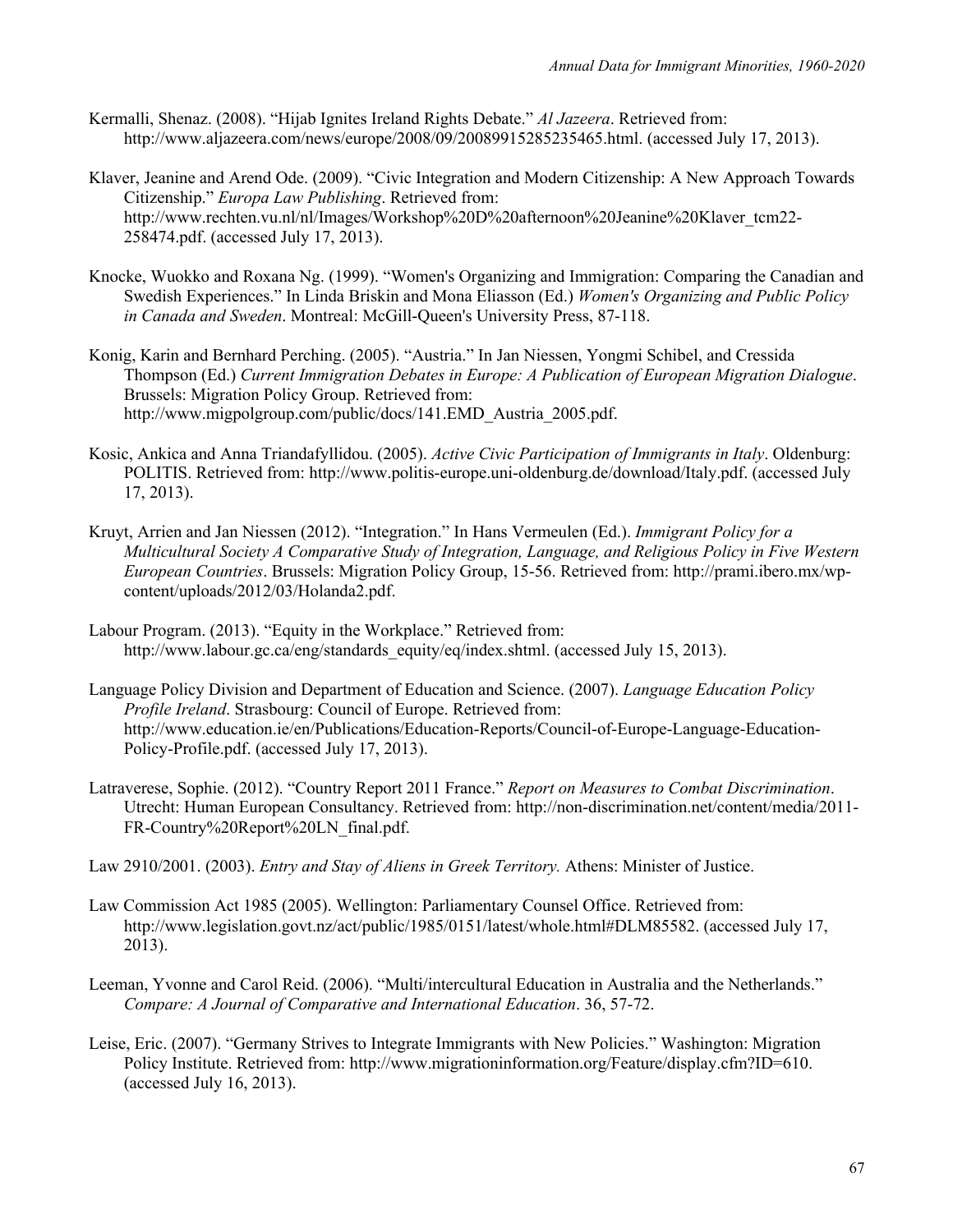Kermalli, Shenaz. (2008). "Hijab Ignites Ireland Rights Debate." *Al Jazeera*. Retrieved from: http://www.aljazeera.com/news/europe/2008/09/20089915285235465.html. (accessed July 17, 2013).

Klaver, Jeanine and Arend Ode. (2009). "Civic Integration and Modern Citizenship: A New Approach Towards Citizenship." *Europa Law Publishing*. Retrieved from: http://www.rechten.vu.nl/nl/Images/Workshop%20D%20afternoon%20Jeanine%20Klaver_tcm22-258474.pdf. (accessed July 17, 2013).

Knocke, Wuokko and Roxana Ng. (1999). "Women's Organizing and Immigration: Comparing the Canadian and Swedish Experiences." In Linda Briskin and Mona Eliasson (Ed.) *Women's Organizing and Public Policy in Canada and Sweden*. Montreal: McGill-Queen's University Press, 87-118.

Konig, Karin and Bernhard Perching. (2005). "Austria." In Jan Niessen, Yongmi Schibel, and Cressida Thompson (Ed.) *Current Immigration Debates in Europe: A Publication of European Migration Dialogue*. Brussels: Migration Policy Group. Retrieved from: http://www.migpolgroup.com/public/docs/141.EMD_Austria_2005.pdf.

Kosic, Ankica and Anna Triandafyllidou. (2005). *Active Civic Participation of Immigrants in Italy*. Oldenburg: POLITIS. Retrieved from: http://www.politis-europe.uni-oldenburg.de/download/Italy.pdf. (accessed July 17, 2013).

Kruyt, Arrien and Jan Niessen (2012). "Integration." In Hans Vermeulen (Ed.). *Immigrant Policy for a Multicultural Society A Comparative Study of Integration, Language, and Religious Policy in Five Western European Countries*. Brussels: Migration Policy Group, 15-56. Retrieved from: http://prami.ibero.mx/wp-content/uploads/2012/03/Holanda2.pdf.

Labour Program. (2013). "Equity in the Workplace." Retrieved from: http://www.labour.gc.ca/eng/standards_equity/eq/index.shtml. (accessed July 15, 2013).

Language Policy Division and Department of Education and Science. (2007). *Language Education Policy Profile Ireland*. Strasbourg: Council of Europe. Retrieved from: http://www.education.ie/en/Publications/Education-Reports/Council-of-Europe-Language-Education-Policy-Profile.pdf. (accessed July 17, 2013).

Latraverese, Sophie. (2012). "Country Report 2011 France." *Report on Measures to Combat Discrimination*. Utrecht: Human European Consultancy. Retrieved from: http://non-discrimination.net/content/media/2011-FR-Country%20Report%20LN_final.pdf.

Law 2910/2001. (2003). *Entry and Stay of Aliens in Greek Territory.* Athens: Minister of Justice.

Law Commission Act 1985 (2005). Wellington: Parliamentary Counsel Office. Retrieved from: http://www.legislation.govt.nz/act/public/1985/0151/latest/whole.html#DLM85582. (accessed July 17, 2013).

Leeman, Yvonne and Carol Reid. (2006). "Multi/intercultural Education in Australia and the Netherlands." *Compare: A Journal of Comparative and International Education*. 36, 57-72.

Leise, Eric. (2007). "Germany Strives to Integrate Immigrants with New Policies." Washington: Migration Policy Institute. Retrieved from: http://www.migrationinformation.org/Feature/display.cfm?ID=610. (accessed July 16, 2013).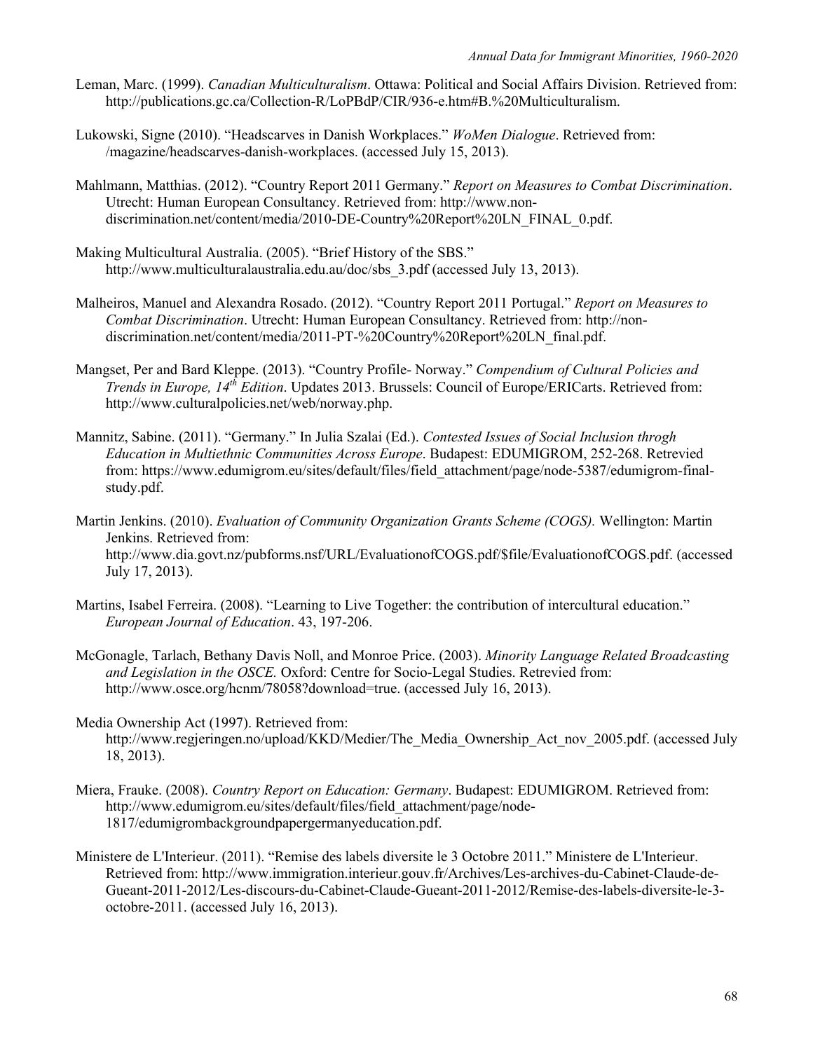Leman, Marc. (1999). *Canadian Multiculturalism*. Ottawa: Political and Social Affairs Division. Retrieved from: http://publications.gc.ca/Collection-R/LoPBdP/CIR/936-e.htm#B.%20Multiculturalism.

Lukowski, Signe (2010). "Headscarves in Danish Workplaces." *WoMen Dialogue*. Retrieved from: /magazine/headscarves-danish-workplaces. (accessed July 15, 2013).

Mahlmann, Matthias. (2012). "Country Report 2011 Germany." *Report on Measures to Combat Discrimination*. Utrecht: Human European Consultancy. Retrieved from: http://www.non-discrimination.net/content/media/2010-DE-Country%20Report%20LN_FINAL_0.pdf.

Making Multicultural Australia. (2005). "Brief History of the SBS." http://www.multiculturalaustralia.edu.au/doc/sbs_3.pdf (accessed July 13, 2013).

Malheiros, Manuel and Alexandra Rosado. (2012). "Country Report 2011 Portugal." *Report on Measures to Combat Discrimination*. Utrecht: Human European Consultancy. Retrieved from: http://non-discrimination.net/content/media/2011-PT-%20Country%20Report%20LN_final.pdf.

Mangset, Per and Bard Kleppe. (2013). "Country Profile- Norway." *Compendium of Cultural Policies and Trends in Europe, 14th Edition*. Updates 2013. Brussels: Council of Europe/ERICarts. Retrieved from: http://www.culturalpolicies.net/web/norway.php.

Mannitz, Sabine. (2011). "Germany." In Julia Szalai (Ed.). *Contested Issues of Social Inclusion throgh Education in Multiethnic Communities Across Europe*. Budapest: EDUMIGROM, 252-268. Retrevied from: https://www.edumigrom.eu/sites/default/files/field_attachment/page/node-5387/edumigrom-final-study.pdf.

Martin Jenkins. (2010). *Evaluation of Community Organization Grants Scheme (COGS).* Wellington: Martin Jenkins. Retrieved from: http://www.dia.govt.nz/pubforms.nsf/URL/EvaluationofCOGS.pdf/$file/EvaluationofCOGS.pdf. (accessed July 17, 2013).

Martins, Isabel Ferreira. (2008). "Learning to Live Together: the contribution of intercultural education." *European Journal of Education*. 43, 197-206.

McGonagle, Tarlach, Bethany Davis Noll, and Monroe Price. (2003). *Minority Language Related Broadcasting and Legislation in the OSCE.* Oxford: Centre for Socio-Legal Studies. Retrevied from: http://www.osce.org/hcnm/78058?download=true. (accessed July 16, 2013).

Media Ownership Act (1997). Retrieved from: http://www.regjeringen.no/upload/KKD/Medier/The_Media_Ownership_Act_nov_2005.pdf. (accessed July 18, 2013).

Miera, Frauke. (2008). *Country Report on Education: Germany*. Budapest: EDUMIGROM. Retrieved from: http://www.edumigrom.eu/sites/default/files/field_attachment/page/node-1817/edumigrombackgroundpapergermanyeducation.pdf.

Ministere de L'Interieur. (2011). "Remise des labels diversite le 3 Octobre 2011." Ministere de L'Interieur. Retrieved from: http://www.immigration.interieur.gouv.fr/Archives/Les-archives-du-Cabinet-Claude-de-Gueant-2011-2012/Les-discours-du-Cabinet-Claude-Gueant-2011-2012/Remise-des-labels-diversite-le-3-octobre-2011. (accessed July 16, 2013).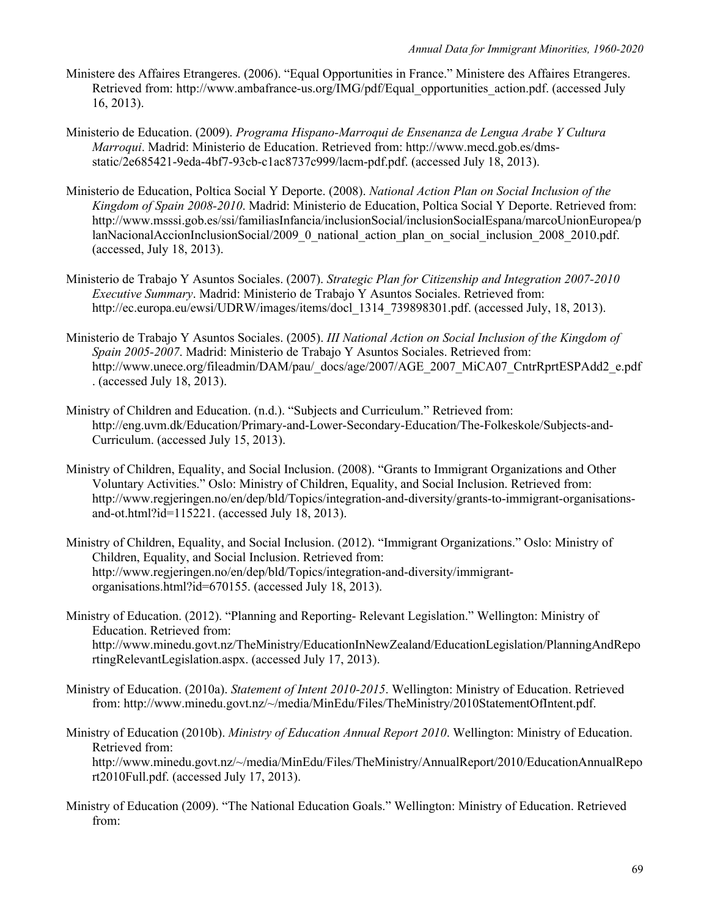Ministere des Affaires Etrangeres. (2006). "Equal Opportunities in France." Ministere des Affaires Etrangeres. Retrieved from: http://www.ambafrance-us.org/IMG/pdf/Equal_opportunities_action.pdf. (accessed July 16, 2013).

Ministerio de Education. (2009). *Programa Hispano-Marroqui de Ensenanza de Lengua Arabe Y Cultura Marroqui*. Madrid: Ministerio de Education. Retrieved from: http://www.mecd.gob.es/dms-static/2e685421-9eda-4bf7-93cb-c1ac8737c999/lacm-pdf.pdf. (accessed July 18, 2013).

Ministerio de Education, Poltica Social Y Deporte. (2008). *National Action Plan on Social Inclusion of the Kingdom of Spain 2008-2010*. Madrid: Ministerio de Education, Poltica Social Y Deporte. Retrieved from: http://www.msssi.gob.es/ssi/familiasInfancia/inclusionSocial/inclusionSocialEspana/marcoUnionEuropea/planNacionalAccionInclusionSocial/2009_0_national_action_plan_on_social_inclusion_2008_2010.pdf. (accessed, July 18, 2013).

Ministerio de Trabajo Y Asuntos Sociales. (2007). *Strategic Plan for Citizenship and Integration 2007-2010 Executive Summary*. Madrid: Ministerio de Trabajo Y Asuntos Sociales. Retrieved from: http://ec.europa.eu/ewsi/UDRW/images/items/docl_1314_739898301.pdf. (accessed July, 18, 2013).

Ministerio de Trabajo Y Asuntos Sociales. (2005). *III National Action on Social Inclusion of the Kingdom of Spain 2005-2007*. Madrid: Ministerio de Trabajo Y Asuntos Sociales. Retrieved from: http://www.unece.org/fileadmin/DAM/pau/_docs/age/2007/AGE_2007_MiCA07_CntrRprtESPAdd2_e.pdf. (accessed July 18, 2013).

Ministry of Children and Education. (n.d.). "Subjects and Curriculum." Retrieved from: http://eng.uvm.dk/Education/Primary-and-Lower-Secondary-Education/The-Folkeskole/Subjects-and-Curriculum. (accessed July 15, 2013).

Ministry of Children, Equality, and Social Inclusion. (2008). "Grants to Immigrant Organizations and Other Voluntary Activities." Oslo: Ministry of Children, Equality, and Social Inclusion. Retrieved from: http://www.regjeringen.no/en/dep/bld/Topics/integration-and-diversity/grants-to-immigrant-organisations-and-ot.html?id=115221. (accessed July 18, 2013).

Ministry of Children, Equality, and Social Inclusion. (2012). "Immigrant Organizations." Oslo: Ministry of Children, Equality, and Social Inclusion. Retrieved from: http://www.regjeringen.no/en/dep/bld/Topics/integration-and-diversity/immigrant-organisations.html?id=670155. (accessed July 18, 2013).

Ministry of Education. (2012). "Planning and Reporting- Relevant Legislation." Wellington: Ministry of Education. Retrieved from: http://www.minedu.govt.nz/TheMinistry/EducationInNewZealand/EducationLegislation/PlanningAndReportingRelevantLegislation.aspx. (accessed July 17, 2013).

Ministry of Education. (2010a). *Statement of Intent 2010-2015*. Wellington: Ministry of Education. Retrieved from: http://www.minedu.govt.nz/~/media/MinEdu/Files/TheMinistry/2010StatementOfIntent.pdf.

Ministry of Education (2010b). *Ministry of Education Annual Report 2010*. Wellington: Ministry of Education. Retrieved from: http://www.minedu.govt.nz/~/media/MinEdu/Files/TheMinistry/AnnualReport/2010/EducationAnnualReport2010Full.pdf. (accessed July 17, 2013).

Ministry of Education (2009). "The National Education Goals." Wellington: Ministry of Education. Retrieved from: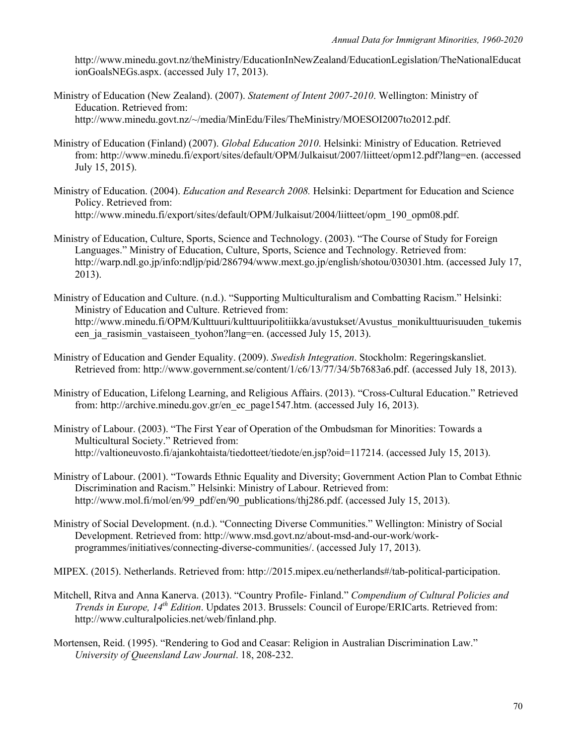http://www.minedu.govt.nz/theMinistry/EducationInNewZealand/EducationLegislation/TheNationalEducationGoalsNEGs.aspx. (accessed July 17, 2013).

Ministry of Education (New Zealand). (2007). *Statement of Intent 2007-2010*. Wellington: Ministry of Education. Retrieved from: http://www.minedu.govt.nz/~/media/MinEdu/Files/TheMinistry/MOESOI2007to2012.pdf.

Ministry of Education (Finland) (2007). *Global Education 2010*. Helsinki: Ministry of Education. Retrieved from: http://www.minedu.fi/export/sites/default/OPM/Julkaisut/2007/liitteet/opm12.pdf?lang=en. (accessed July 15, 2015).

Ministry of Education. (2004). *Education and Research 2008.* Helsinki: Department for Education and Science Policy. Retrieved from: http://www.minedu.fi/export/sites/default/OPM/Julkaisut/2004/liitteet/opm_190_opm08.pdf.

Ministry of Education, Culture, Sports, Science and Technology. (2003). "The Course of Study for Foreign Languages." Ministry of Education, Culture, Sports, Science and Technology. Retrieved from: http://warp.ndl.go.jp/info:ndljp/pid/286794/www.mext.go.jp/english/shotou/030301.htm. (accessed July 17, 2013).

Ministry of Education and Culture. (n.d.). "Supporting Multiculturalism and Combatting Racism." Helsinki: Ministry of Education and Culture. Retrieved from: http://www.minedu.fi/OPM/Kulttuuri/kulttuuripolitiikka/avustukset/Avustus_monikulttuurisuuden_tukemiseen_ja_rasismin_vastaiseen_tyohon?lang=en. (accessed July 15, 2013).

Ministry of Education and Gender Equality. (2009). *Swedish Integration*. Stockholm: Regeringskansliet. Retrieved from: http://www.government.se/content/1/c6/13/77/34/5b7683a6.pdf. (accessed July 18, 2013).

Ministry of Education, Lifelong Learning, and Religious Affairs. (2013). "Cross-Cultural Education." Retrieved from: http://archive.minedu.gov.gr/en_ec_page1547.htm. (accessed July 16, 2013).

Ministry of Labour. (2003). "The First Year of Operation of the Ombudsman for Minorities: Towards a Multicultural Society." Retrieved from: http://valtioneuvosto.fi/ajankohtaista/tiedotteet/tiedote/en.jsp?oid=117214. (accessed July 15, 2013).

Ministry of Labour. (2001). "Towards Ethnic Equality and Diversity; Government Action Plan to Combat Ethnic Discrimination and Racism." Helsinki: Ministry of Labour. Retrieved from: http://www.mol.fi/mol/en/99_pdf/en/90_publications/thj286.pdf. (accessed July 15, 2013).

Ministry of Social Development. (n.d.). "Connecting Diverse Communities." Wellington: Ministry of Social Development. Retrieved from: http://www.msd.govt.nz/about-msd-and-our-work/work-programmes/initiatives/connecting-diverse-communities/. (accessed July 17, 2013).

MIPEX. (2015). Netherlands. Retrieved from: http://2015.mipex.eu/netherlands#/tab-political-participation.

Mitchell, Ritva and Anna Kanerva. (2013). "Country Profile- Finland." *Compendium of Cultural Policies and Trends in Europe, 14th Edition*. Updates 2013. Brussels: Council of Europe/ERICarts. Retrieved from: http://www.culturalpolicies.net/web/finland.php.

Mortensen, Reid. (1995). "Rendering to God and Ceasar: Religion in Australian Discrimination Law." *University of Queensland Law Journal*. 18, 208-232.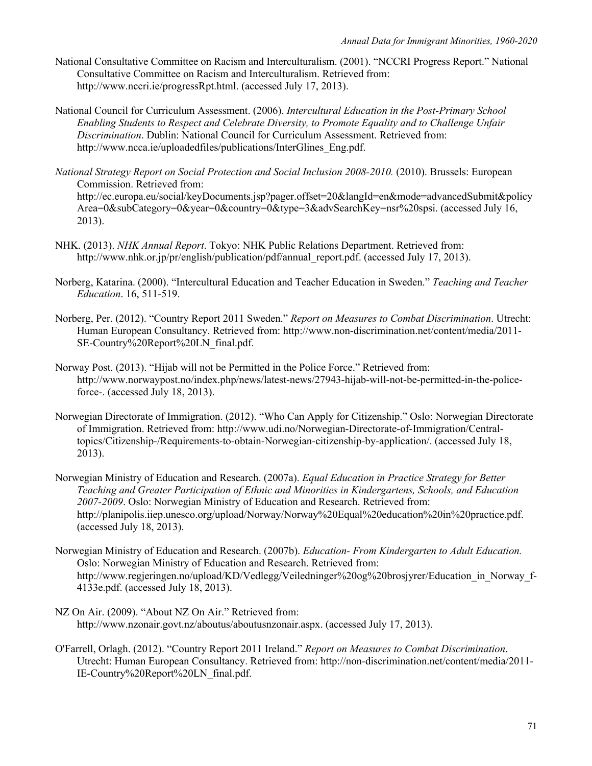National Consultative Committee on Racism and Interculturalism. (2001). "NCCRI Progress Report." National Consultative Committee on Racism and Interculturalism. Retrieved from: http://www.nccri.ie/progressRpt.html. (accessed July 17, 2013).

National Council for Curriculum Assessment. (2006). *Intercultural Education in the Post-Primary School Enabling Students to Respect and Celebrate Diversity, to Promote Equality and to Challenge Unfair Discrimination*. Dublin: National Council for Curriculum Assessment. Retrieved from: http://www.ncca.ie/uploadedfiles/publications/InterGlines_Eng.pdf.

*National Strategy Report on Social Protection and Social Inclusion 2008-2010.* (2010). Brussels: European Commission. Retrieved from: http://ec.europa.eu/social/keyDocuments.jsp?pager.offset=20&langId=en&mode=advancedSubmit&policyArea=0&subCategory=0&year=0&country=0&type=3&advSearchKey=nsr%20spsi. (accessed July 16, 2013).

NHK. (2013). *NHK Annual Report*. Tokyo: NHK Public Relations Department. Retrieved from: http://www.nhk.or.jp/pr/english/publication/pdf/annual_report.pdf. (accessed July 17, 2013).

Norberg, Katarina. (2000). "Intercultural Education and Teacher Education in Sweden." *Teaching and Teacher Education*. 16, 511-519.

Norberg, Per. (2012). "Country Report 2011 Sweden." *Report on Measures to Combat Discrimination*. Utrecht: Human European Consultancy. Retrieved from: http://www.non-discrimination.net/content/media/2011-SE-Country%20Report%20LN_final.pdf.

Norway Post. (2013). "Hijab will not be Permitted in the Police Force." Retrieved from: http://www.norwaypost.no/index.php/news/latest-news/27943-hijab-will-not-be-permitted-in-the-police-force-. (accessed July 18, 2013).

Norwegian Directorate of Immigration. (2012). "Who Can Apply for Citizenship." Oslo: Norwegian Directorate of Immigration. Retrieved from: http://www.udi.no/Norwegian-Directorate-of-Immigration/Central-topics/Citizenship-/Requirements-to-obtain-Norwegian-citizenship-by-application/. (accessed July 18, 2013).

Norwegian Ministry of Education and Research. (2007a). *Equal Education in Practice Strategy for Better Teaching and Greater Participation of Ethnic and Minorities in Kindergartens, Schools, and Education 2007-2009*. Oslo: Norwegian Ministry of Education and Research. Retrieved from: http://planipolis.iiep.unesco.org/upload/Norway/Norway%20Equal%20education%20in%20practice.pdf. (accessed July 18, 2013).

Norwegian Ministry of Education and Research. (2007b). *Education- From Kindergarten to Adult Education.* Oslo: Norwegian Ministry of Education and Research. Retrieved from: http://www.regjeringen.no/upload/KD/Vedlegg/Veiledninger%20og%20brosjyrer/Education_in_Norway_f-4133e.pdf. (accessed July 18, 2013).

NZ On Air. (2009). "About NZ On Air." Retrieved from: http://www.nzonair.govt.nz/aboutus/aboutusnzonair.aspx. (accessed July 17, 2013).

O'Farrell, Orlagh. (2012). "Country Report 2011 Ireland." *Report on Measures to Combat Discrimination*. Utrecht: Human European Consultancy. Retrieved from: http://non-discrimination.net/content/media/2011-IE-Country%20Report%20LN_final.pdf.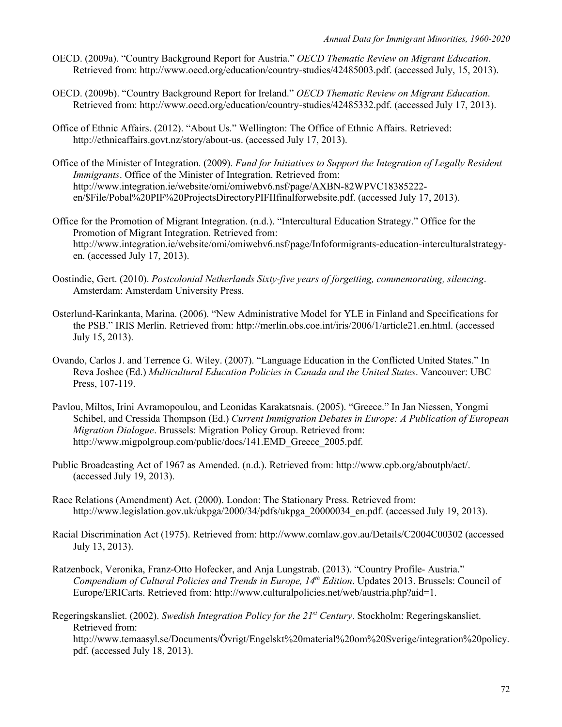OECD. (2009a). "Country Background Report for Austria." *OECD Thematic Review on Migrant Education*. Retrieved from: http://www.oecd.org/education/country-studies/42485003.pdf. (accessed July, 15, 2013).

OECD. (2009b). "Country Background Report for Ireland." *OECD Thematic Review on Migrant Education*. Retrieved from: http://www.oecd.org/education/country-studies/42485332.pdf. (accessed July 17, 2013).

Office of Ethnic Affairs. (2012). "About Us." Wellington: The Office of Ethnic Affairs. Retrieved: http://ethnicaffairs.govt.nz/story/about-us. (accessed July 17, 2013).

Office of the Minister of Integration. (2009). *Fund for Initiatives to Support the Integration of Legally Resident Immigrants*. Office of the Minister of Integration. Retrieved from: http://www.integration.ie/website/omi/omiwebv6.nsf/page/AXBN-82WPVC18385222-en/$File/Pobal%20PIF%20ProjectsDirectoryPIFIIfinalforwebsite.pdf. (accessed July 17, 2013).

Office for the Promotion of Migrant Integration. (n.d.). "Intercultural Education Strategy." Office for the Promotion of Migrant Integration. Retrieved from: http://www.integration.ie/website/omi/omiwebv6.nsf/page/Infoformigrants-education-interculturalstrategy-en. (accessed July 17, 2013).

Oostindie, Gert. (2010). *Postcolonial Netherlands Sixty-five years of forgetting, commemorating, silencing*. Amsterdam: Amsterdam University Press.

Osterlund-Karinkanta, Marina. (2006). "New Administrative Model for YLE in Finland and Specifications for the PSB." IRIS Merlin. Retrieved from: http://merlin.obs.coe.int/iris/2006/1/article21.en.html. (accessed July 15, 2013).

Ovando, Carlos J. and Terrence G. Wiley. (2007). "Language Education in the Conflicted United States." In Reva Joshee (Ed.) *Multicultural Education Policies in Canada and the United States*. Vancouver: UBC Press, 107-119.

Pavlou, Miltos, Irini Avramopoulou, and Leonidas Karakatsnais. (2005). "Greece." In Jan Niessen, Yongmi Schibel, and Cressida Thompson (Ed.) *Current Immigration Debates in Europe: A Publication of European Migration Dialogue*. Brussels: Migration Policy Group. Retrieved from: http://www.migpolgroup.com/public/docs/141.EMD_Greece_2005.pdf.

Public Broadcasting Act of 1967 as Amended. (n.d.). Retrieved from: http://www.cpb.org/aboutpb/act/. (accessed July 19, 2013).

Race Relations (Amendment) Act. (2000). London: The Stationary Press. Retrieved from: http://www.legislation.gov.uk/ukpga/2000/34/pdfs/ukpga_20000034_en.pdf. (accessed July 19, 2013).

Racial Discrimination Act (1975). Retrieved from: http://www.comlaw.gov.au/Details/C2004C00302 (accessed July 13, 2013).

Ratzenbock, Veronika, Franz-Otto Hofecker, and Anja Lungstrab. (2013). "Country Profile- Austria." *Compendium of Cultural Policies and Trends in Europe, 14th Edition*. Updates 2013. Brussels: Council of Europe/ERICarts. Retrieved from: http://www.culturalpolicies.net/web/austria.php?aid=1.

Regeringskansliet. (2002). *Swedish Integration Policy for the 21st Century*. Stockholm: Regeringskansliet. Retrieved from: http://www.temaasyl.se/Documents/Övrigt/Engelskt%20material%20om%20Sverige/integration%20policy.pdf. (accessed July 18, 2013).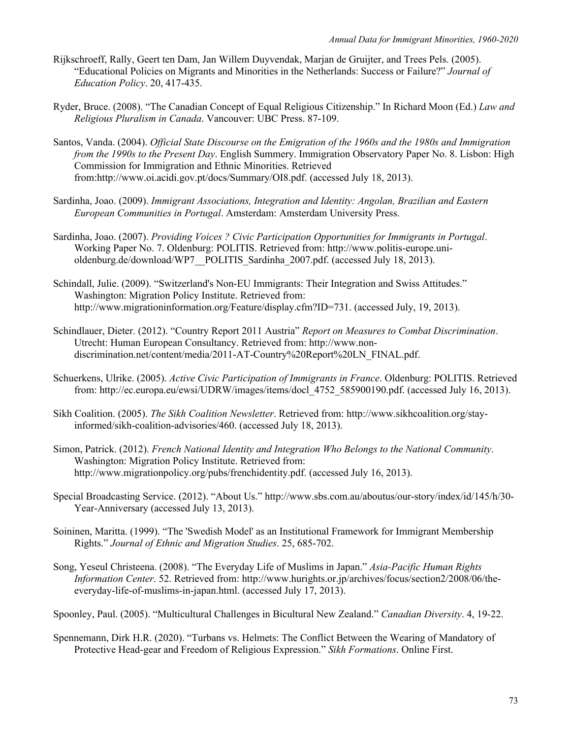Rijkschroeff, Rally, Geert ten Dam, Jan Willem Duyvendak, Marjan de Gruijter, and Trees Pels. (2005). "Educational Policies on Migrants and Minorities in the Netherlands: Success or Failure?" *Journal of Education Policy*. 20, 417-435.

Ryder, Bruce. (2008). "The Canadian Concept of Equal Religious Citizenship." In Richard Moon (Ed.) *Law and Religious Pluralism in Canada*. Vancouver: UBC Press. 87-109.

Santos, Vanda. (2004). *Official State Discourse on the Emigration of the 1960s and the 1980s and Immigration from the 1990s to the Present Day*. English Summery. Immigration Observatory Paper No. 8. Lisbon: High Commission for Immigration and Ethnic Minorities. Retrieved from:http://www.oi.acidi.gov.pt/docs/Summary/OI8.pdf. (accessed July 18, 2013).

Sardinha, Joao. (2009). *Immigrant Associations, Integration and Identity: Angolan, Brazilian and Eastern European Communities in Portugal*. Amsterdam: Amsterdam University Press.

Sardinha, Joao. (2007). *Providing Voices ? Civic Participation Opportunities for Immigrants in Portugal*. Working Paper No. 7. Oldenburg: POLITIS. Retrieved from: http://www.politis-europe.uni-oldenburg.de/download/WP7__POLITIS_Sardinha_2007.pdf. (accessed July 18, 2013).

Schindall, Julie. (2009). "Switzerland's Non-EU Immigrants: Their Integration and Swiss Attitudes." Washington: Migration Policy Institute. Retrieved from: http://www.migrationinformation.org/Feature/display.cfm?ID=731. (accessed July, 19, 2013).

Schindlauer, Dieter. (2012). "Country Report 2011 Austria" *Report on Measures to Combat Discrimination*. Utrecht: Human European Consultancy. Retrieved from: http://www.non-discrimination.net/content/media/2011-AT-Country%20Report%20LN_FINAL.pdf.

Schuerkens, Ulrike. (2005). *Active Civic Participation of Immigrants in France*. Oldenburg: POLITIS. Retrieved from: http://ec.europa.eu/ewsi/UDRW/images/items/docl_4752_585900190.pdf. (accessed July 16, 2013).

Sikh Coalition. (2005). *The Sikh Coalition Newsletter*. Retrieved from: http://www.sikhcoalition.org/stay-informed/sikh-coalition-advisories/460. (accessed July 18, 2013).

Simon, Patrick. (2012). *French National Identity and Integration Who Belongs to the National Community*. Washington: Migration Policy Institute. Retrieved from: http://www.migrationpolicy.org/pubs/frenchidentity.pdf. (accessed July 16, 2013).

Special Broadcasting Service. (2012). "About Us." http://www.sbs.com.au/aboutus/our-story/index/id/145/h/30-Year-Anniversary (accessed July 13, 2013).

Soininen, Maritta. (1999). "The 'Swedish Model' as an Institutional Framework for Immigrant Membership Rights." *Journal of Ethnic and Migration Studies*. 25, 685-702.

Song, Yeseul Christeena. (2008). "The Everyday Life of Muslims in Japan." *Asia-Pacific Human Rights Information Center*. 52. Retrieved from: http://www.hurights.or.jp/archives/focus/section2/2008/06/the-everyday-life-of-muslims-in-japan.html. (accessed July 17, 2013).

Spoonley, Paul. (2005). "Multicultural Challenges in Bicultural New Zealand." *Canadian Diversity*. 4, 19-22.

Spennemann, Dirk H.R. (2020). "Turbans vs. Helmets: The Conflict Between the Wearing of Mandatory of Protective Head-gear and Freedom of Religious Expression." *Sikh Formations*. Online First.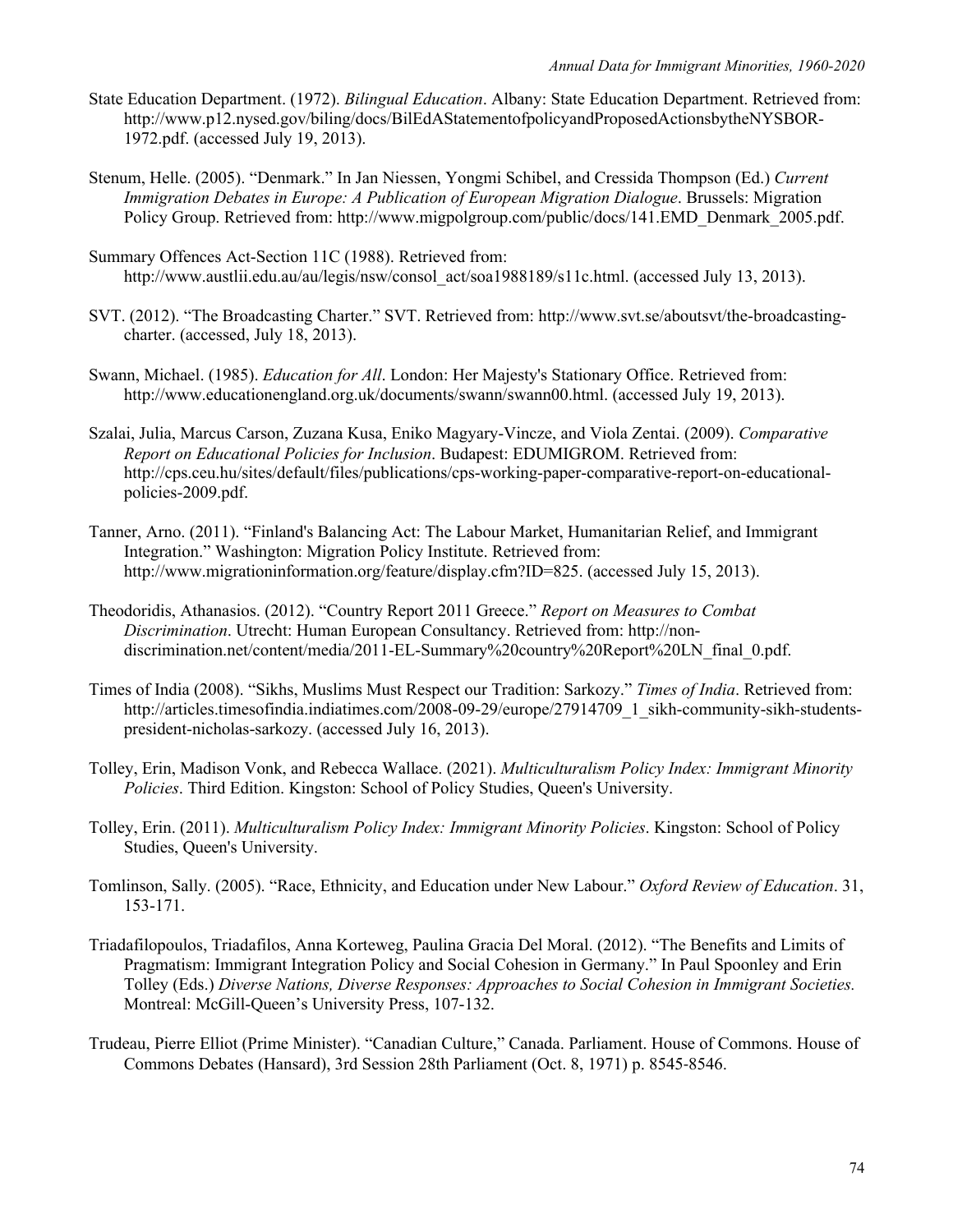State Education Department. (1972). *Bilingual Education*. Albany: State Education Department. Retrieved from: http://www.p12.nysed.gov/biling/docs/BilEdAStatementofpolicyandProposedActionsbytheNYSBOR-1972.pdf. (accessed July 19, 2013).

Stenum, Helle. (2005). "Denmark." In Jan Niessen, Yongmi Schibel, and Cressida Thompson (Ed.) *Current Immigration Debates in Europe: A Publication of European Migration Dialogue*. Brussels: Migration Policy Group. Retrieved from: http://www.migpolgroup.com/public/docs/141.EMD_Denmark_2005.pdf.

Summary Offences Act-Section 11C (1988). Retrieved from: http://www.austlii.edu.au/au/legis/nsw/consol_act/soa1988189/s11c.html. (accessed July 13, 2013).

SVT. (2012). "The Broadcasting Charter." SVT. Retrieved from: http://www.svt.se/aboutsvt/the-broadcasting-charter. (accessed, July 18, 2013).

Swann, Michael. (1985). *Education for All*. London: Her Majesty's Stationary Office. Retrieved from: http://www.educationengland.org.uk/documents/swann/swann00.html. (accessed July 19, 2013).

Szalai, Julia, Marcus Carson, Zuzana Kusa, Eniko Magyary-Vincze, and Viola Zentai. (2009). *Comparative Report on Educational Policies for Inclusion*. Budapest: EDUMIGROM. Retrieved from: http://cps.ceu.hu/sites/default/files/publications/cps-working-paper-comparative-report-on-educational-policies-2009.pdf.

Tanner, Arno. (2011). "Finland's Balancing Act: The Labour Market, Humanitarian Relief, and Immigrant Integration." Washington: Migration Policy Institute. Retrieved from: http://www.migrationinformation.org/feature/display.cfm?ID=825. (accessed July 15, 2013).

Theodoridis, Athanasios. (2012). "Country Report 2011 Greece." *Report on Measures to Combat Discrimination*. Utrecht: Human European Consultancy. Retrieved from: http://non-discrimination.net/content/media/2011-EL-Summary%20country%20Report%20LN_final_0.pdf.

Times of India (2008). "Sikhs, Muslims Must Respect our Tradition: Sarkozy." *Times of India*. Retrieved from: http://articles.timesofindia.indiatimes.com/2008-09-29/europe/27914709_1_sikh-community-sikh-students-president-nicholas-sarkozy. (accessed July 16, 2013).

Tolley, Erin, Madison Vonk, and Rebecca Wallace. (2021). *Multiculturalism Policy Index: Immigrant Minority Policies*. Third Edition. Kingston: School of Policy Studies, Queen's University.

Tolley, Erin. (2011). *Multiculturalism Policy Index: Immigrant Minority Policies*. Kingston: School of Policy Studies, Queen's University.

Tomlinson, Sally. (2005). "Race, Ethnicity, and Education under New Labour." *Oxford Review of Education*. 31, 153-171.

Triadafilopoulos, Triadafilos, Anna Korteweg, Paulina Gracia Del Moral. (2012). "The Benefits and Limits of Pragmatism: Immigrant Integration Policy and Social Cohesion in Germany." In Paul Spoonley and Erin Tolley (Eds.) *Diverse Nations, Diverse Responses: Approaches to Social Cohesion in Immigrant Societies.* Montreal: McGill-Queen's University Press, 107-132.

Trudeau, Pierre Elliot (Prime Minister). "Canadian Culture," Canada. Parliament. House of Commons. House of Commons Debates (Hansard), 3rd Session 28th Parliament (Oct. 8, 1971) p. 8545-8546.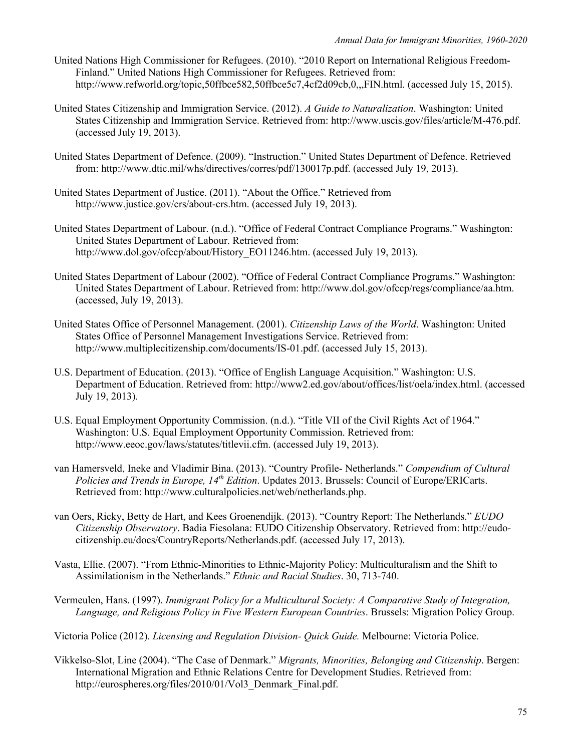United Nations High Commissioner for Refugees. (2010). "2010 Report on International Religious Freedom- Finland." United Nations High Commissioner for Refugees. Retrieved from: http://www.refworld.org/topic,50ffbce582,50ffbce5c7,4cf2d09cb,0,,,FIN.html. (accessed July 15, 2015).

United States Citizenship and Immigration Service. (2012). *A Guide to Naturalization*. Washington: United States Citizenship and Immigration Service. Retrieved from: http://www.uscis.gov/files/article/M-476.pdf. (accessed July 19, 2013).

United States Department of Defence. (2009). "Instruction." United States Department of Defence. Retrieved from: http://www.dtic.mil/whs/directives/corres/pdf/130017p.pdf. (accessed July 19, 2013).

United States Department of Justice. (2011). "About the Office." Retrieved from http://www.justice.gov/crs/about-crs.htm. (accessed July 19, 2013).

United States Department of Labour. (n.d.). "Office of Federal Contract Compliance Programs." Washington: United States Department of Labour. Retrieved from: http://www.dol.gov/ofccp/about/History_EO11246.htm. (accessed July 19, 2013).

United States Department of Labour (2002). "Office of Federal Contract Compliance Programs." Washington: United States Department of Labour. Retrieved from: http://www.dol.gov/ofccp/regs/compliance/aa.htm. (accessed, July 19, 2013).

United States Office of Personnel Management. (2001). *Citizenship Laws of the World*. Washington: United States Office of Personnel Management Investigations Service. Retrieved from: http://www.multiplecitizenship.com/documents/IS-01.pdf. (accessed July 15, 2013).

U.S. Department of Education. (2013). "Office of English Language Acquisition." Washington: U.S. Department of Education. Retrieved from: http://www2.ed.gov/about/offices/list/oela/index.html. (accessed July 19, 2013).

U.S. Equal Employment Opportunity Commission. (n.d.). "Title VII of the Civil Rights Act of 1964." Washington: U.S. Equal Employment Opportunity Commission. Retrieved from: http://www.eeoc.gov/laws/statutes/titlevii.cfm. (accessed July 19, 2013).

van Hamersveld, Ineke and Vladimir Bina. (2013). "Country Profile- Netherlands." *Compendium of Cultural Policies and Trends in Europe, 14th Edition*. Updates 2013. Brussels: Council of Europe/ERICarts. Retrieved from: http://www.culturalpolicies.net/web/netherlands.php.

van Oers, Ricky, Betty de Hart, and Kees Groenendijk. (2013). "Country Report: The Netherlands." *EUDO Citizenship Observatory*. Badia Fiesolana: EUDO Citizenship Observatory. Retrieved from: http://eudo-citizenship.eu/docs/CountryReports/Netherlands.pdf. (accessed July 17, 2013).

Vasta, Ellie. (2007). "From Ethnic-Minorities to Ethnic-Majority Policy: Multiculturalism and the Shift to Assimilationism in the Netherlands." *Ethnic and Racial Studies*. 30, 713-740.

Vermeulen, Hans. (1997). *Immigrant Policy for a Multicultural Society: A Comparative Study of Integration, Language, and Religious Policy in Five Western European Countries*. Brussels: Migration Policy Group.

Victoria Police (2012). *Licensing and Regulation Division- Quick Guide.* Melbourne: Victoria Police.

Vikkelso-Slot, Line (2004). "The Case of Denmark." *Migrants, Minorities, Belonging and Citizenship*. Bergen: International Migration and Ethnic Relations Centre for Development Studies. Retrieved from: http://eurospheres.org/files/2010/01/Vol3_Denmark_Final.pdf.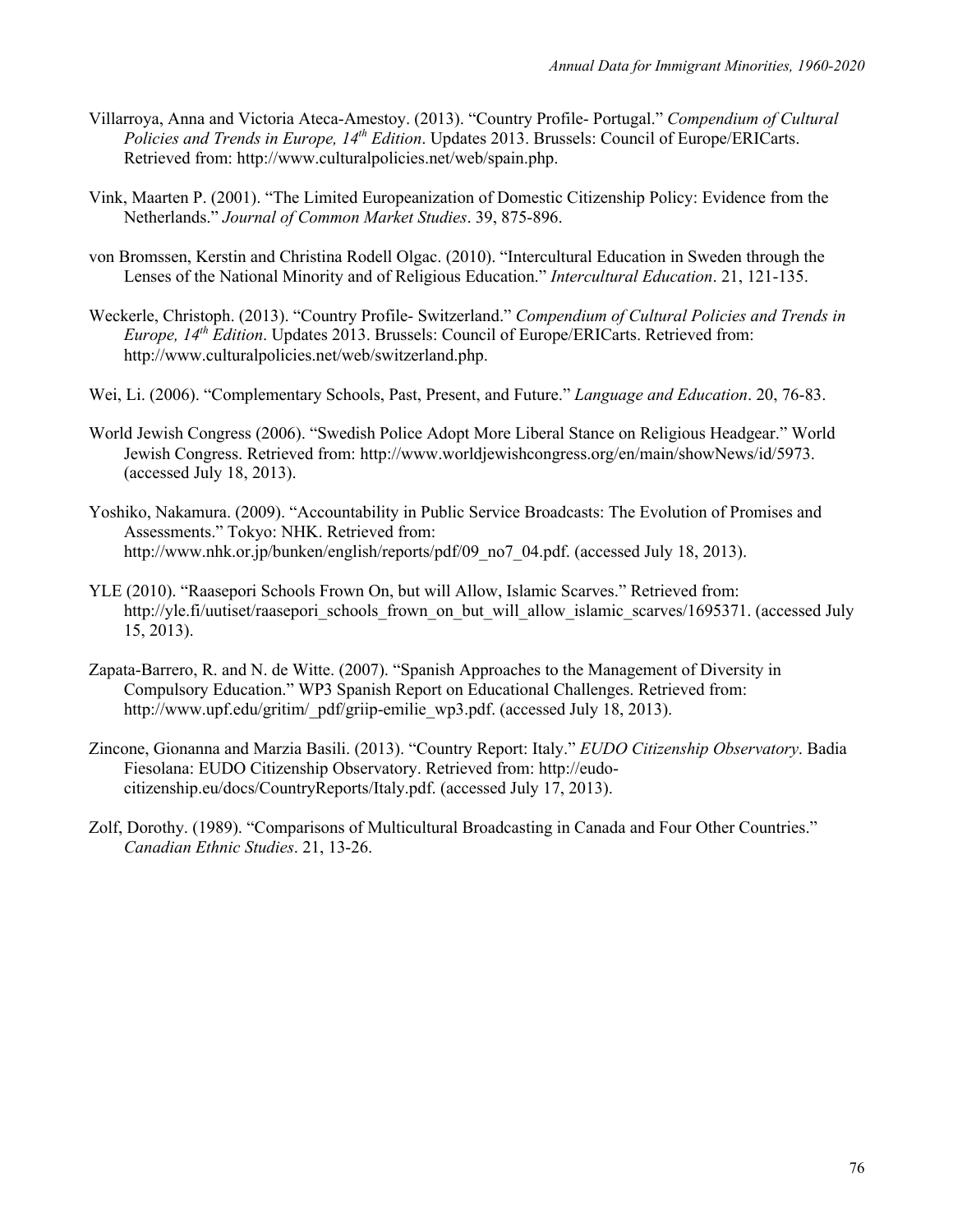Villarroya, Anna and Victoria Ateca-Amestoy. (2013). “Country Profile- Portugal.” *Compendium of Cultural Policies and Trends in Europe, 14th Edition*. Updates 2013. Brussels: Council of Europe/ERICarts. Retrieved from: http://www.culturalpolicies.net/web/spain.php.

Vink, Maarten P. (2001). “The Limited Europeanization of Domestic Citizenship Policy: Evidence from the Netherlands.” *Journal of Common Market Studies*. 39, 875-896.

von Bromssen, Kerstin and Christina Rodell Olgac. (2010). “Intercultural Education in Sweden through the Lenses of the National Minority and of Religious Education.” *Intercultural Education*. 21, 121-135.

Weckerle, Christoph. (2013). “Country Profile- Switzerland.” *Compendium of Cultural Policies and Trends in Europe, 14th Edition*. Updates 2013. Brussels: Council of Europe/ERICarts. Retrieved from: http://www.culturalpolicies.net/web/switzerland.php.

Wei, Li. (2006). “Complementary Schools, Past, Present, and Future.” *Language and Education*. 20, 76-83.

World Jewish Congress (2006). “Swedish Police Adopt More Liberal Stance on Religious Headgear.” World Jewish Congress. Retrieved from: http://www.worldjewishcongress.org/en/main/showNews/id/5973. (accessed July 18, 2013).

Yoshiko, Nakamura. (2009). “Accountability in Public Service Broadcasts: The Evolution of Promises and Assessments.” Tokyo: NHK. Retrieved from: http://www.nhk.or.jp/bunken/english/reports/pdf/09_no7_04.pdf. (accessed July 18, 2013).

YLE (2010). “Raasepori Schools Frown On, but will Allow, Islamic Scarves.” Retrieved from: http://yle.fi/uutiset/raasepori_schools_frown_on_but_will_allow_islamic_scarves/1695371. (accessed July 15, 2013).

Zapata-Barrero, R. and N. de Witte. (2007). “Spanish Approaches to the Management of Diversity in Compulsory Education.” WP3 Spanish Report on Educational Challenges. Retrieved from: http://www.upf.edu/gritim/_pdf/griip-emilie_wp3.pdf. (accessed July 18, 2013).

Zincone, Gionanna and Marzia Basili. (2013). “Country Report: Italy.” *EUDO Citizenship Observatory*. Badia Fiesolana: EUDO Citizenship Observatory. Retrieved from: http://eudo-citizenship.eu/docs/CountryReports/Italy.pdf. (accessed July 17, 2013).

Zolf, Dorothy. (1989). “Comparisons of Multicultural Broadcasting in Canada and Four Other Countries.” *Canadian Ethnic Studies*. 21, 13-26.